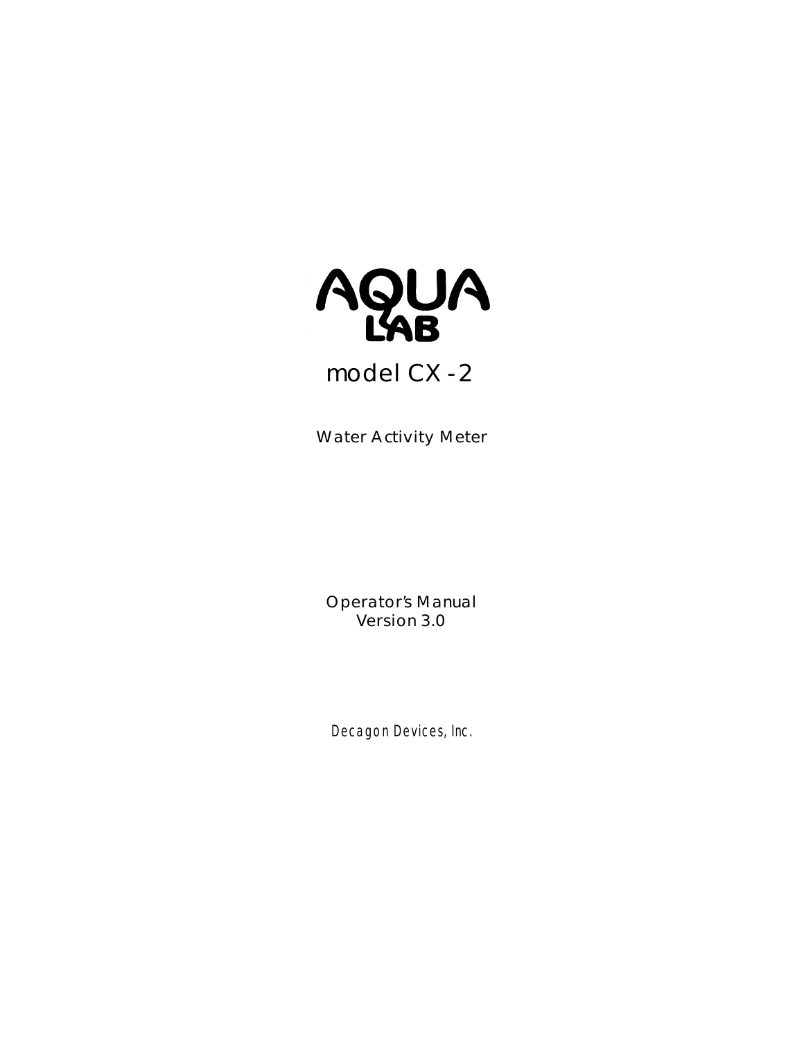# AQUA LAB

## model CX -2

Water Activity Meter

Operator's Manual
Version 3.0

Decagon Devices, Inc.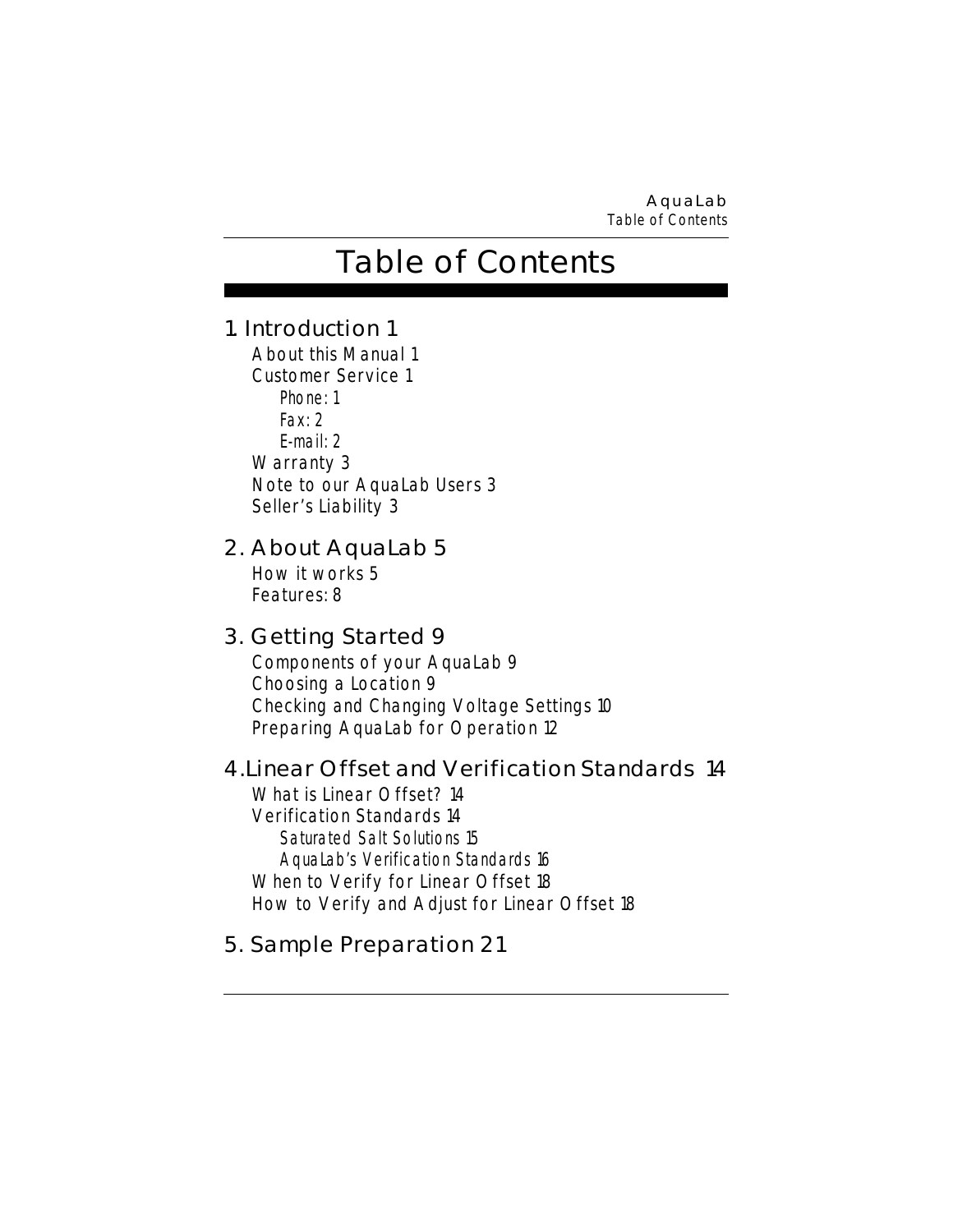# Table of Contents

## 1. Introduction 1

- About this Manual 1
- Customer Service 1
  - Phone: 1
  - Fax: 2
  - E-mail: 2
- Warranty 3
- Note to our AquaLab Users 3
- Seller's Liability 3

## 2. About AquaLab 5

- How it works 5
- Features: 8

## 3. Getting Started 9

- Components of your AquaLab 9
- Choosing a Location 9
- Checking and Changing Voltage Settings 10
- Preparing AquaLab for Operation 12

## 4.Linear Offset and Verification Standards 14

- What is Linear Offset? 14
- Verification Standards 14
  - Saturated Salt Solutions 15
  - AquaLab's Verification Standards 16
- When to Verify for Linear Offset 18
- How to Verify and Adjust for Linear Offset 18

## 5. Sample Preparation 21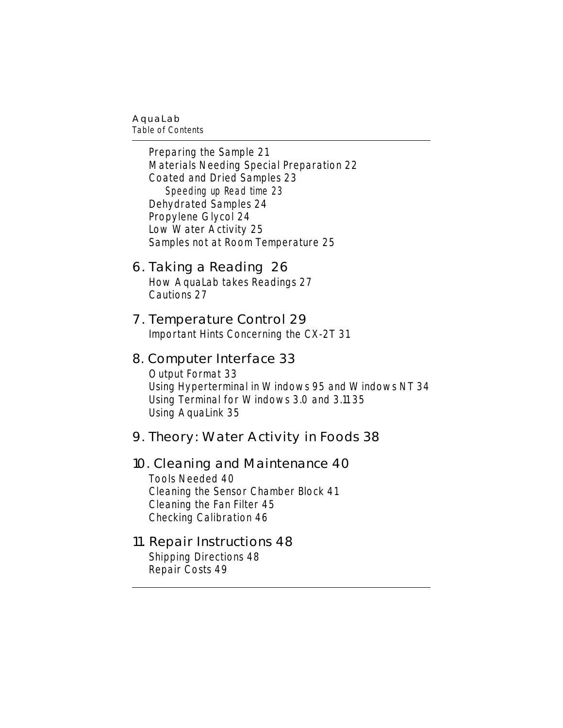Preparing the Sample 21
Materials Needing Special Preparation 22
Coated and Dried Samples 23
*Speeding up Read time 23*
Dehydrated Samples 24
Propylene Glycol 24
Low Water Activity 25
Samples not at Room Temperature 25

## 6. Taking a Reading 26

How AquaLab takes Readings 27
Cautions 27

## 7. Temperature Control 29

Important Hints Concerning the CX-2T 31

## 8. Computer Interface 33

Output Format 33
Using Hyperterminal in Windows 95 and Windows NT 34
Using Terminal for Windows 3.0 and 3.11 35
Using AquaLink 35

## 9. Theory: Water Activity in Foods 38

## 10. Cleaning and Maintenance 40

Tools Needed 40
Cleaning the Sensor Chamber Block 41
Cleaning the Fan Filter 45
Checking Calibration 46

## 11. Repair Instructions 48

Shipping Directions 48
Repair Costs 49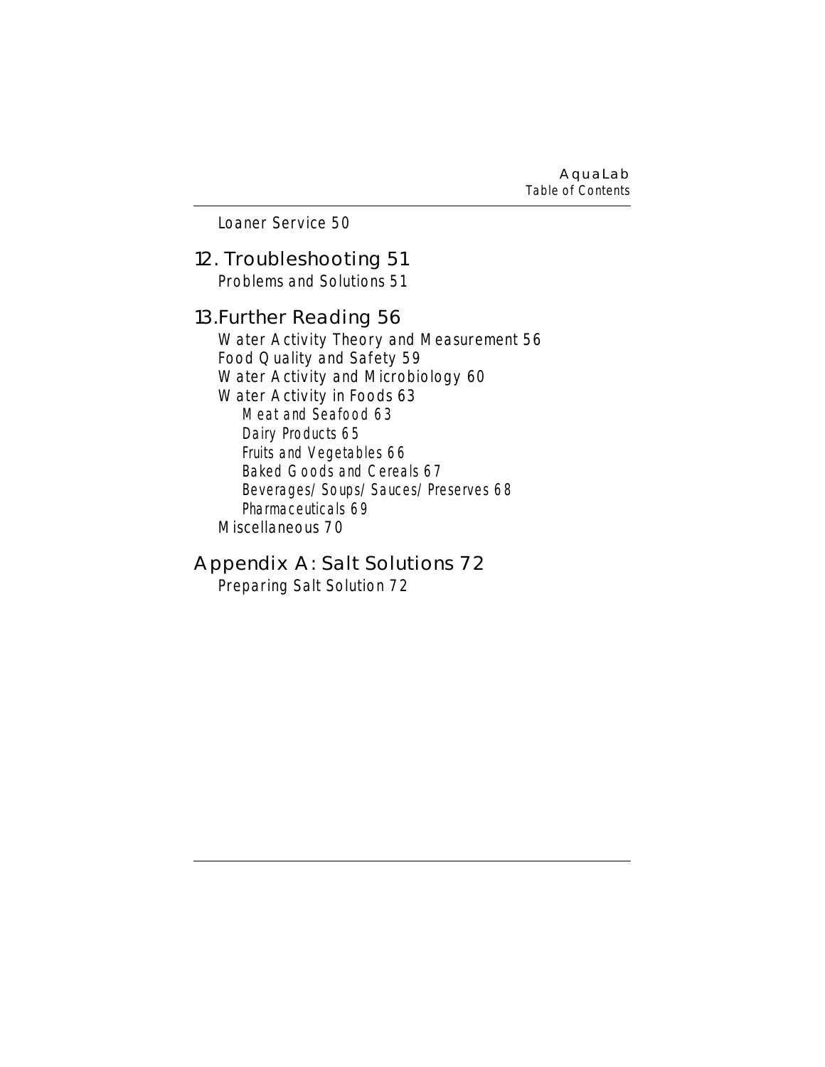Loaner Service 50

## 12. Troubleshooting 51

Problems and Solutions 51

## 13. Further Reading 56

Water Activity Theory and Measurement 56
Food Quality and Safety 59
Water Activity and Microbiology 60
Water Activity in Foods 63
Meat and Seafood 63
Dairy Products 65
Fruits and Vegetables 66
Baked Goods and Cereals 67
Beverages/Soups/Sauces/Preserves 68
Pharmaceuticals 69
Miscellaneous 70

## Appendix A: Salt Solutions 72

Preparing Salt Solution 72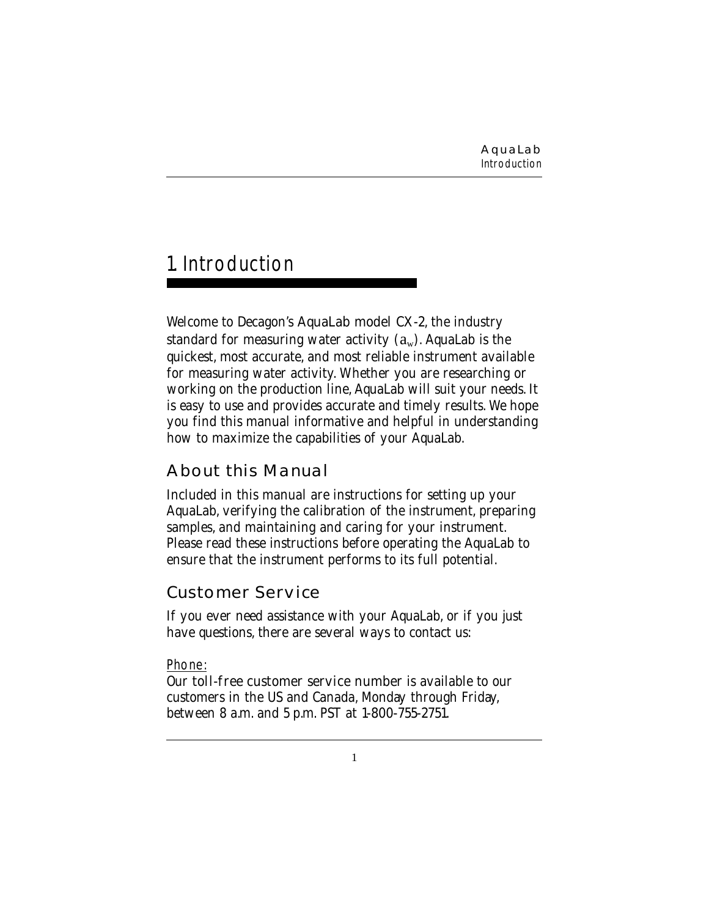# 1. Introduction

Welcome to Decagon's AquaLab model CX-2, the industry standard for measuring water activity ($a_w$). AquaLab is the quickest, most accurate, and most reliable instrument available for measuring water activity. Whether you are researching or working on the production line, AquaLab will suit your needs. It is easy to use and provides accurate and timely results. We hope you find this manual informative and helpful in understanding how to maximize the capabilities of your AquaLab.

## About this Manual

Included in this manual are instructions for setting up your AquaLab, verifying the calibration of the instrument, preparing samples, and maintaining and caring for your instrument. Please read these instructions before operating the AquaLab to ensure that the instrument performs to its full potential.

## Customer Service

If you ever need assistance with your AquaLab, or if you just have questions, there are several ways to contact us:

*Phone:*
Our toll-free customer service number is available to our customers in the US and Canada, Monday through Friday, between 8 a.m. and 5 p.m. PST at 1-800-755-2751.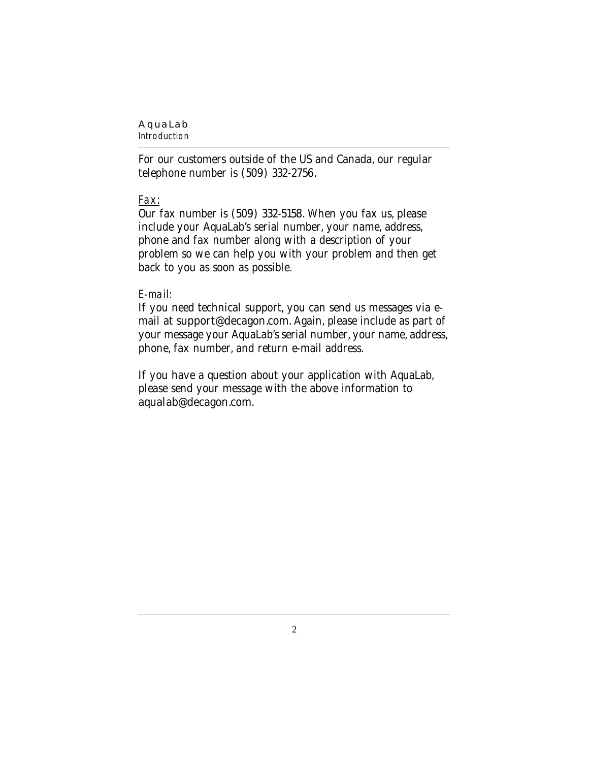For our customers outside of the US and Canada, our regular telephone number is (509) 332-2756.

*Fax:*

Our fax number is (509) 332-5158. When you fax us, please include your AquaLab's serial number, your name, address, phone and fax number along with a description of your problem so we can help you with your problem and then get back to you as soon as possible.

*E-mail:*

If you need technical support, you can send us messages via e-mail at support@decagon.com. Again, please include as part of your message your AquaLab's serial number, your name, address, phone, fax number, and return e-mail address.

If you have a question about your application with AquaLab, please send your message with the above information to aqualab@decagon.com.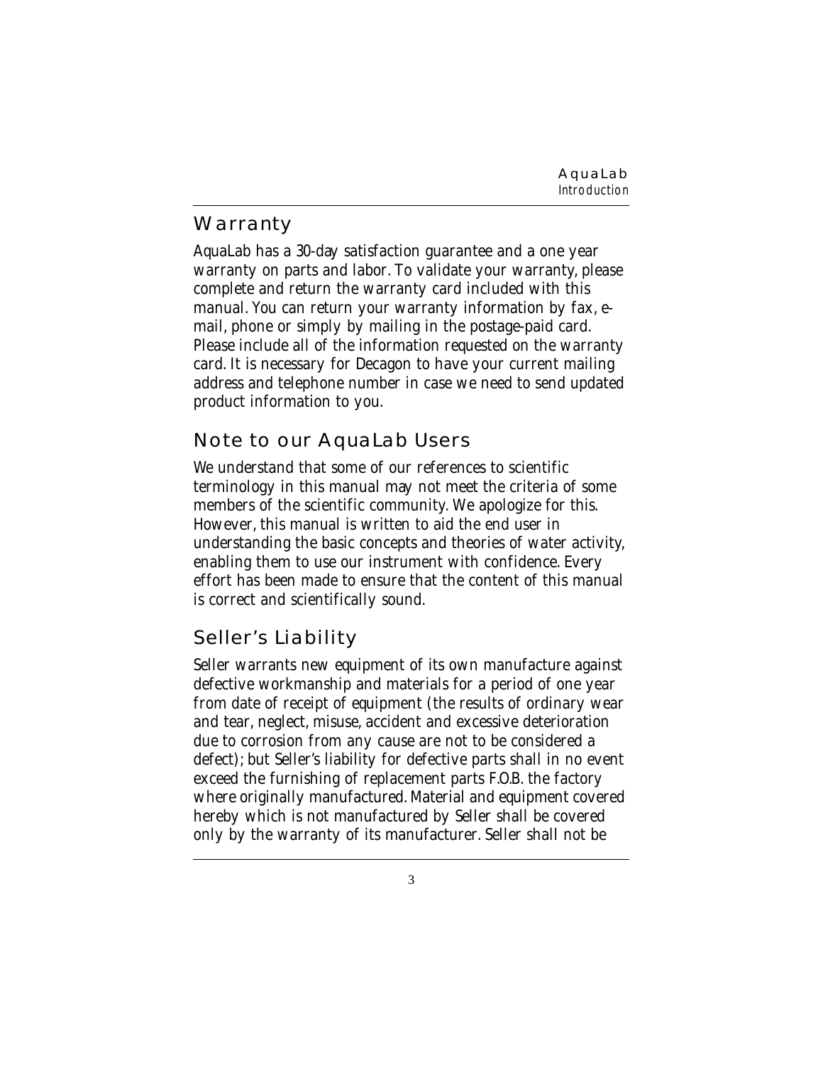## Warranty

AquaLab has a 30-day satisfaction guarantee and a one year warranty on parts and labor. To validate your warranty, please complete and return the warranty card included with this manual. You can return your warranty information by fax, e-mail, phone or simply by mailing in the postage-paid card. Please include all of the information requested on the warranty card. It is necessary for Decagon to have your current mailing address and telephone number in case we need to send updated product information to you.

## Note to our AquaLab Users

We understand that some of our references to scientific terminology in this manual may not meet the criteria of some members of the scientific community. We apologize for this. However, this manual is written to aid the end user in understanding the basic concepts and theories of water activity, enabling them to use our instrument with confidence. Every effort has been made to ensure that the content of this manual is correct and scientifically sound.

## Seller's Liability

Seller warrants new equipment of its own manufacture against defective workmanship and materials for a period of one year from date of receipt of equipment (the results of ordinary wear and tear, neglect, misuse, accident and excessive deterioration due to corrosion from any cause are not to be considered a defect); but Seller's liability for defective parts shall in no event exceed the furnishing of replacement parts F.O.B. the factory where originally manufactured. Material and equipment covered hereby which is not manufactured by Seller shall be covered only by the warranty of its manufacturer. Seller shall not be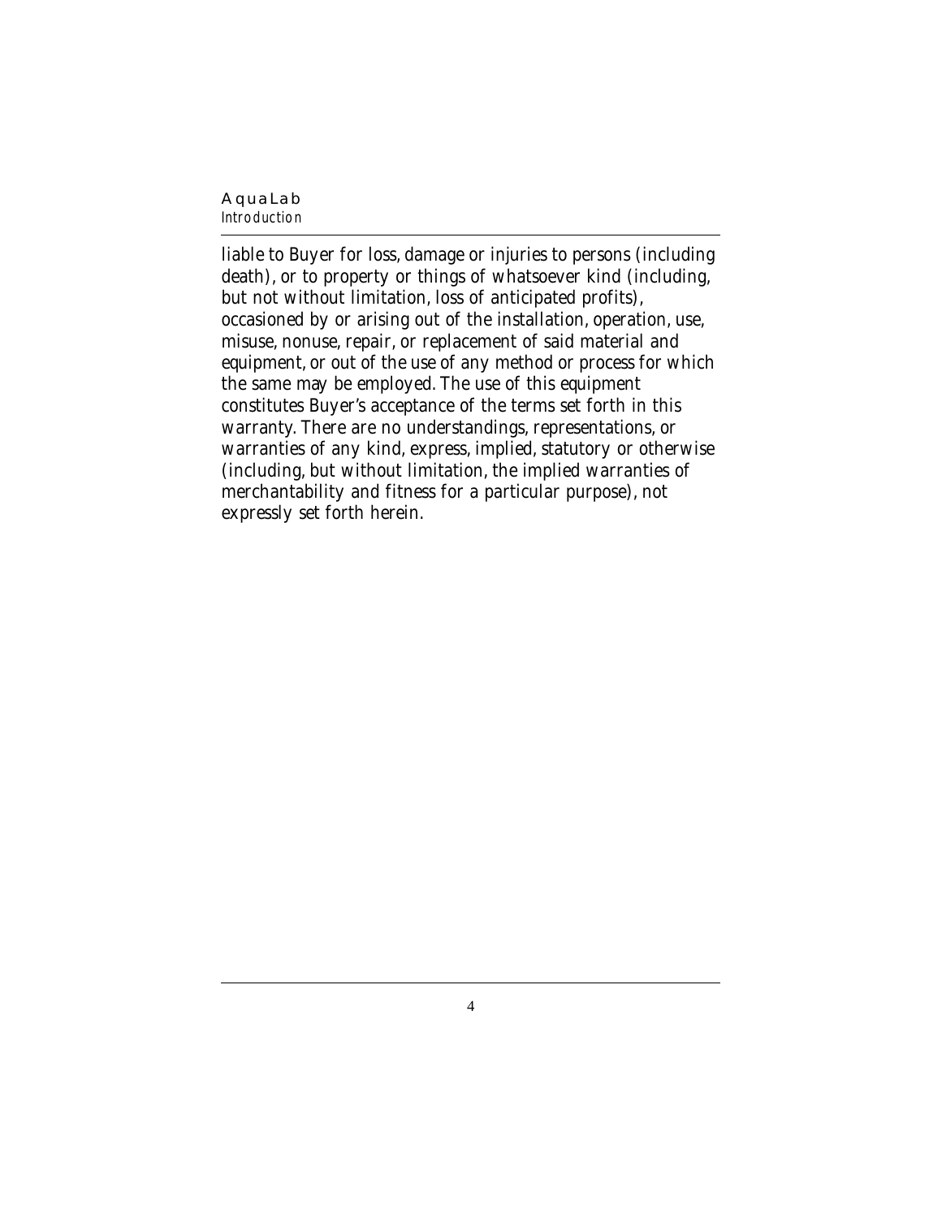liable to Buyer for loss, damage or injuries to persons (including death), or to property or things of whatsoever kind (including, but not without limitation, loss of anticipated profits), occasioned by or arising out of the installation, operation, use, misuse, nonuse, repair, or replacement of said material and equipment, or out of the use of any method or process for which the same may be employed. The use of this equipment constitutes Buyer's acceptance of the terms set forth in this warranty. There are no understandings, representations, or warranties of any kind, express, implied, statutory or otherwise (including, but without limitation, the implied warranties of merchantability and fitness for a particular purpose), not expressly set forth herein.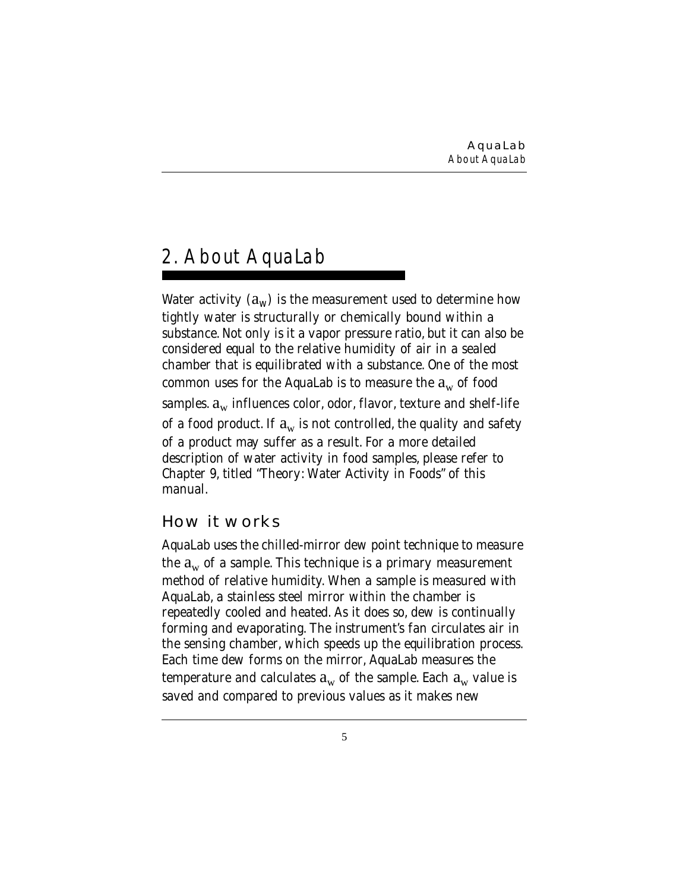# 2. About AquaLab

Water activity ($a_w$) is the measurement used to determine how tightly water is structurally or chemically bound within a substance. Not only is it a vapor pressure ratio, but it can also be considered equal to the relative humidity of air in a sealed chamber that is equilibrated with a substance. One of the most common uses for the AquaLab is to measure the $a_w$ of food samples. $a_w$ influences color, odor, flavor, texture and shelf-life of a food product. If $a_w$ is not controlled, the quality and safety of a product may suffer as a result. For a more detailed description of water activity in food samples, please refer to Chapter 9, titled "Theory: Water Activity in Foods" of this manual.

## How it works

AquaLab uses the chilled-mirror dew point technique to measure the $a_w$ of a sample. This technique is a primary measurement method of relative humidity. When a sample is measured with AquaLab, a stainless steel mirror within the chamber is repeatedly cooled and heated. As it does so, dew is continually forming and evaporating. The instrument's fan circulates air in the sensing chamber, which speeds up the equilibration process. Each time dew forms on the mirror, AquaLab measures the temperature and calculates $a_w$ of the sample. Each $a_w$ value is saved and compared to previous values as it makes new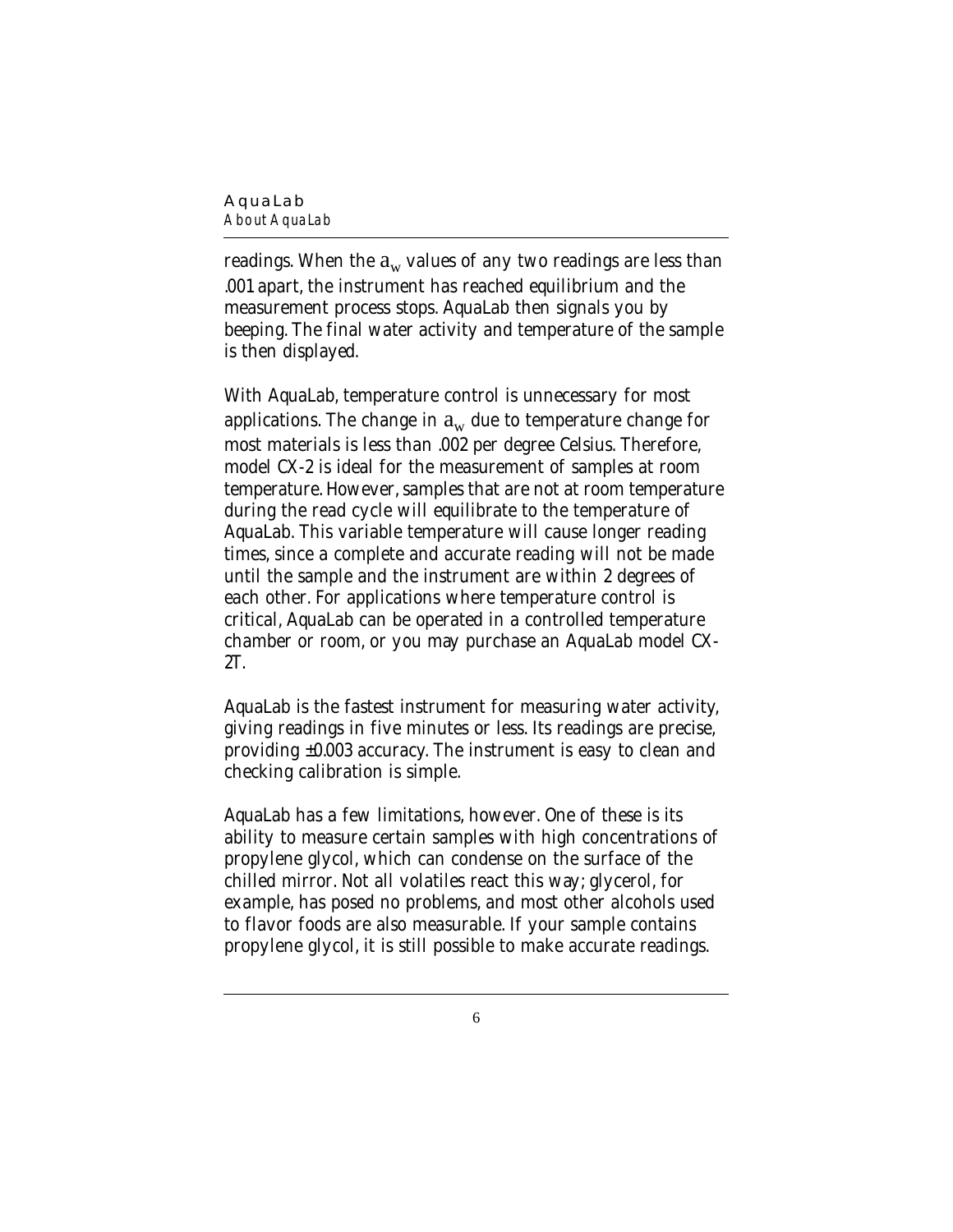readings. When the $a_w$ values of any two readings are less than .001 apart, the instrument has reached equilibrium and the measurement process stops. AquaLab then signals you by beeping. The final water activity and temperature of the sample is then displayed.

With AquaLab, temperature control is unnecessary for most applications. The change in $a_w$ due to temperature change for most materials is less than .002 per degree Celsius. Therefore, model CX-2 is ideal for the measurement of samples at room temperature. However, samples that are not at room temperature during the read cycle will equilibrate to the temperature of AquaLab. This variable temperature will cause longer reading times, since a complete and accurate reading will not be made until the sample and the instrument are within 2 degrees of each other. For applications where temperature control is critical, AquaLab can be operated in a controlled temperature chamber or room, or you may purchase an AquaLab model CX-2T.

AquaLab is the fastest instrument for measuring water activity, giving readings in five minutes or less. Its readings are precise, providing ±0.003 accuracy. The instrument is easy to clean and checking calibration is simple.

AquaLab has a few limitations, however. One of these is its ability to measure certain samples with high concentrations of propylene glycol, which can condense on the surface of the chilled mirror. Not all volatiles react this way; glycerol, for example, has posed no problems, and most other alcohols used to flavor foods are also measurable. If your sample contains propylene glycol, it is still possible to make accurate readings.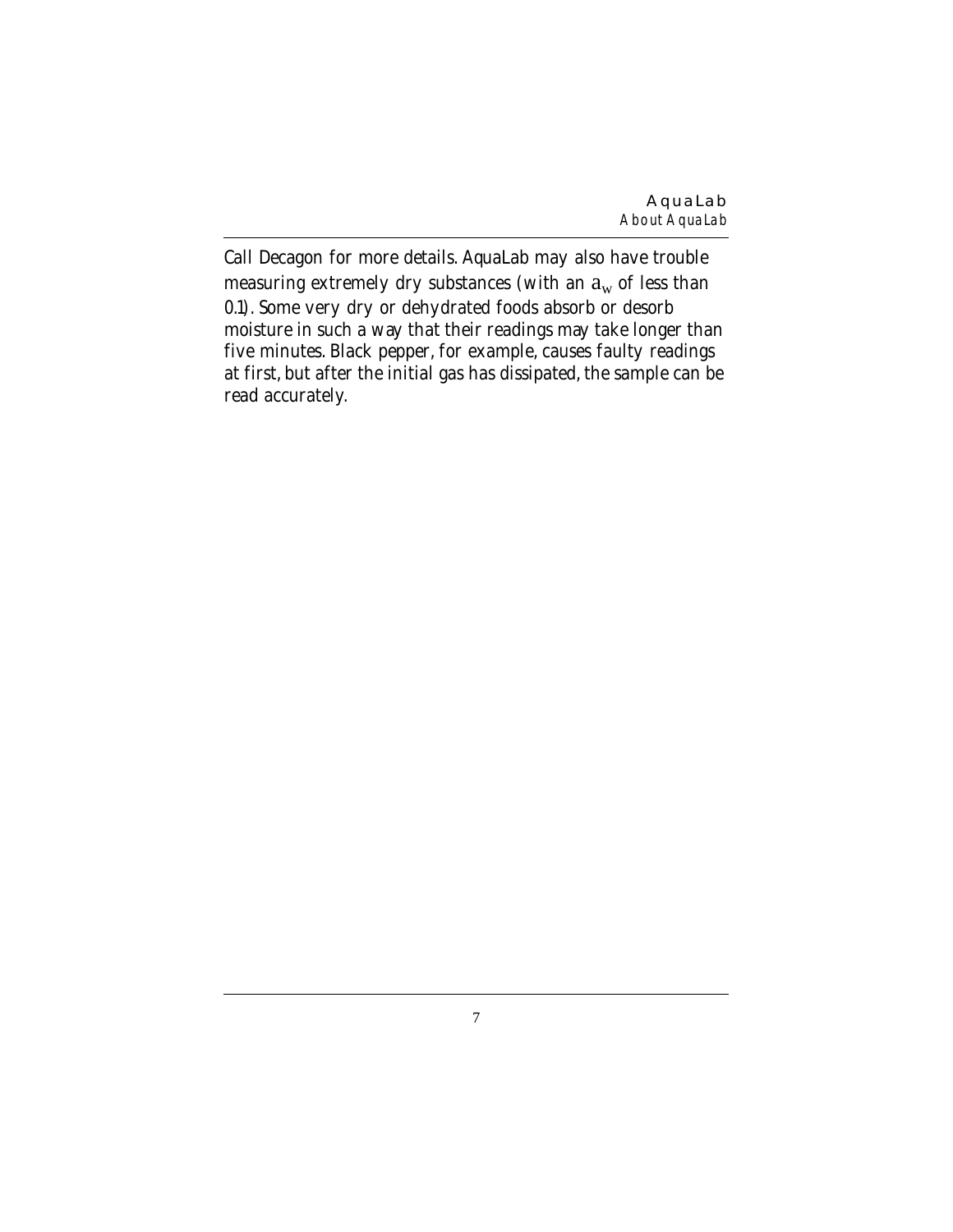Call Decagon for more details. AquaLab may also have trouble measuring extremely dry substances (with an $a_w$ of less than 0.1). Some very dry or dehydrated foods absorb or desorb moisture in such a way that their readings may take longer than five minutes. Black pepper, for example, causes faulty readings at first, but after the initial gas has dissipated, the sample can be read accurately.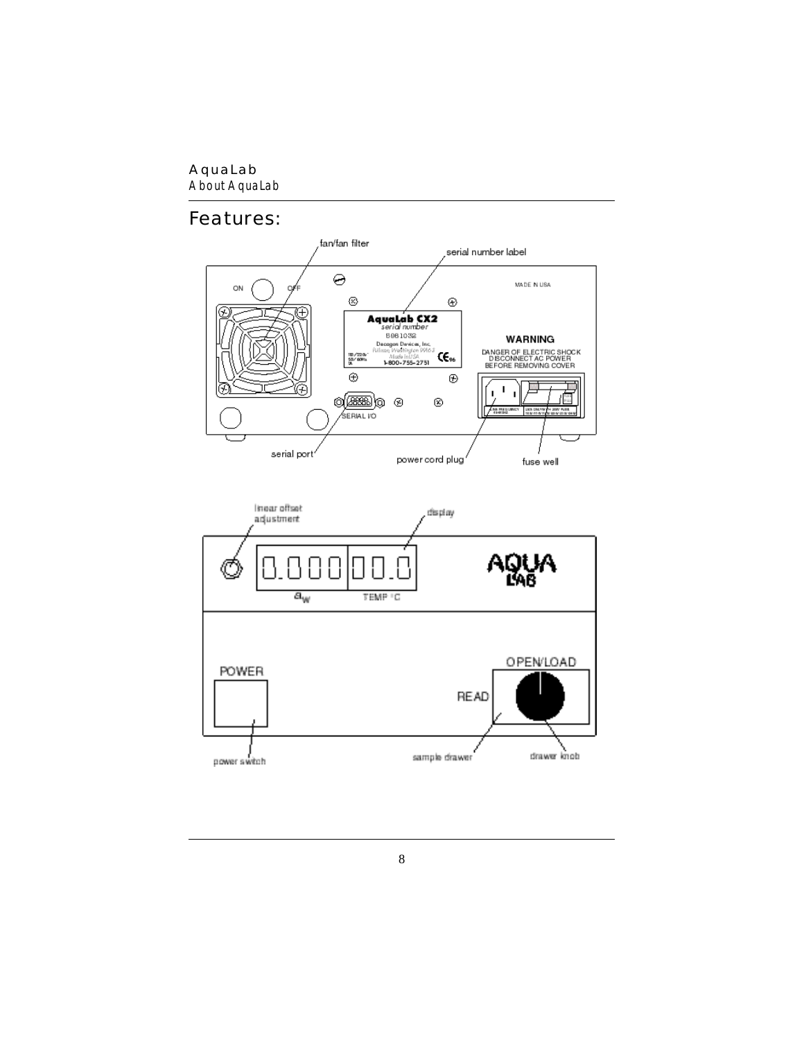## Features:

fan/fan filter

serial number label

ON OFF

MADE IN USA

AquaLab CX2
serial number
5961032
Decagon Devices, Inc.
Pullman, Washington 99163
Made in USA
1-800-755-2751

WARNING
DANGER OF ELECTRIC SHOCK
DISCONNECT AC POWER
BEFORE REMOVING COVER

SERIAL I/O

serial port

power cord plug

fuse well

linear offset adjustment

display

0.000 00.0

$a_w$ TEMP °C

AQUA LAB

POWER

OPEN/LOAD

READ

power switch

sample drawer

drawer knob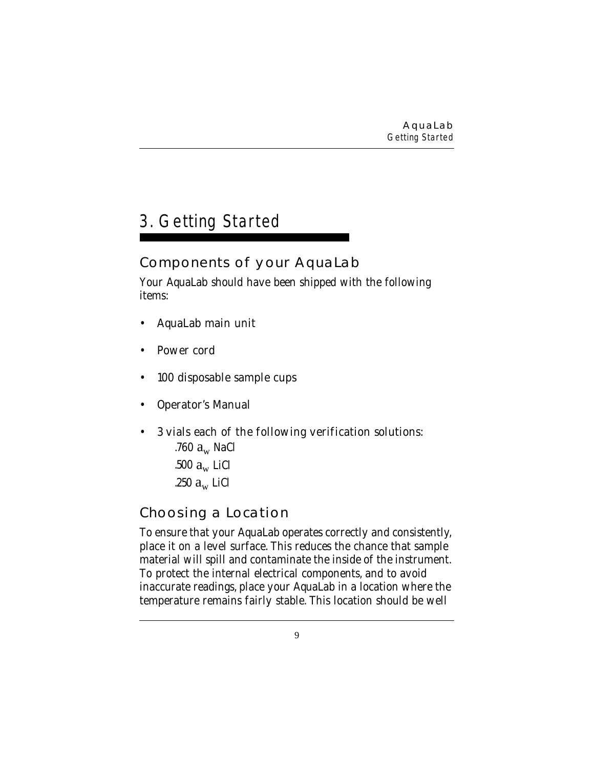# 3. Getting Started

## Components of your AquaLab

Your AquaLab should have been shipped with the following items:

- AquaLab main unit
- Power cord
- 100 disposable sample cups
- Operator's Manual
- 3 vials each of the following verification solutions:
  - .760 $a_w$ NaCl
  - .500 $a_w$ LiCl
  - .250 $a_w$ LiCl

## Choosing a Location

To ensure that your AquaLab operates correctly and consistently, place it on a level surface. This reduces the chance that sample material will spill and contaminate the inside of the instrument. To protect the internal electrical components, and to avoid inaccurate readings, place your AquaLab in a location where the temperature remains fairly stable. This location should be well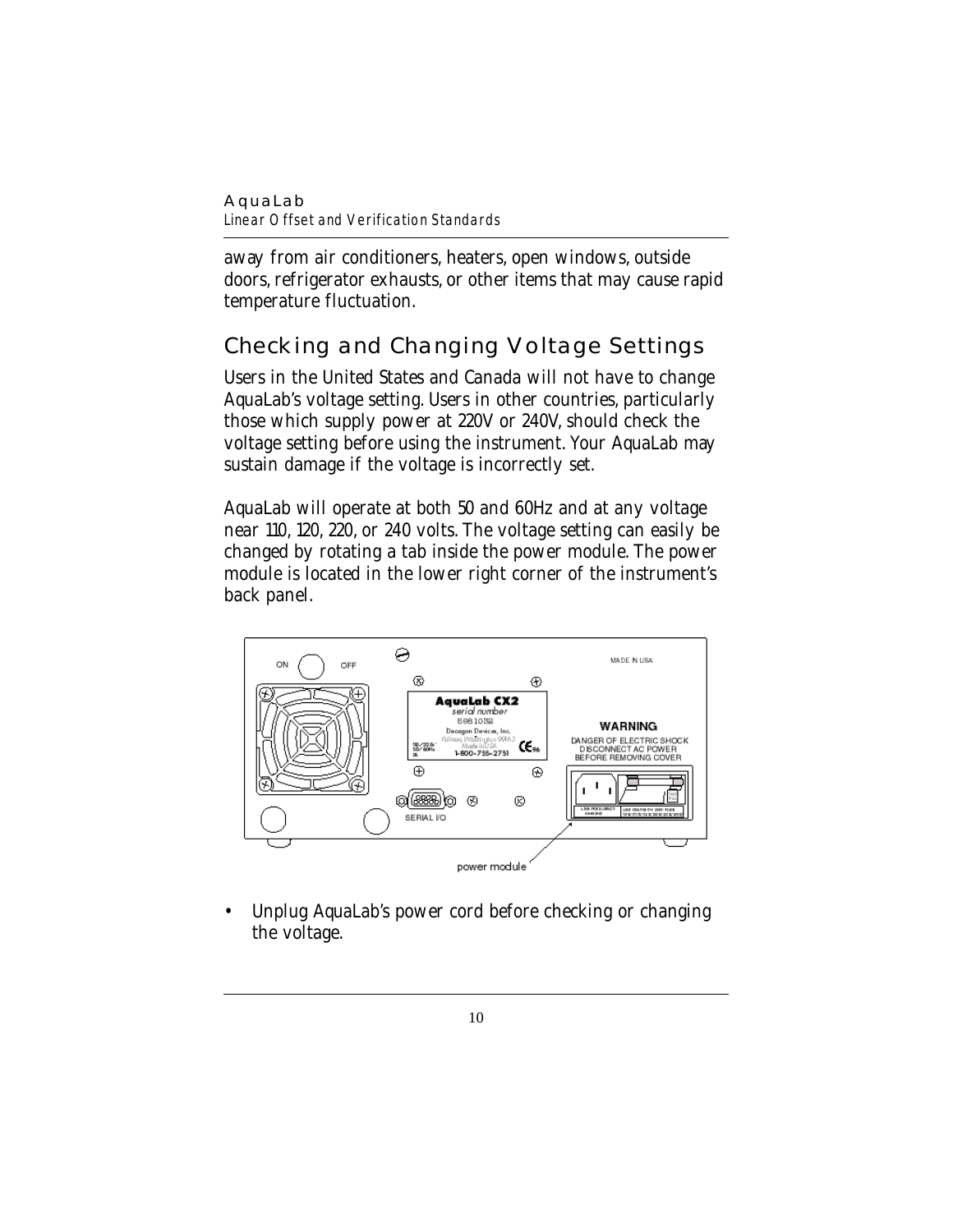away from air conditioners, heaters, open windows, outside doors, refrigerator exhausts, or other items that may cause rapid temperature fluctuation.

## Checking and Changing Voltage Settings

Users in the United States and Canada will not have to change AquaLab's voltage setting. Users in other countries, particularly those which supply power at 220V or 240V, should check the voltage setting before using the instrument. Your AquaLab may sustain damage if the voltage is incorrectly set.

AquaLab will operate at both 50 and 60Hz and at any voltage near 110, 120, 220, or 240 volts. The voltage setting can easily be changed by rotating a tab inside the power module. The power module is located in the lower right corner of the instrument's back panel.

power module

- Unplug AquaLab's power cord before checking or changing the voltage.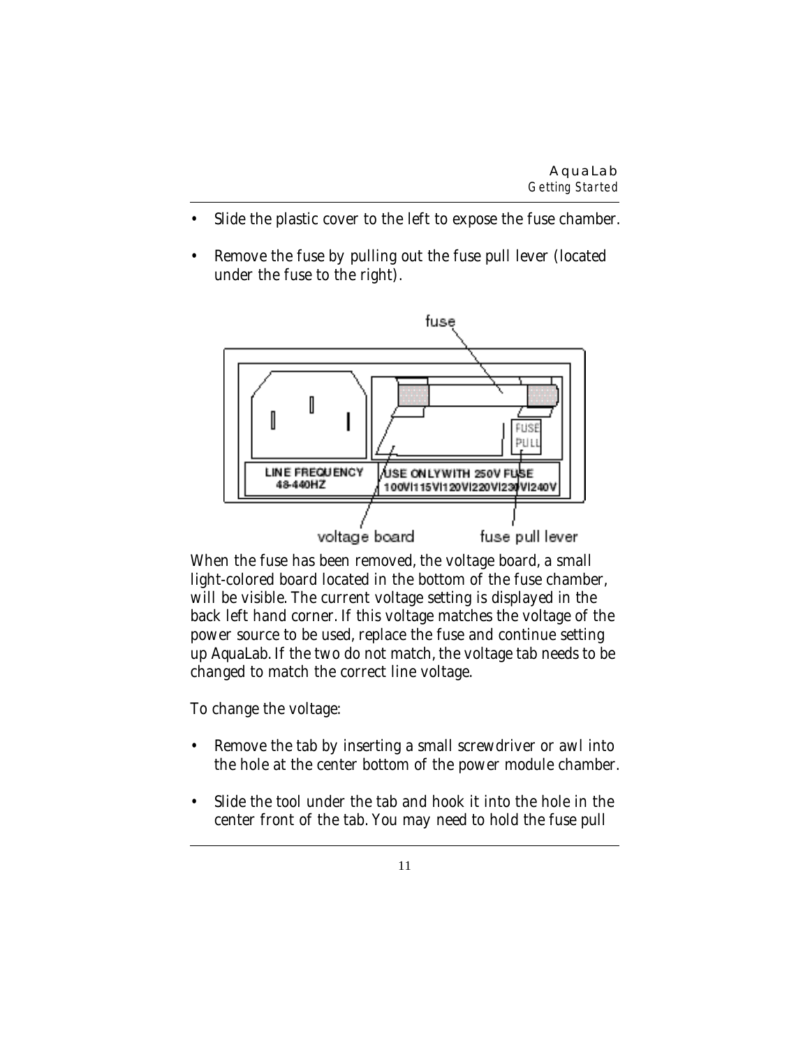- Slide the plastic cover to the left to expose the fuse chamber.
- Remove the fuse by pulling out the fuse pull lever (located under the fuse to the right).

When the fuse has been removed, the voltage board, a small light-colored board located in the bottom of the fuse chamber, will be visible. The current voltage setting is displayed in the back left hand corner. If this voltage matches the voltage of the power source to be used, replace the fuse and continue setting up AquaLab. If the two do not match, the voltage tab needs to be changed to match the correct line voltage.

To change the voltage:

- Remove the tab by inserting a small screwdriver or awl into the hole at the center bottom of the power module chamber.
- Slide the tool under the tab and hook it into the hole in the center front of the tab. You may need to hold the fuse pull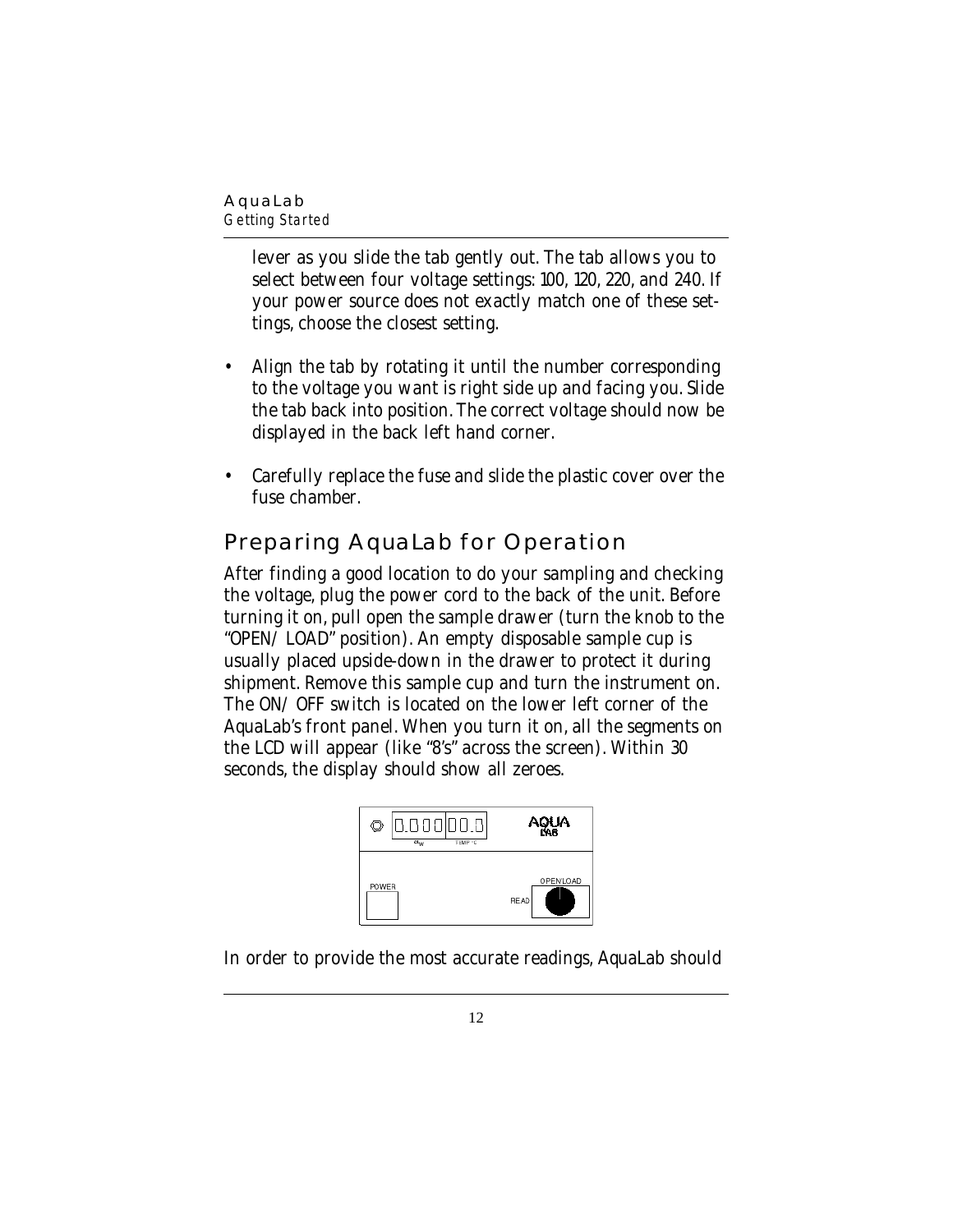lever as you slide the tab gently out. The tab allows you to select between four voltage settings: 100, 120, 220, and 240. If your power source does not exactly match one of these settings, choose the closest setting.

- Align the tab by rotating it until the number corresponding to the voltage you want is right side up and facing you. Slide the tab back into position. The correct voltage should now be displayed in the back left hand corner.

- Carefully replace the fuse and slide the plastic cover over the fuse chamber.

## Preparing AquaLab for Operation

After finding a good location to do your sampling and checking the voltage, plug the power cord to the back of the unit. Before turning it on, pull open the sample drawer (turn the knob to the "OPEN/LOAD" position). An empty disposable sample cup is usually placed upside-down in the drawer to protect it during shipment. Remove this sample cup and turn the instrument on. The ON/OFF switch is located on the lower left corner of the AquaLab's front panel. When you turn it on, all the segments on the LCD will appear (like "8's" across the screen). Within 30 seconds, the display should show all zeroes.

In order to provide the most accurate readings, AquaLab should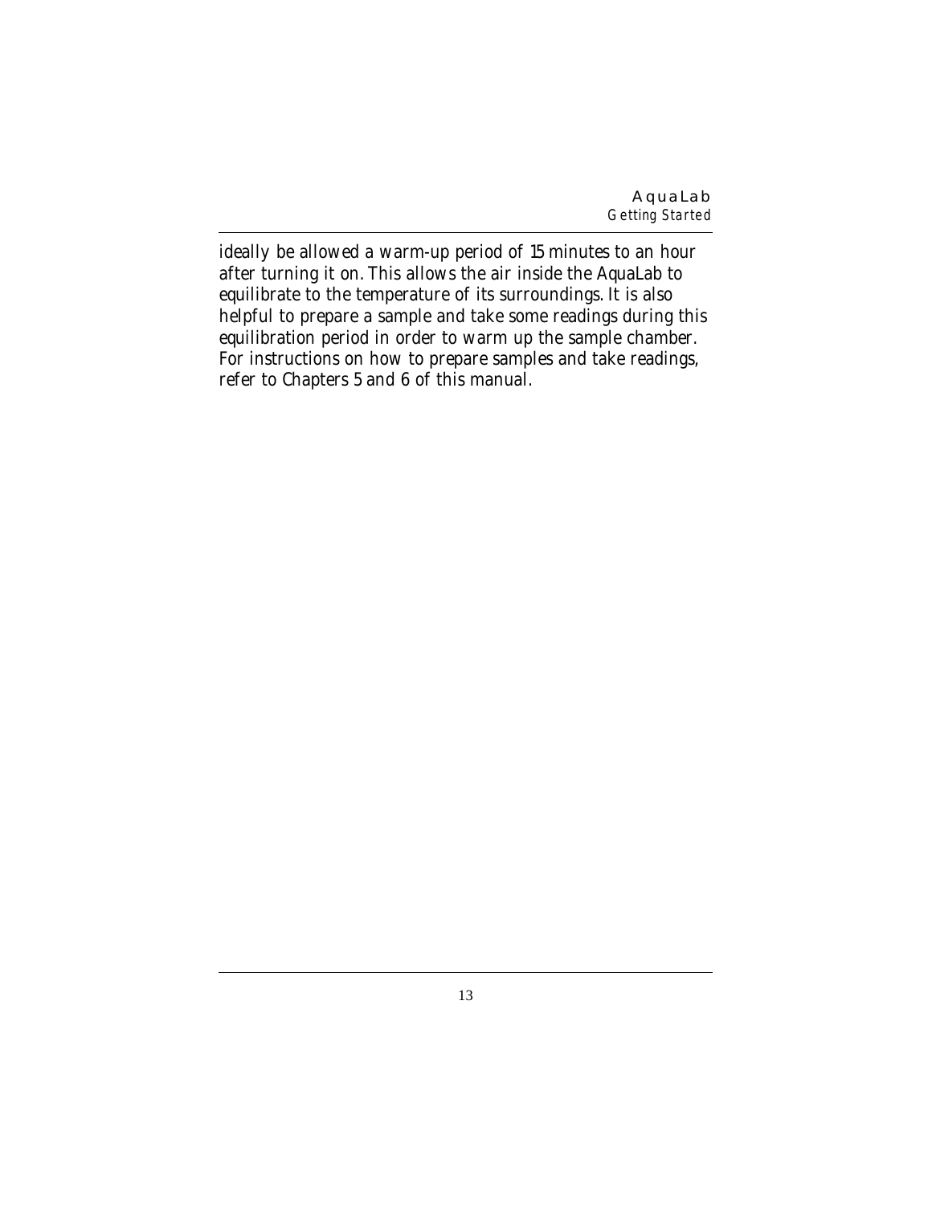ideally be allowed a warm-up period of 15 minutes to an hour after turning it on. This allows the air inside the AquaLab to equilibrate to the temperature of its surroundings. It is also helpful to prepare a sample and take some readings during this equilibration period in order to warm up the sample chamber. For instructions on how to prepare samples and take readings, refer to Chapters 5 and 6 of this manual.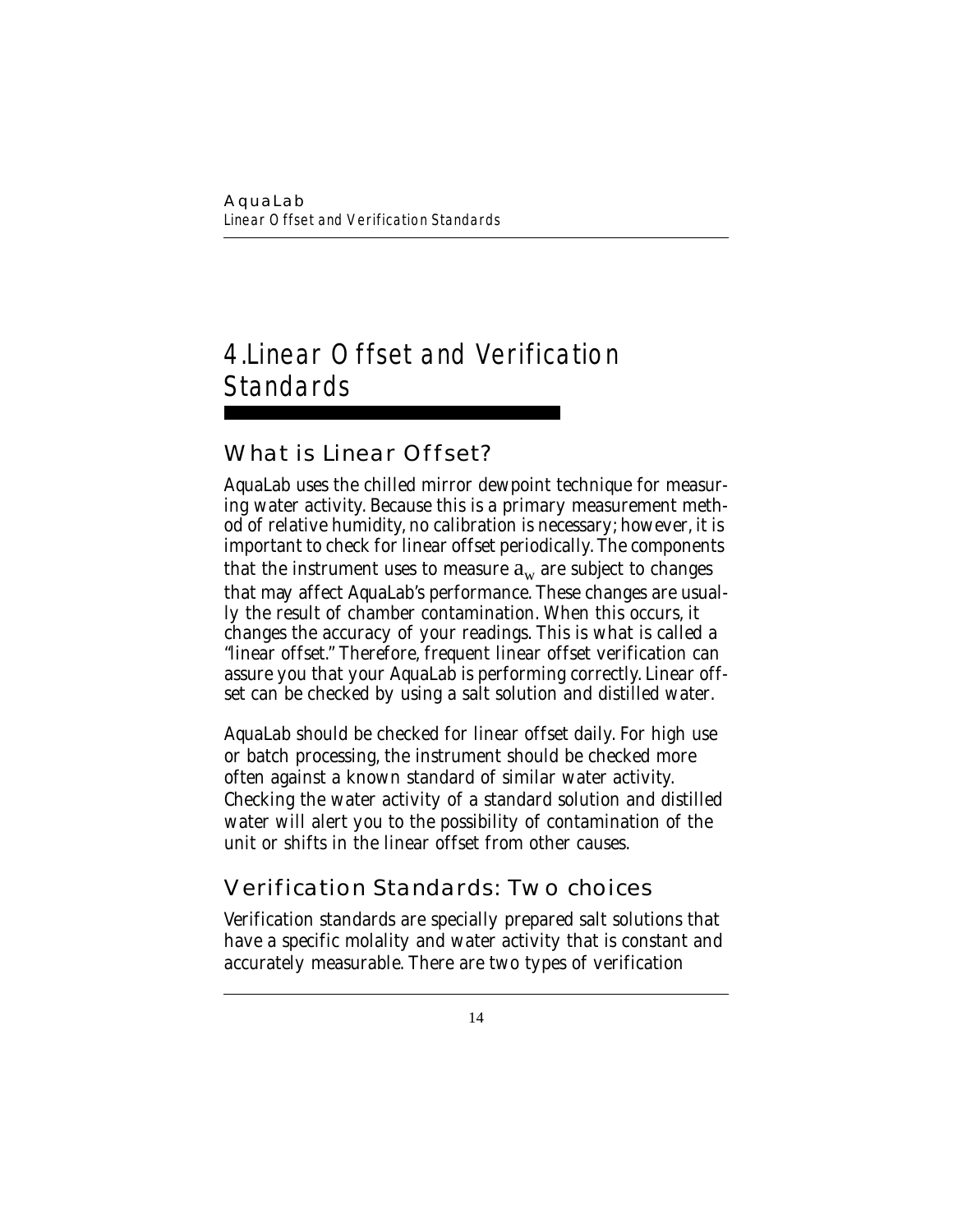# 4.Linear Offset and Verification Standards

## What is Linear Offset?

AquaLab uses the chilled mirror dewpoint technique for measuring water activity. Because this is a primary measurement method of relative humidity, no calibration is necessary; however, it is important to check for linear offset periodically. The components that the instrument uses to measure $a_w$ are subject to changes that may affect AquaLab's performance. These changes are usually the result of chamber contamination. When this occurs, it changes the accuracy of your readings. This is what is called a "linear offset." Therefore, frequent linear offset verification can assure you that your AquaLab is performing correctly. Linear offset can be checked by using a salt solution and distilled water.

AquaLab should be checked for linear offset daily. For high use or batch processing, the instrument should be checked more often against a known standard of similar water activity. Checking the water activity of a standard solution and distilled water will alert you to the possibility of contamination of the unit or shifts in the linear offset from other causes.

## Verification Standards: Two choices

Verification standards are specially prepared salt solutions that have a specific molality and water activity that is constant and accurately measurable. There are two types of verification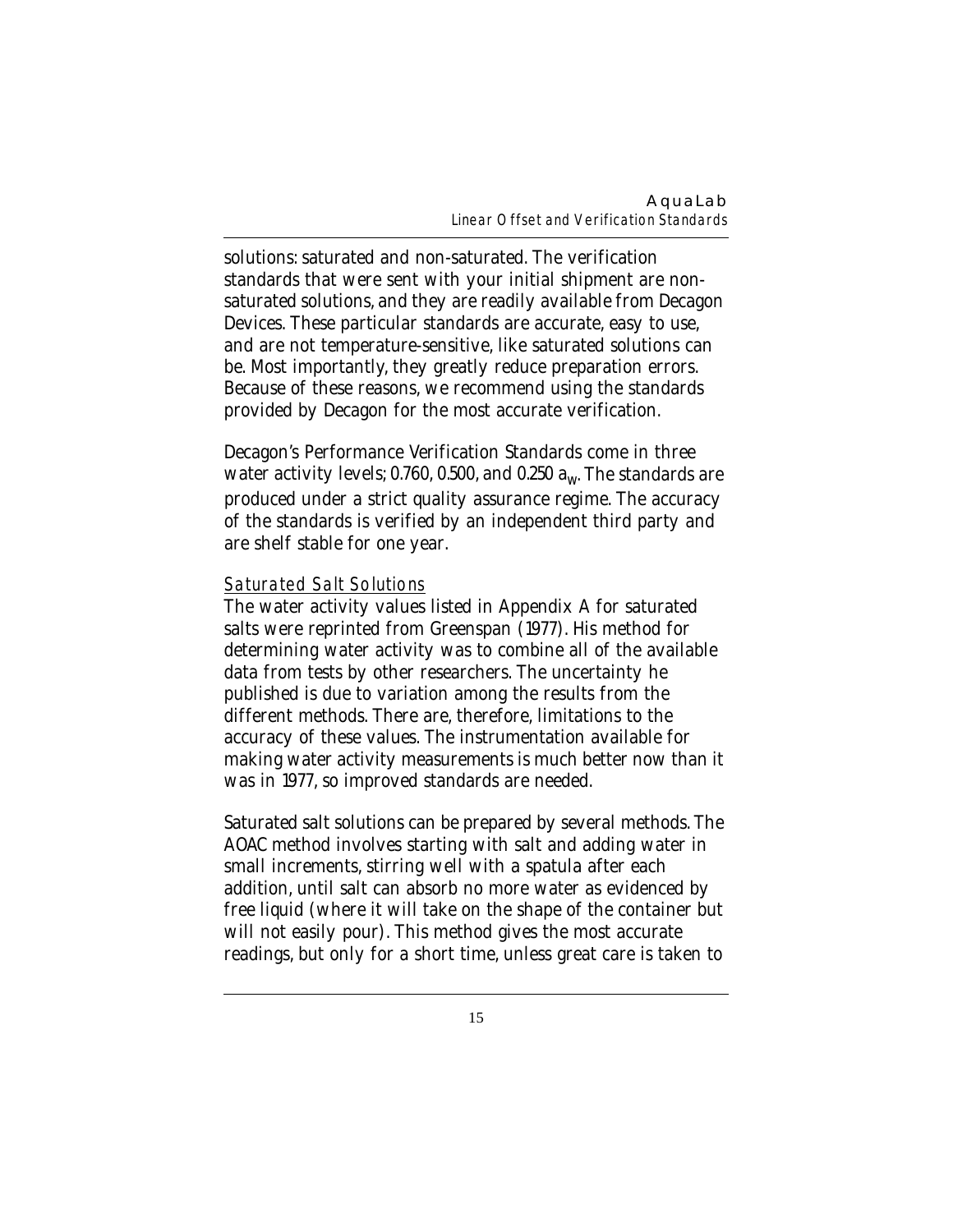solutions: saturated and non-saturated. The verification standards that were sent with your initial shipment are non-saturated solutions, and they are readily available from Decagon Devices. These particular standards are accurate, easy to use, and are not temperature-sensitive, like saturated solutions can be. Most importantly, they greatly reduce preparation errors. Because of these reasons, we recommend using the standards provided by Decagon for the most accurate verification.

Decagon's Performance Verification Standards come in three water activity levels; 0.760, 0.500, and 0.250 $a_w$. The standards are produced under a strict quality assurance regime. The accuracy of the standards is verified by an independent third party and are shelf stable for one year.

### *Saturated Salt Solutions*

The water activity values listed in Appendix A for saturated salts were reprinted from Greenspan (1977). His method for determining water activity was to combine all of the available data from tests by other researchers. The uncertainty he published is due to variation among the results from the different methods. There are, therefore, limitations to the accuracy of these values. The instrumentation available for making water activity measurements is much better now than it was in 1977, so improved standards are needed.

Saturated salt solutions can be prepared by several methods. The AOAC method involves starting with salt and adding water in small increments, stirring well with a spatula after each addition, until salt can absorb no more water as evidenced by free liquid (where it will take on the shape of the container but will not easily pour). This method gives the most accurate readings, but only for a short time, unless great care is taken to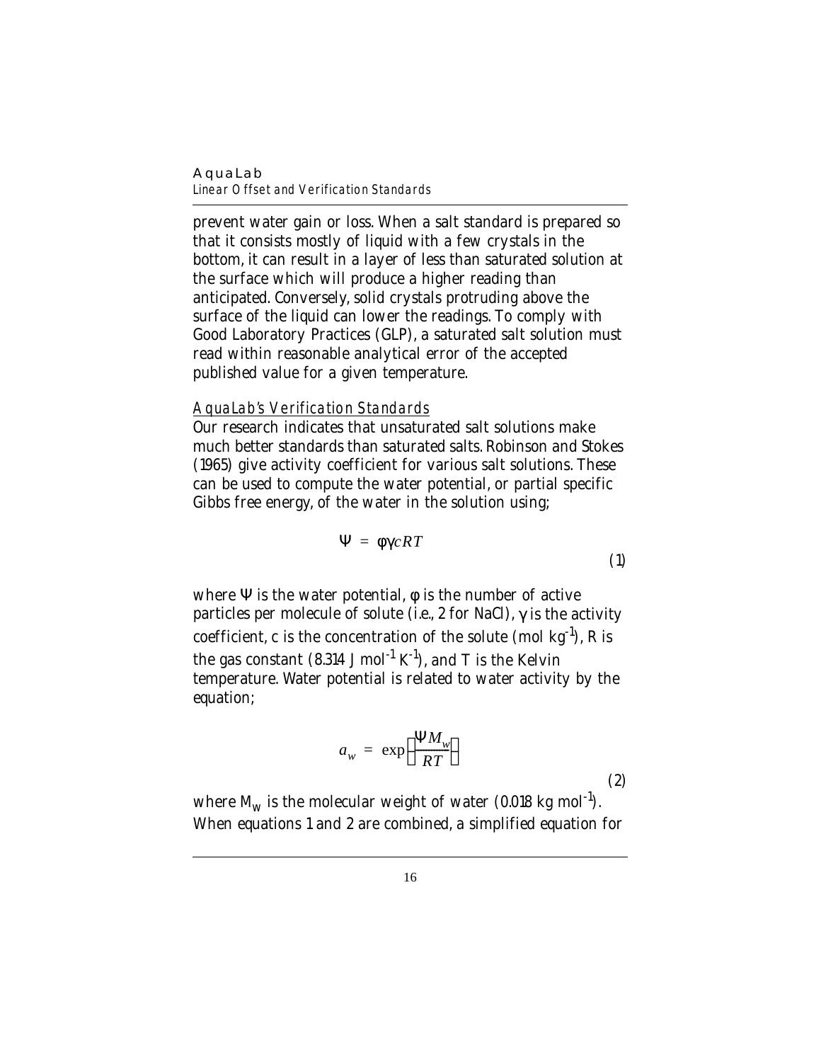prevent water gain or loss. When a salt standard is prepared so that it consists mostly of liquid with a few crystals in the bottom, it can result in a layer of less than saturated solution at the surface which will produce a higher reading than anticipated. Conversely, solid crystals protruding above the surface of the liquid can lower the readings. To comply with Good Laboratory Practices (GLP), a saturated salt solution must read within reasonable analytical error of the accepted published value for a given temperature.

*AquaLab's Verification Standards*

Our research indicates that unsaturated salt solutions make much better standards than saturated salts. Robinson and Stokes (1965) give activity coefficient for various salt solutions. These can be used to compute the water potential, or partial specific Gibbs free energy, of the water in the solution using;

$$\Psi = \phi \gamma c R T \tag{1}$$

where $\Psi$ is the water potential, $\phi$ is the number of active particles per molecule of solute (i.e., 2 for NaCl), $\gamma$ is the activity coefficient, c is the concentration of the solute (mol $kg^{-1}$), R is the gas constant (8.314 J $mol^{-1}$ $K^{-1}$), and T is the Kelvin temperature. Water potential is related to water activity by the equation;

$$a_w = \exp\left(\frac{\Psi M_w}{RT}\right) \tag{2}$$

where $M_w$ is the molecular weight of water (0.018 kg $mol^{-1}$). When equations 1 and 2 are combined, a simplified equation for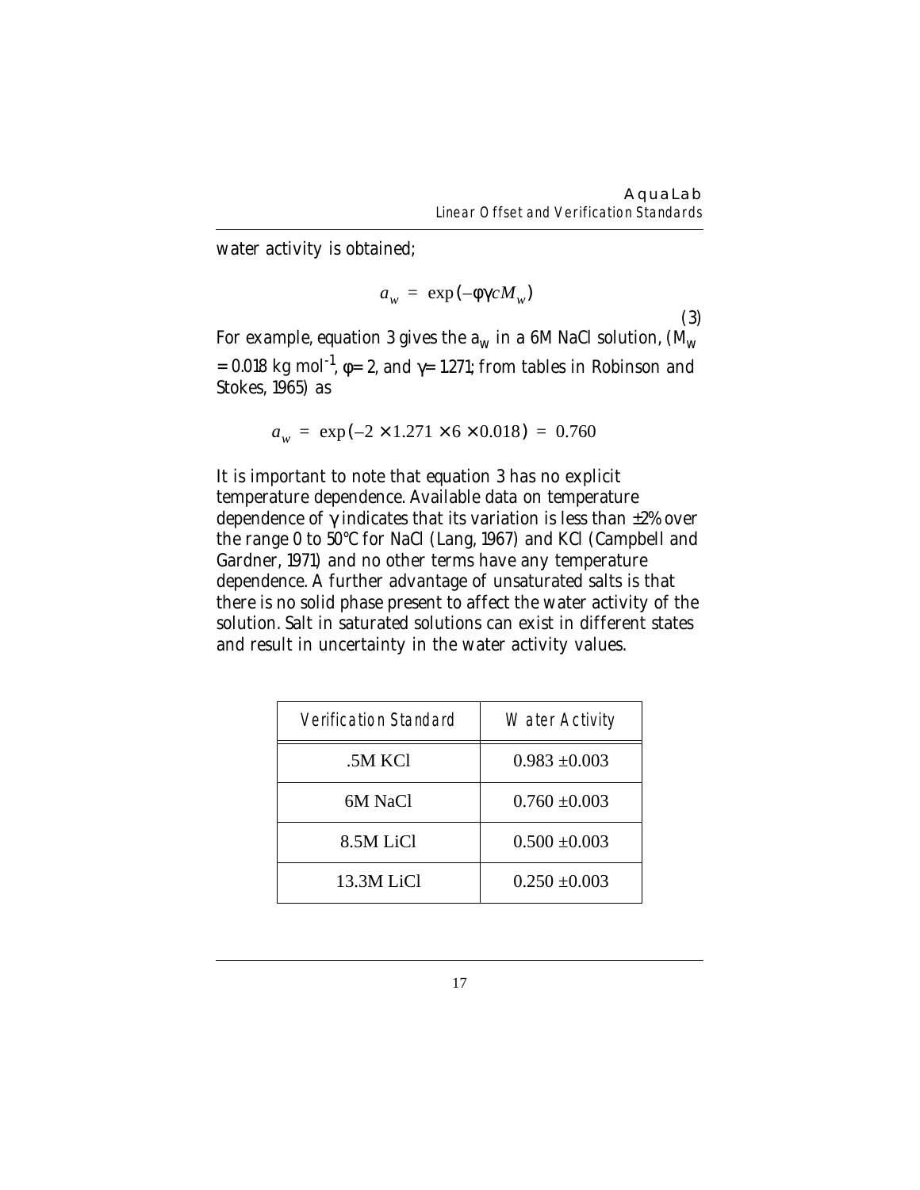water activity is obtained;

$$a_w = \exp(-\phi\gamma c M_w) \tag{3}$$

For example, equation 3 gives the $a_w$ in a 6M NaCl solution, ($M_w$ = 0.018 kg mol$^{-1}$, $\phi$= 2, and $\gamma$= 1.271; from tables in Robinson and Stokes, 1965) as

$$a_w = \exp(-2 \times 1.271 \times 6 \times 0.018) = 0.760$$

It is important to note that equation 3 has no explicit temperature dependence. Available data on temperature dependence of $\gamma$ indicates that its variation is less than ±2% over the range 0 to 50°C for NaCl (Lang, 1967) and KCl (Campbell and Gardner, 1971) and no other terms have any temperature dependence. A further advantage of unsaturated salts is that there is no solid phase present to affect the water activity of the solution. Salt in saturated solutions can exist in different states and result in uncertainty in the water activity values.

| Verification Standard | Water Activity |
|---|---|
| .5M KCl | 0.983 ±0.003 |
| 6M NaCl | 0.760 ±0.003 |
| 8.5M LiCl | 0.500 ±0.003 |
| 13.3M LiCl | 0.250 ±0.003 |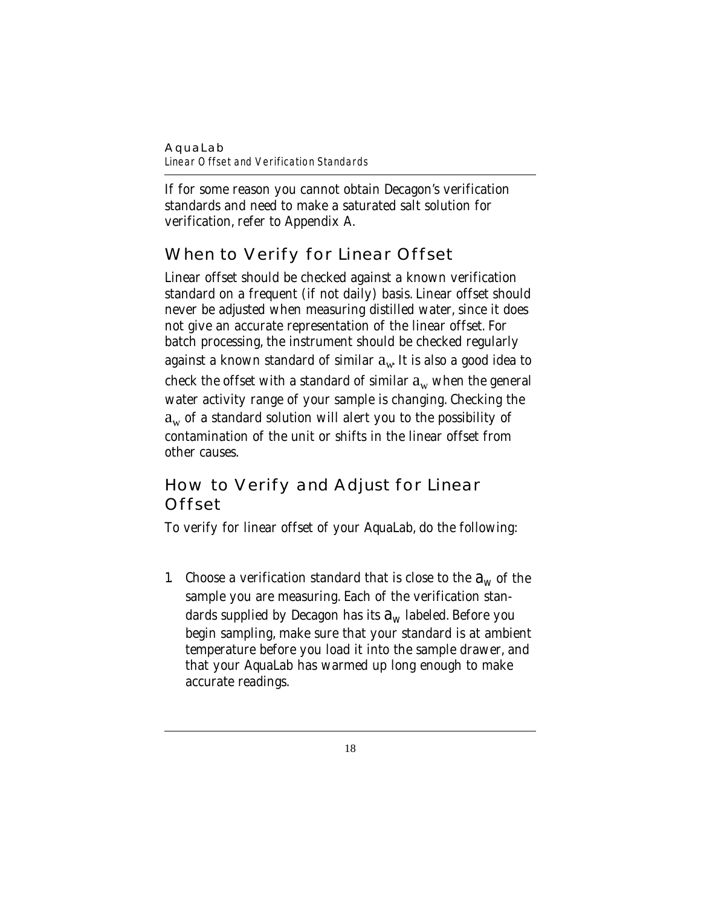If for some reason you cannot obtain Decagon's verification standards and need to make a saturated salt solution for verification, refer to Appendix A.

## When to Verify for Linear Offset

Linear offset should be checked against a known verification standard on a frequent (if not daily) basis. Linear offset should never be adjusted when measuring distilled water, since it does not give an accurate representation of the linear offset. For batch processing, the instrument should be checked regularly against a known standard of similar $a_w$. It is also a good idea to check the offset with a standard of similar $a_w$ when the general water activity range of your sample is changing. Checking the $a_w$ of a standard solution will alert you to the possibility of contamination of the unit or shifts in the linear offset from other causes.

## How to Verify and Adjust for Linear Offset

To verify for linear offset of your AquaLab, do the following:

1. Choose a verification standard that is close to the $a_w$ of the sample you are measuring. Each of the verification standards supplied by Decagon has its $a_w$ labeled. Before you begin sampling, make sure that your standard is at ambient temperature before you load it into the sample drawer, and that your AquaLab has warmed up long enough to make accurate readings.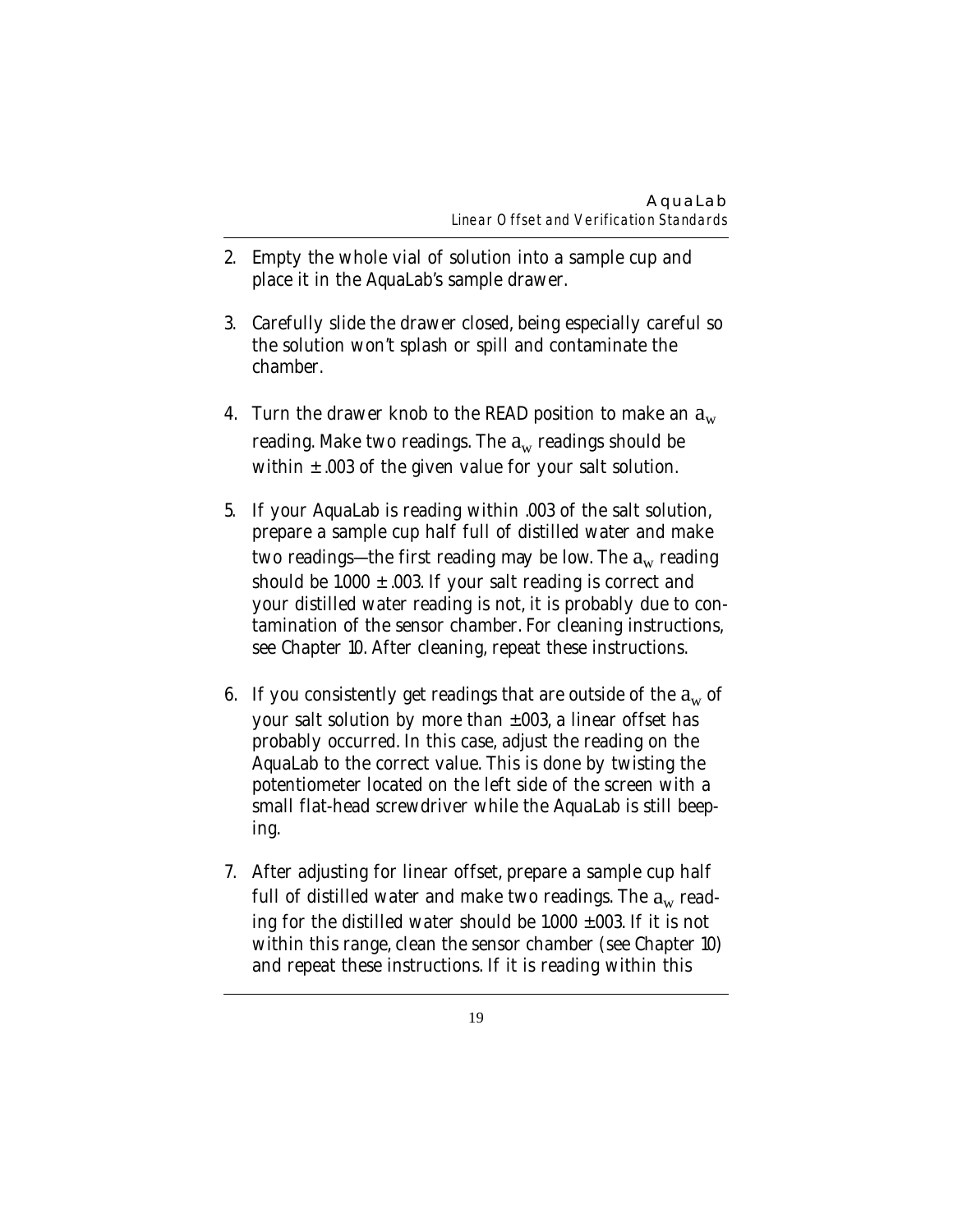2. Empty the whole vial of solution into a sample cup and place it in the AquaLab's sample drawer.

3. Carefully slide the drawer closed, being especially careful so the solution won't splash or spill and contaminate the chamber.

4. Turn the drawer knob to the READ position to make an $a_w$ reading. Make two readings. The $a_w$ readings should be within ± .003 of the given value for your salt solution.

5. If your AquaLab is reading within .003 of the salt solution, prepare a sample cup half full of distilled water and make two readings—the first reading may be low. The $a_w$ reading should be 1.000 ± .003. If your salt reading is correct and your distilled water reading is not, it is probably due to contamination of the sensor chamber. For cleaning instructions, see Chapter 10. After cleaning, repeat these instructions.

6. If you consistently get readings that are outside of the $a_w$ of your salt solution by more than ±.003, a linear offset has probably occurred. In this case, adjust the reading on the AquaLab to the correct value. This is done by twisting the potentiometer located on the left side of the screen with a small flat-head screwdriver while the AquaLab is still beeping.

7. After adjusting for linear offset, prepare a sample cup half full of distilled water and make two readings. The $a_w$ reading for the distilled water should be 1.000 ±.003. If it is not within this range, clean the sensor chamber (see Chapter 10) and repeat these instructions. If it is reading within this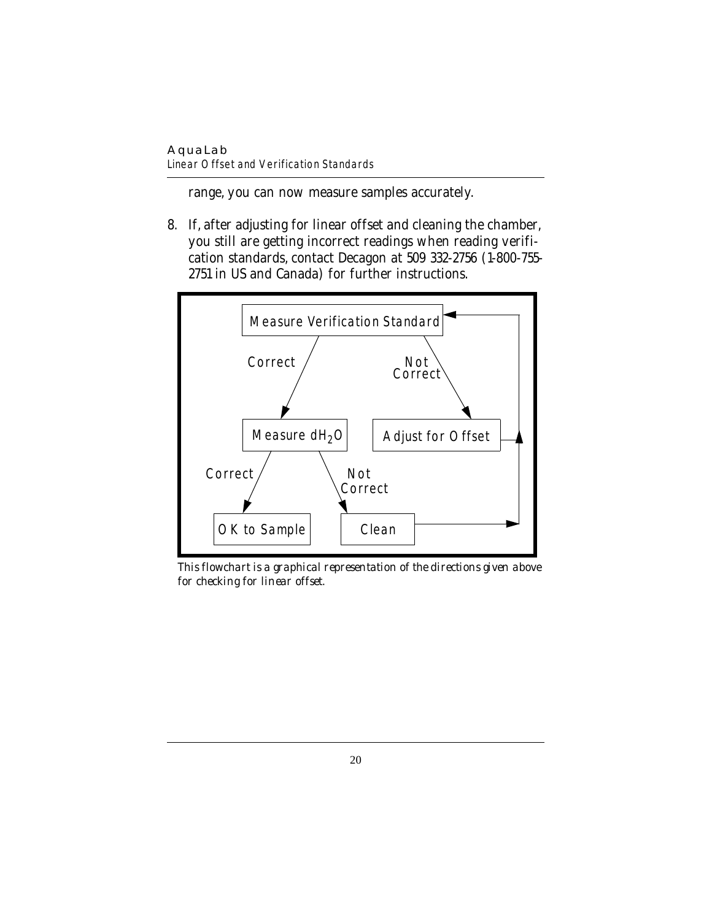range, you can now measure samples accurately.

8. If, after adjusting for linear offset and cleaning the chamber, you still are getting incorrect readings when reading verification standards, contact Decagon at 509 332-2756 (1-800-755-2751 in US and Canada) for further instructions.

Measure Verification Standard

Correct

Not Correct

Measure $dH_2O$

Adjust for Offset

Correct

Not Correct

OK to Sample

Clean

*This flowchart is a graphical representation of the directions given above for checking for linear offset.*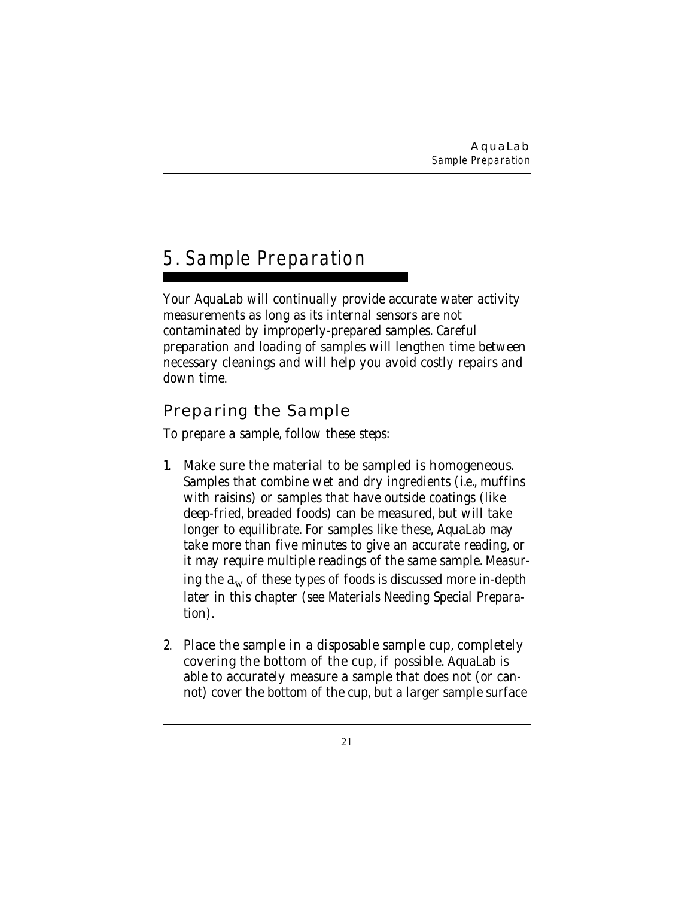# 5. Sample Preparation

Your AquaLab will continually provide accurate water activity measurements as long as its internal sensors are not contaminated by improperly-prepared samples. Careful preparation and loading of samples will lengthen time between necessary cleanings and will help you avoid costly repairs and down time.

## Preparing the Sample

To prepare a sample, follow these steps:

1. Make sure the material to be sampled is homogeneous. Samples that combine wet and dry ingredients (i.e., muffins with raisins) or samples that have outside coatings (like deep-fried, breaded foods) can be measured, but will take longer to equilibrate. For samples like these, AquaLab may take more than five minutes to give an accurate reading, or it may require multiple readings of the same sample. Measuring the $a_w$ of these types of foods is discussed more in-depth later in this chapter (see Materials Needing Special Preparation).

2. Place the sample in a disposable sample cup, completely covering the bottom of the cup, if possible. AquaLab is able to accurately measure a sample that does not (or cannot) cover the bottom of the cup, but a larger sample surface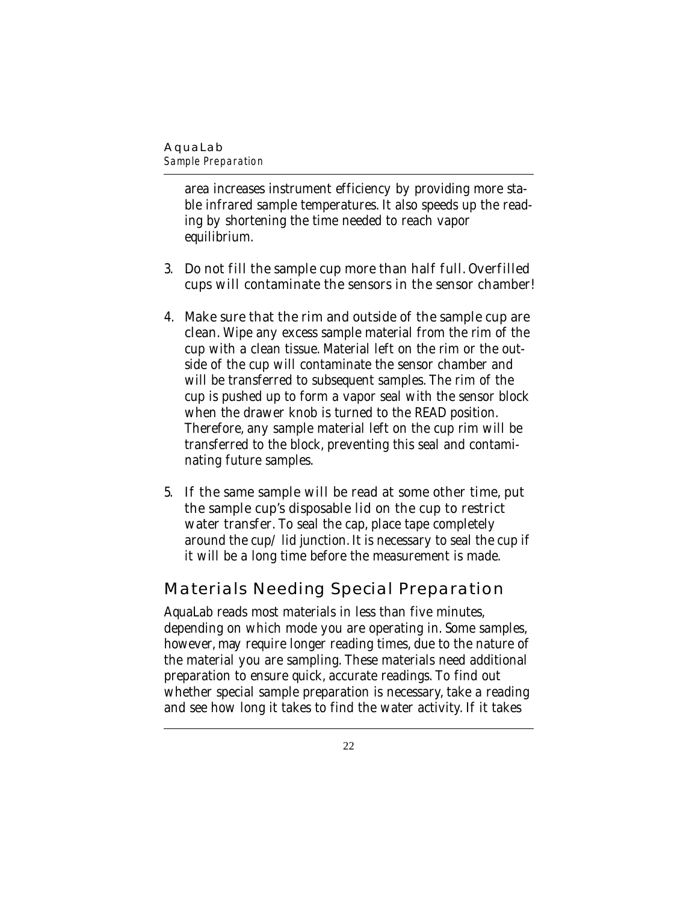area increases instrument efficiency by providing more stable infrared sample temperatures. It also speeds up the reading by shortening the time needed to reach vapor equilibrium.

3. Do not fill the sample cup more than half full. Overfilled cups will contaminate the sensors in the sensor chamber!

4. Make sure that the rim and outside of the sample cup are clean. Wipe any excess sample material from the rim of the cup with a clean tissue. Material left on the rim or the outside of the cup will contaminate the sensor chamber and will be transferred to subsequent samples. The rim of the cup is pushed up to form a vapor seal with the sensor block when the drawer knob is turned to the READ position. Therefore, any sample material left on the cup rim will be transferred to the block, preventing this seal and contaminating future samples.

5. If the same sample will be read at some other time, put the sample cup's disposable lid on the cup to restrict water transfer. To seal the cap, place tape completely around the cup/ lid junction. It is necessary to seal the cup if it will be a long time before the measurement is made.

## Materials Needing Special Preparation

AquaLab reads most materials in less than five minutes, depending on which mode you are operating in. Some samples, however, may require longer reading times, due to the nature of the material you are sampling. These materials need additional preparation to ensure quick, accurate readings. To find out whether special sample preparation is necessary, take a reading and see how long it takes to find the water activity. If it takes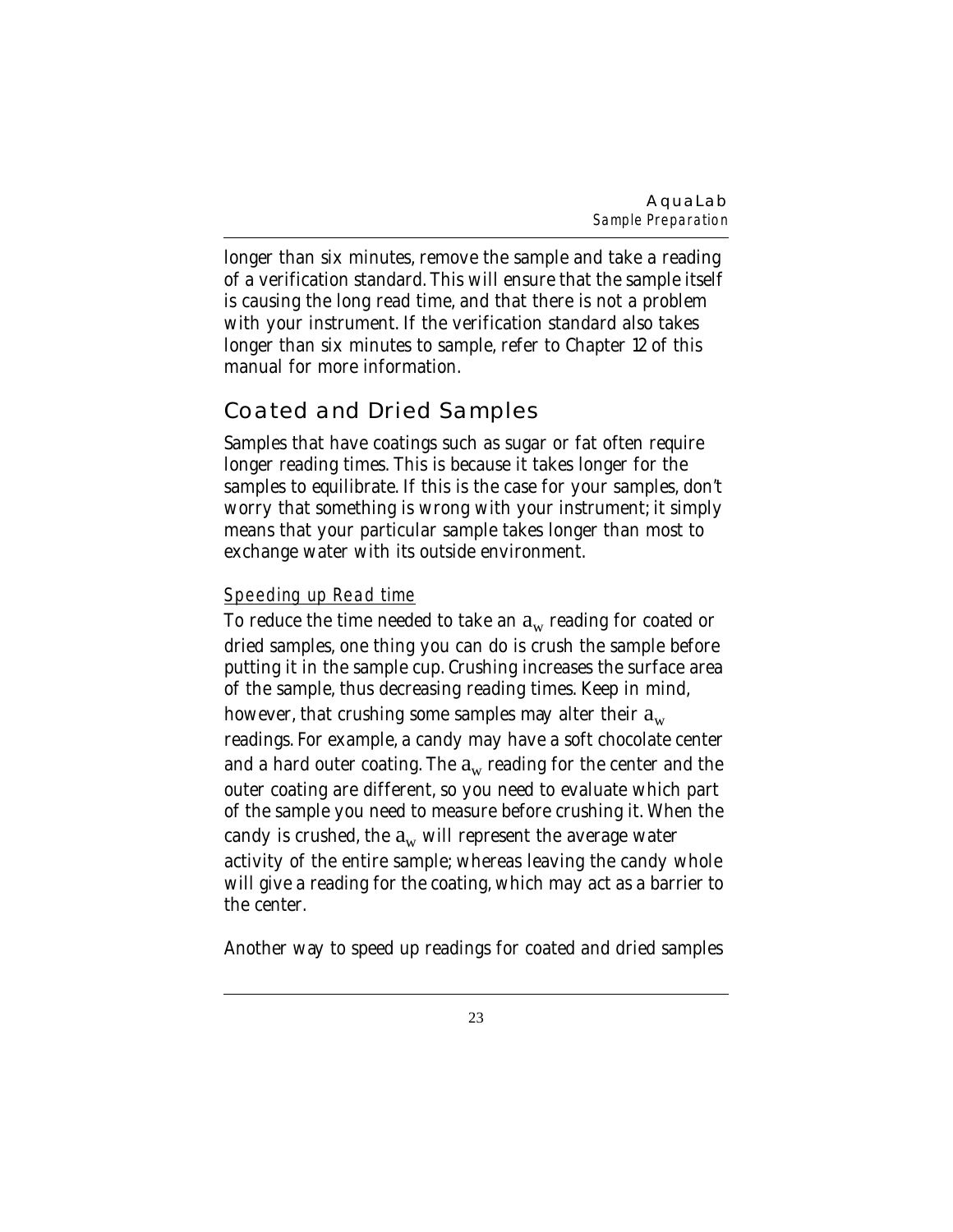longer than six minutes, remove the sample and take a reading of a verification standard. This will ensure that the sample itself is causing the long read time, and that there is not a problem with your instrument. If the verification standard also takes longer than six minutes to sample, refer to Chapter 12 of this manual for more information.

## Coated and Dried Samples

Samples that have coatings such as sugar or fat often require longer reading times. This is because it takes longer for the samples to equilibrate. If this is the case for your samples, don't worry that something is wrong with your instrument; it simply means that your particular sample takes longer than most to exchange water with its outside environment.

### Speeding up Read time

To reduce the time needed to take an $a_w$ reading for coated or dried samples, one thing you can do is crush the sample before putting it in the sample cup. Crushing increases the surface area of the sample, thus decreasing reading times. Keep in mind, however, that crushing some samples may alter their $a_w$ readings. For example, a candy may have a soft chocolate center and a hard outer coating. The $a_w$ reading for the center and the outer coating are different, so you need to evaluate which part of the sample you need to measure before crushing it. When the candy is crushed, the $a_w$ will represent the average water activity of the entire sample; whereas leaving the candy whole will give a reading for the coating, which may act as a barrier to the center.

Another way to speed up readings for coated and dried samples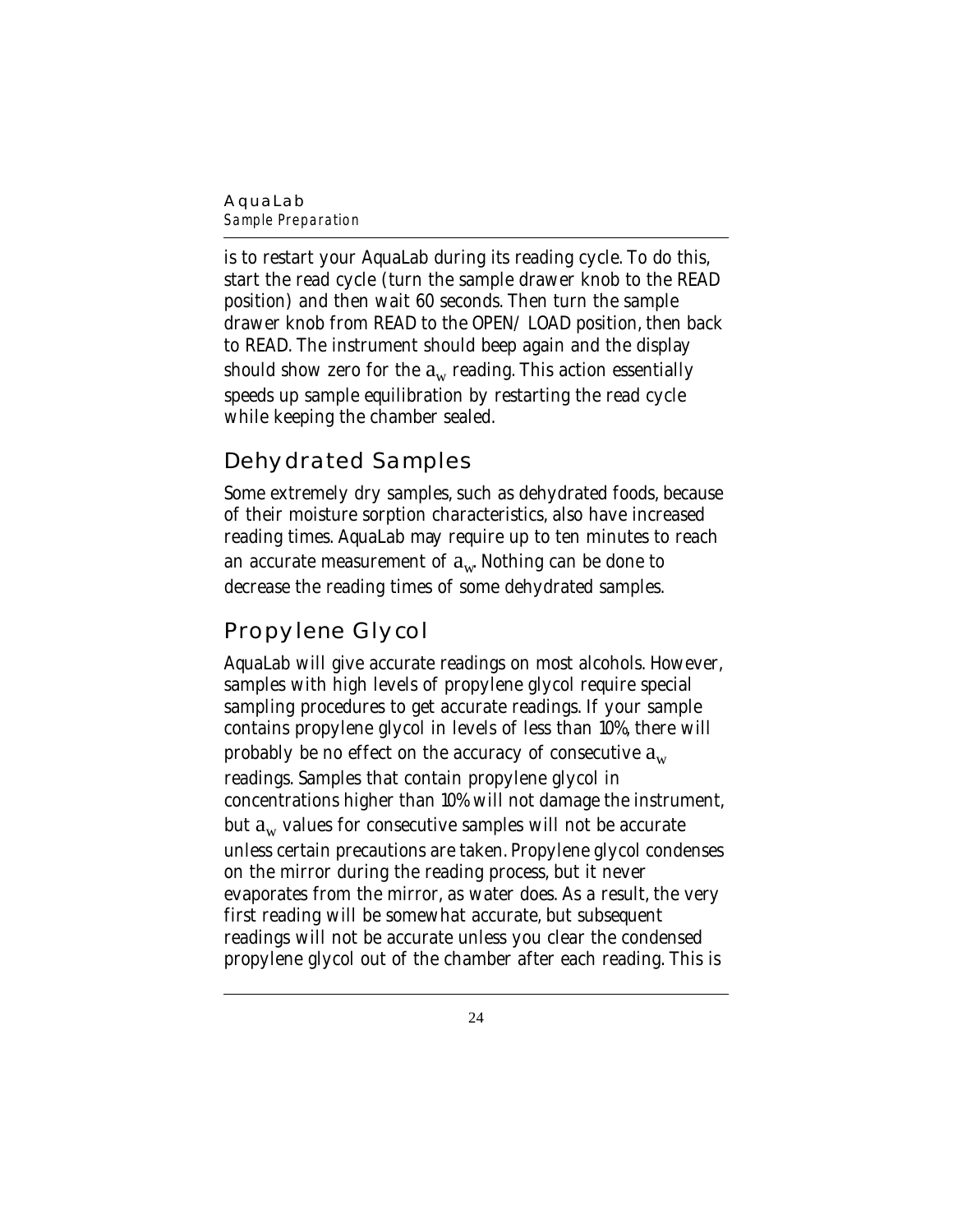is to restart your AquaLab during its reading cycle. To do this, start the read cycle (turn the sample drawer knob to the READ position) and then wait 60 seconds. Then turn the sample drawer knob from READ to the OPEN/LOAD position, then back to READ. The instrument should beep again and the display should show zero for the $a_w$ reading. This action essentially speeds up sample equilibration by restarting the read cycle while keeping the chamber sealed.

## Dehydrated Samples

Some extremely dry samples, such as dehydrated foods, because of their moisture sorption characteristics, also have increased reading times. AquaLab may require up to ten minutes to reach an accurate measurement of $a_w$. Nothing can be done to decrease the reading times of some dehydrated samples.

## Propylene Glycol

AquaLab will give accurate readings on most alcohols. However, samples with high levels of propylene glycol require special sampling procedures to get accurate readings. If your sample contains propylene glycol in levels of less than 10%, there will probably be no effect on the accuracy of consecutive $a_w$ readings. Samples that contain propylene glycol in concentrations higher than 10% will not damage the instrument, but $a_w$ values for consecutive samples will not be accurate unless certain precautions are taken. Propylene glycol condenses on the mirror during the reading process, but it never evaporates from the mirror, as water does. As a result, the very first reading will be somewhat accurate, but subsequent readings will not be accurate unless you clear the condensed propylene glycol out of the chamber after each reading. This is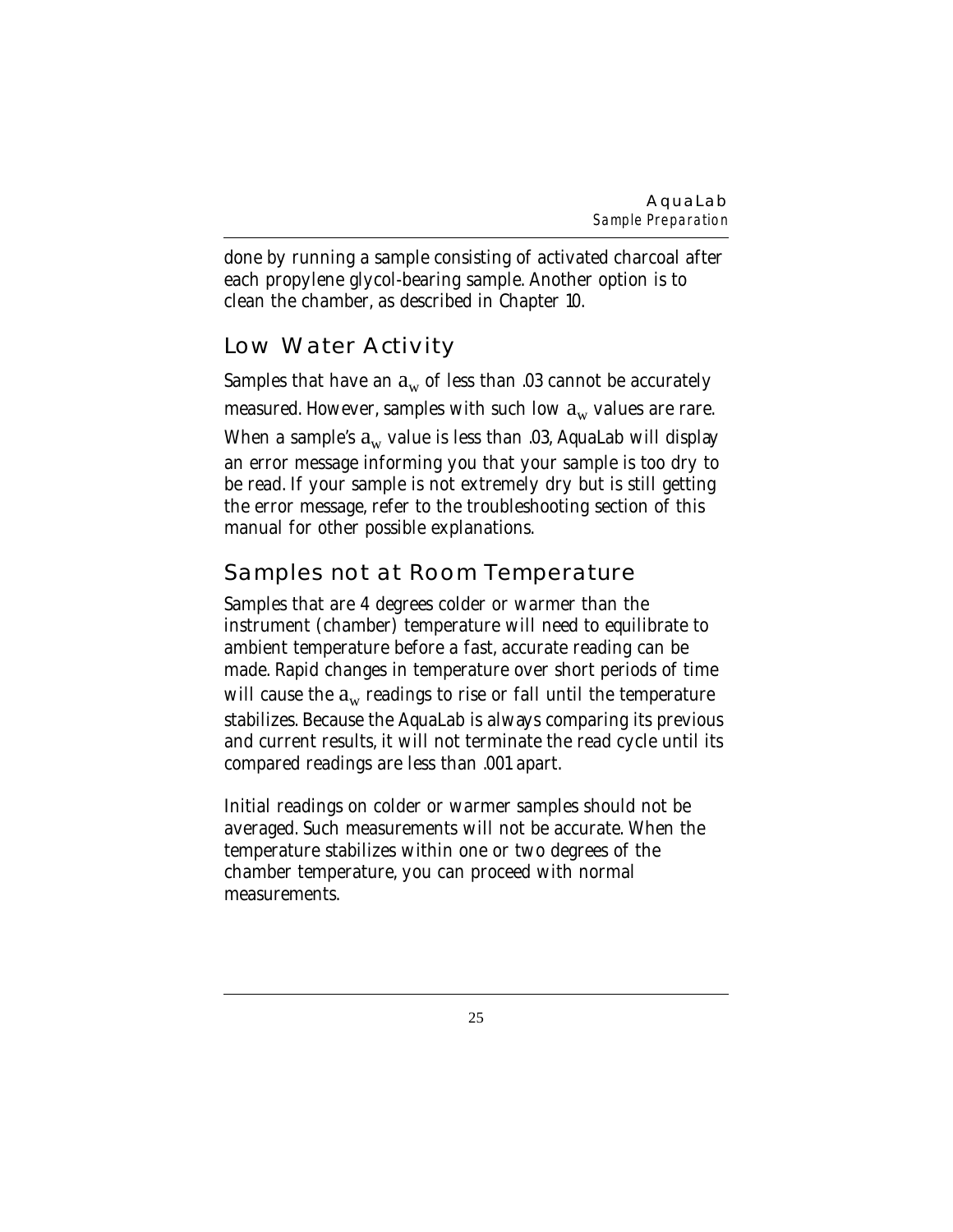done by running a sample consisting of activated charcoal after each propylene glycol-bearing sample. Another option is to clean the chamber, as described in Chapter 10.

## Low Water Activity

Samples that have an $a_w$ of less than .03 cannot be accurately measured. However, samples with such low $a_w$ values are rare. When a sample's $a_w$ value is less than .03, AquaLab will display an error message informing you that your sample is too dry to be read. If your sample is not extremely dry but is still getting the error message, refer to the troubleshooting section of this manual for other possible explanations.

## Samples not at Room Temperature

Samples that are 4 degrees colder or warmer than the instrument (chamber) temperature will need to equilibrate to ambient temperature before a fast, accurate reading can be made. Rapid changes in temperature over short periods of time will cause the $a_w$ readings to rise or fall until the temperature stabilizes. Because the AquaLab is always comparing its previous and current results, it will not terminate the read cycle until its compared readings are less than .001 apart.

Initial readings on colder or warmer samples should not be averaged. Such measurements will not be accurate. When the temperature stabilizes within one or two degrees of the chamber temperature, you can proceed with normal measurements.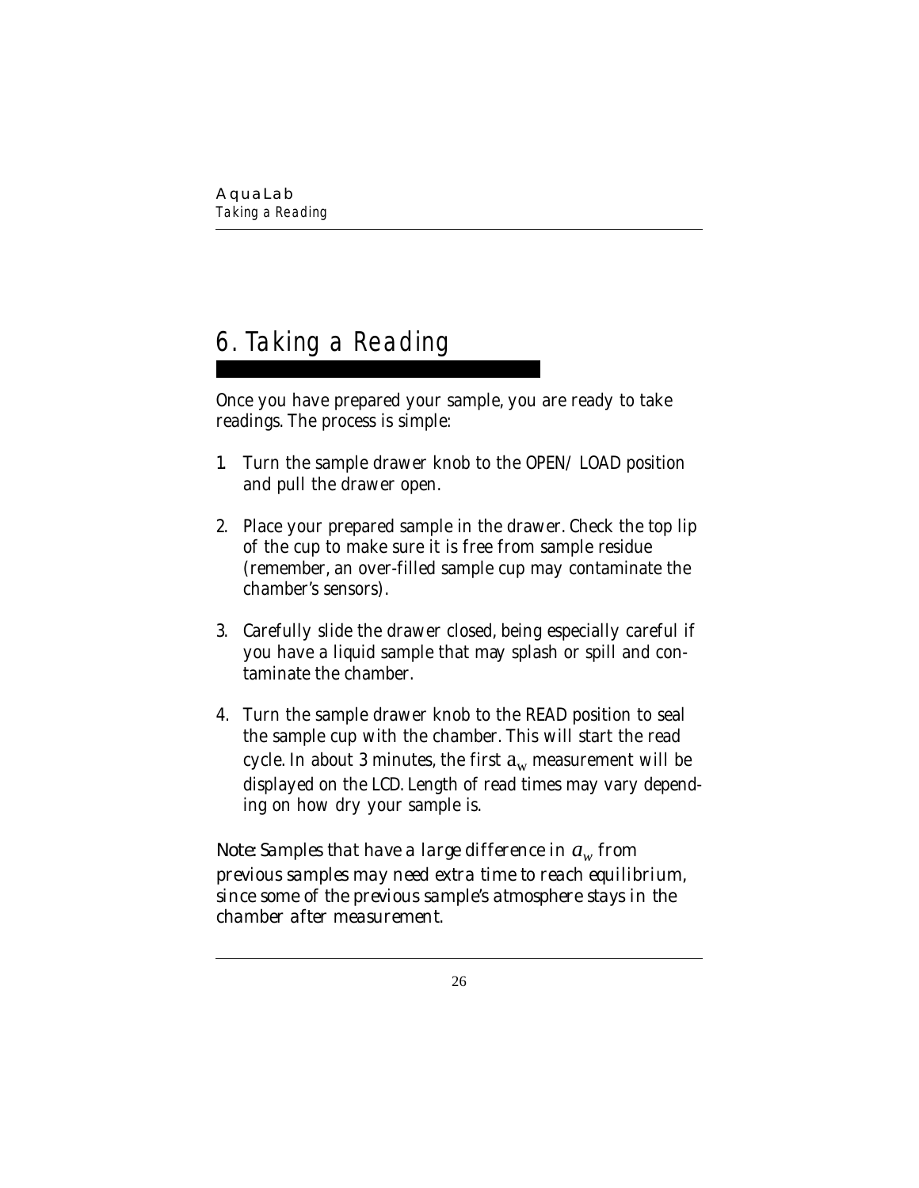# 6. Taking a Reading

Once you have prepared your sample, you are ready to take readings. The process is simple:

1. Turn the sample drawer knob to the OPEN/ LOAD position and pull the drawer open.

2. Place your prepared sample in the drawer. Check the top lip of the cup to make sure it is free from sample residue (remember, an over-filled sample cup may contaminate the chamber's sensors).

3. Carefully slide the drawer closed, being especially careful if you have a liquid sample that may splash or spill and contaminate the chamber.

4. Turn the sample drawer knob to the READ position to seal the sample cup with the chamber. This will start the read cycle. In about 3 minutes, the first $a_w$ measurement will be displayed on the LCD. Length of read times may vary depending on how dry your sample is.

*Note: Samples that have a large difference in $a_w$ from previous samples may need extra time to reach equilibrium, since some of the previous sample's atmosphere stays in the chamber after measurement.*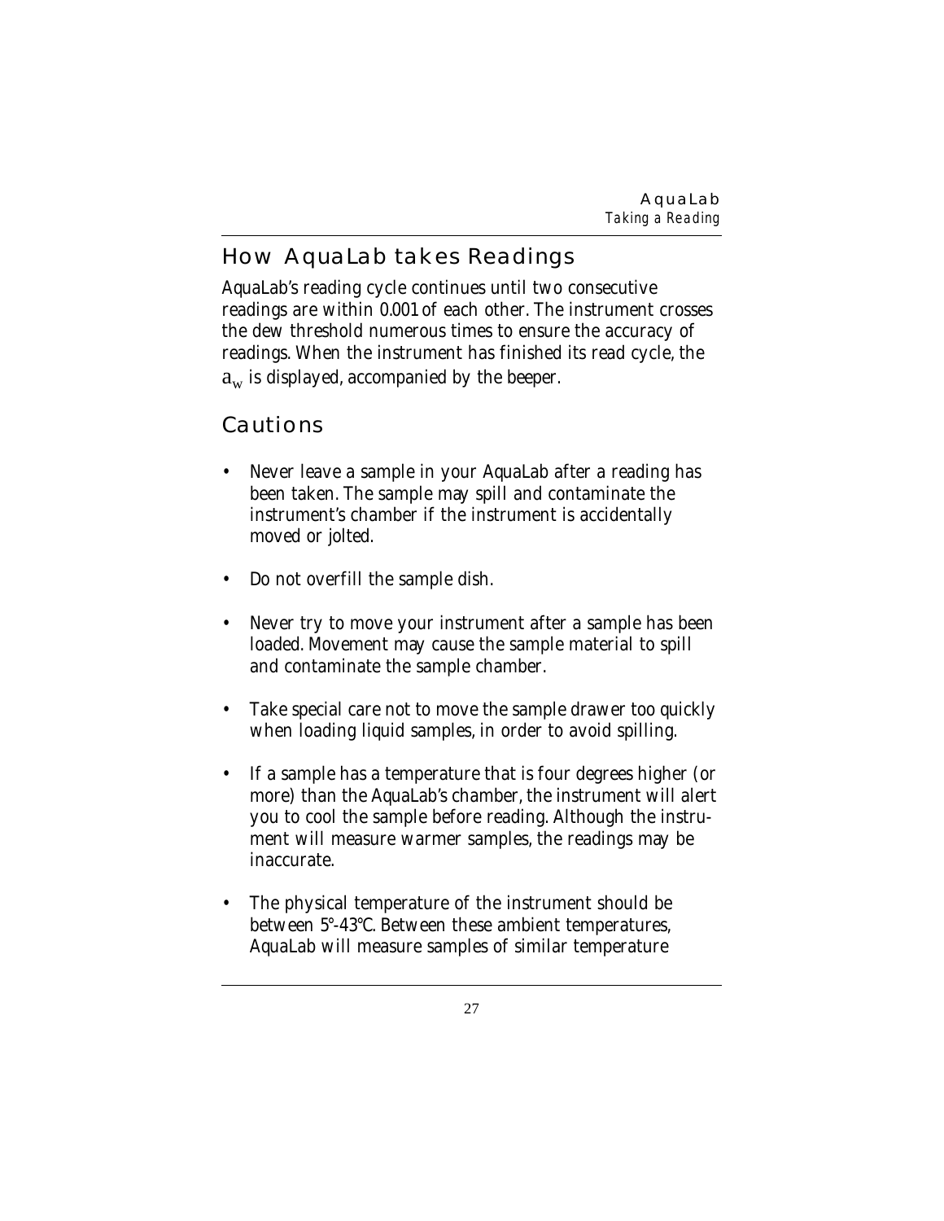## How AquaLab takes Readings

AquaLab's reading cycle continues until two consecutive readings are within 0.001 of each other. The instrument crosses the dew threshold numerous times to ensure the accuracy of readings. When the instrument has finished its read cycle, the $a_w$ is displayed, accompanied by the beeper.

## Cautions

- Never leave a sample in your AquaLab after a reading has been taken. The sample may spill and contaminate the instrument's chamber if the instrument is accidentally moved or jolted.
- Do not overfill the sample dish.
- Never try to move your instrument after a sample has been loaded. Movement may cause the sample material to spill and contaminate the sample chamber.
- Take special care not to move the sample drawer too quickly when loading liquid samples, in order to avoid spilling.
- If a sample has a temperature that is four degrees higher (or more) than the AquaLab's chamber, the instrument will alert you to cool the sample before reading. Although the instrument will measure warmer samples, the readings may be inaccurate.
- The physical temperature of the instrument should be between 5°-43°C. Between these ambient temperatures, AquaLab will measure samples of similar temperature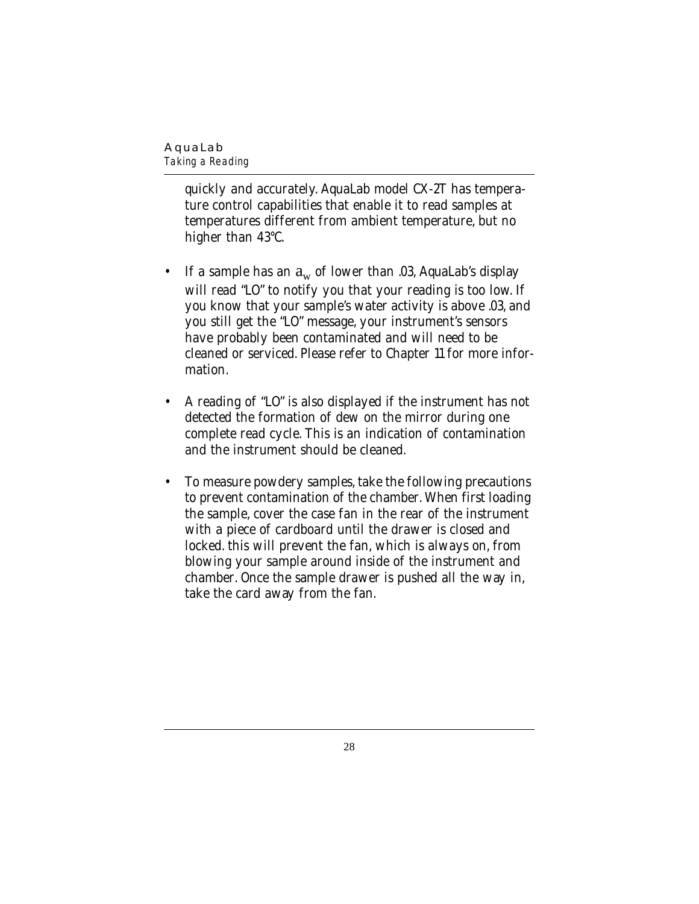quickly and accurately. AquaLab model CX-2T has temperature control capabilities that enable it to read samples at temperatures different from ambient temperature, but no higher than 43°C.

- If a sample has an $a_w$ of lower than .03, AquaLab's display will read "LO" to notify you that your reading is too low. If you know that your sample's water activity is above .03, and you still get the "LO" message, your instrument's sensors have probably been contaminated and will need to be cleaned or serviced. Please refer to Chapter 11 for more information.

- A reading of "LO" is also displayed if the instrument has not detected the formation of dew on the mirror during one complete read cycle. This is an indication of contamination and the instrument should be cleaned.

- To measure powdery samples, take the following precautions to prevent contamination of the chamber. When first loading the sample, cover the case fan in the rear of the instrument with a piece of cardboard until the drawer is closed and locked. this will prevent the fan, which is always on, from blowing your sample around inside of the instrument and chamber. Once the sample drawer is pushed all the way in, take the card away from the fan.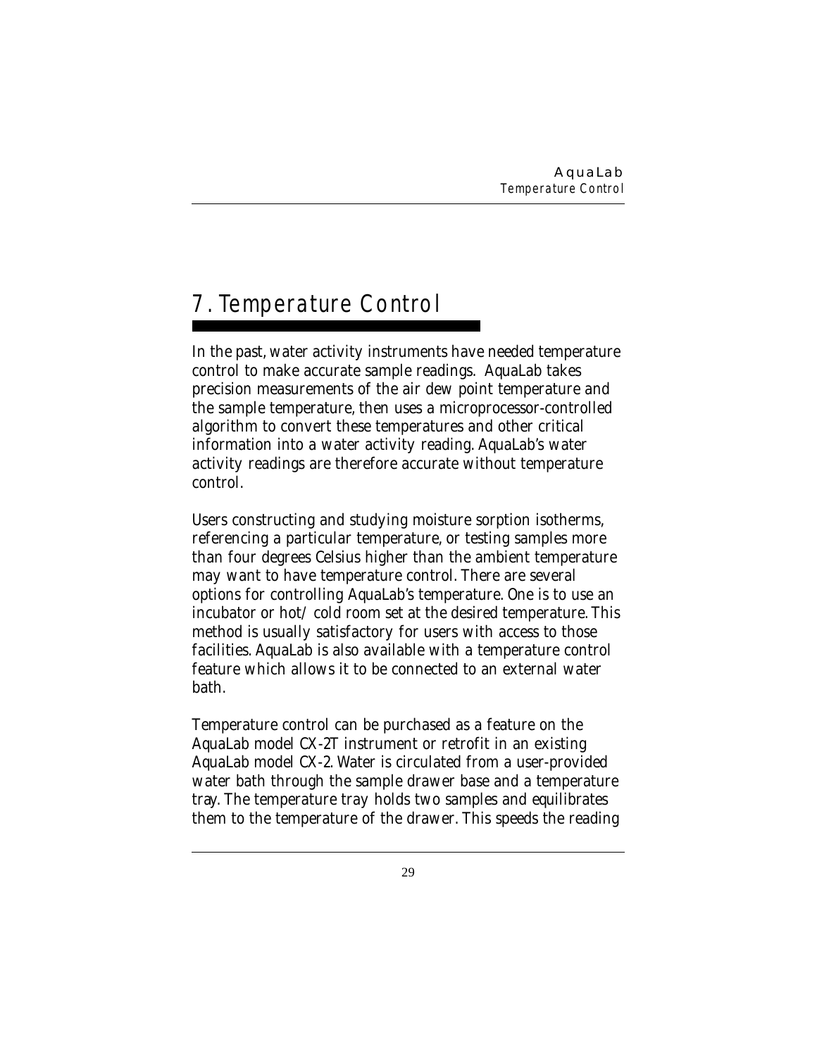# 7. Temperature Control

In the past, water activity instruments have needed temperature control to make accurate sample readings. AquaLab takes precision measurements of the air dew point temperature and the sample temperature, then uses a microprocessor-controlled algorithm to convert these temperatures and other critical information into a water activity reading. AquaLab's water activity readings are therefore accurate without temperature control.

Users constructing and studying moisture sorption isotherms, referencing a particular temperature, or testing samples more than four degrees Celsius higher than the ambient temperature may want to have temperature control. There are several options for controlling AquaLab's temperature. One is to use an incubator or hot/ cold room set at the desired temperature. This method is usually satisfactory for users with access to those facilities. AquaLab is also available with a temperature control feature which allows it to be connected to an external water bath.

Temperature control can be purchased as a feature on the AquaLab model CX-2T instrument or retrofit in an existing AquaLab model CX-2. Water is circulated from a user-provided water bath through the sample drawer base and a temperature tray. The temperature tray holds two samples and equilibrates them to the temperature of the drawer. This speeds the reading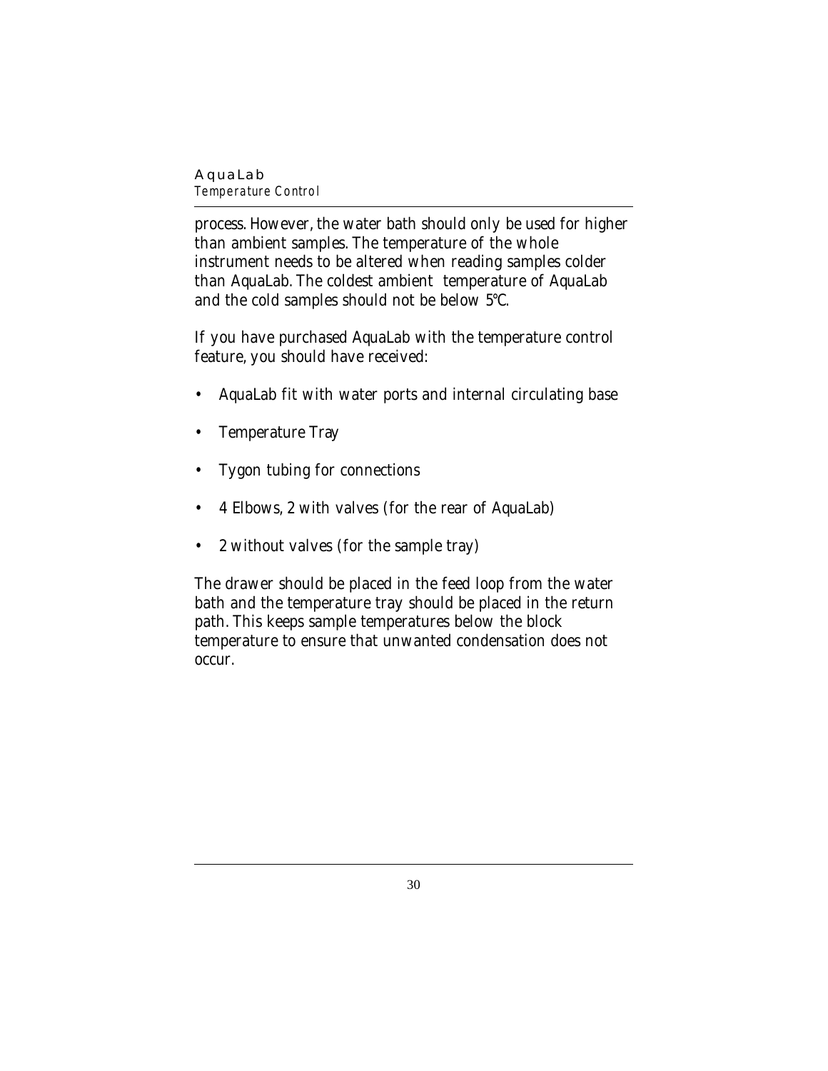process. However, the water bath should only be used for higher than ambient samples. The temperature of the whole instrument needs to be altered when reading samples colder than AquaLab. The coldest ambient temperature of AquaLab and the cold samples should not be below 5°C.

If you have purchased AquaLab with the temperature control feature, you should have received:

- AquaLab fit with water ports and internal circulating base
- Temperature Tray
- Tygon tubing for connections
- 4 Elbows, 2 with valves (for the rear of AquaLab)
- 2 without valves (for the sample tray)

The drawer should be placed in the feed loop from the water bath and the temperature tray should be placed in the return path. This keeps sample temperatures below the block temperature to ensure that unwanted condensation does not occur.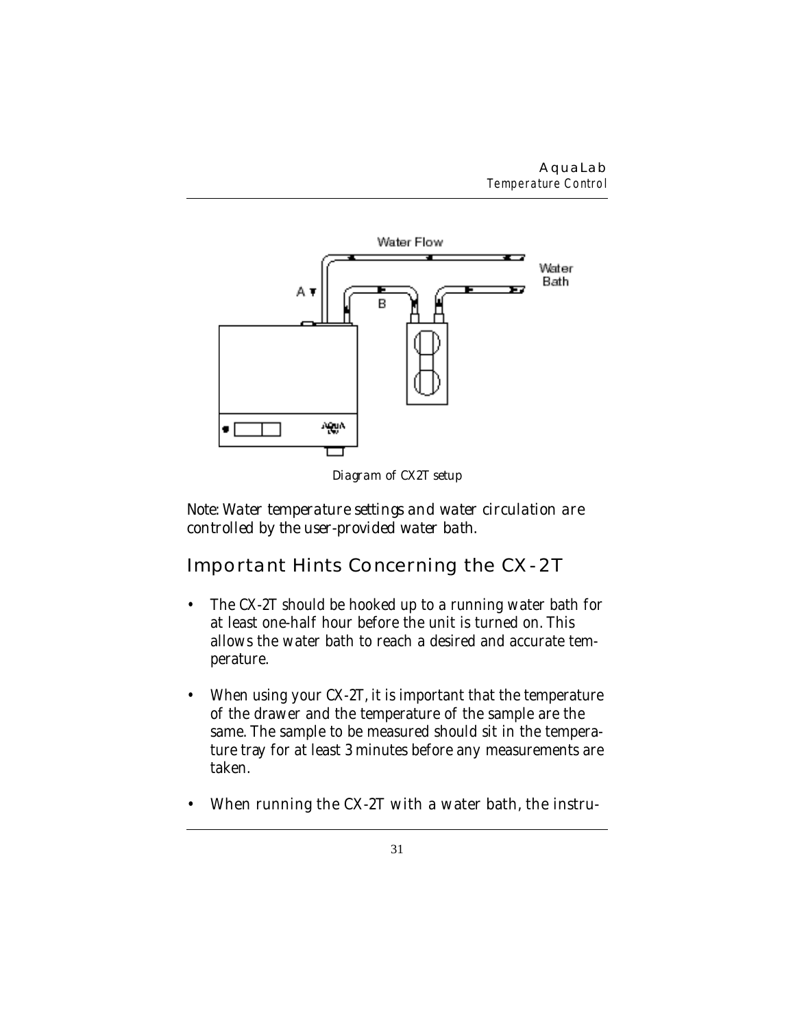Diagram of CX2T setup

*Note: Water temperature settings and water circulation are controlled by the user-provided water bath.*

## Important Hints Concerning the CX-2T

- The CX-2T should be hooked up to a running water bath for at least one-half hour before the unit is turned on. This allows the water bath to reach a desired and accurate temperature.
- When using your CX-2T, it is important that the temperature of the drawer and the temperature of the sample are the same. The sample to be measured should sit in the temperature tray for at least 3 minutes before any measurements are taken.
- When running the CX-2T with a water bath, the instru-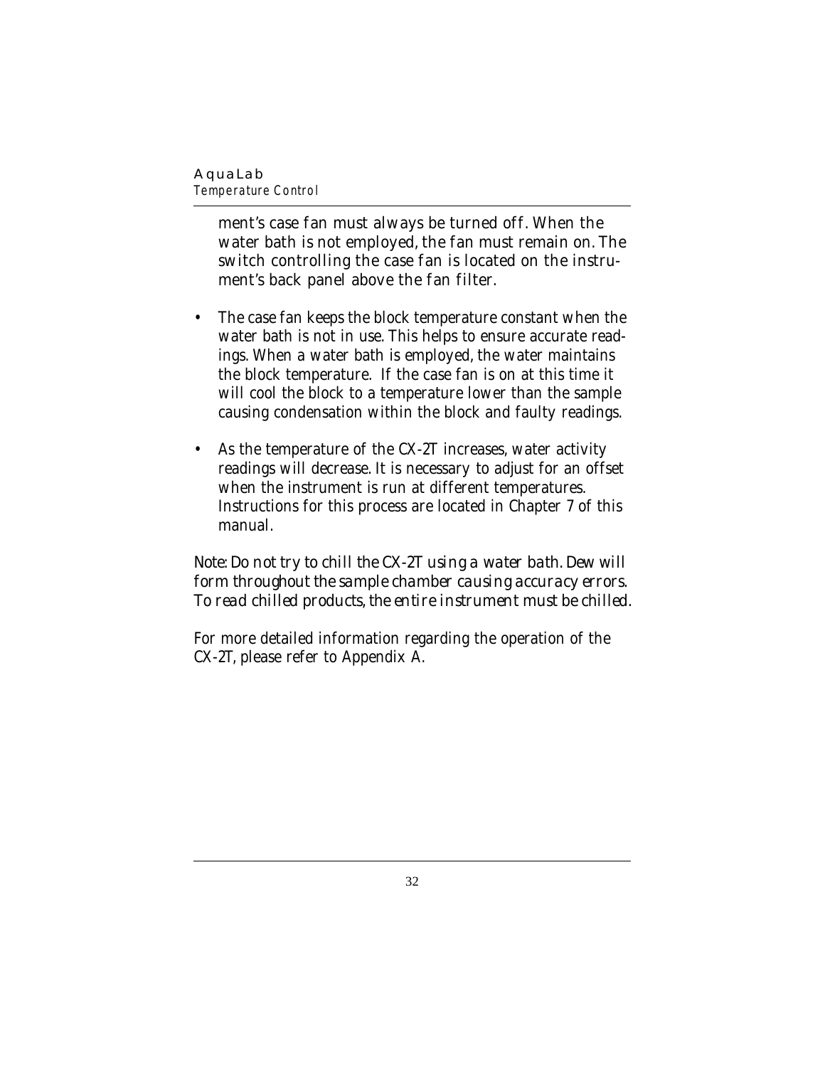ment's case fan must always be turned off. When the water bath is not employed, the fan must remain on. The switch controlling the case fan is located on the instrument's back panel above the fan filter.

- The case fan keeps the block temperature constant when the water bath is not in use. This helps to ensure accurate readings. When a water bath is employed, the water maintains the block temperature. If the case fan is on at this time it will cool the block to a temperature lower than the sample causing condensation within the block and faulty readings.
- As the temperature of the CX-2T increases, water activity readings will decrease. It is necessary to adjust for an offset when the instrument is run at different temperatures. Instructions for this process are located in Chapter 7 of this manual.

*Note: Do not try to chill the CX-2T using a water bath. Dew will form throughout the sample chamber causing accuracy errors. To read chilled products, the entire instrument must be chilled.*

For more detailed information regarding the operation of the CX-2T, please refer to Appendix A.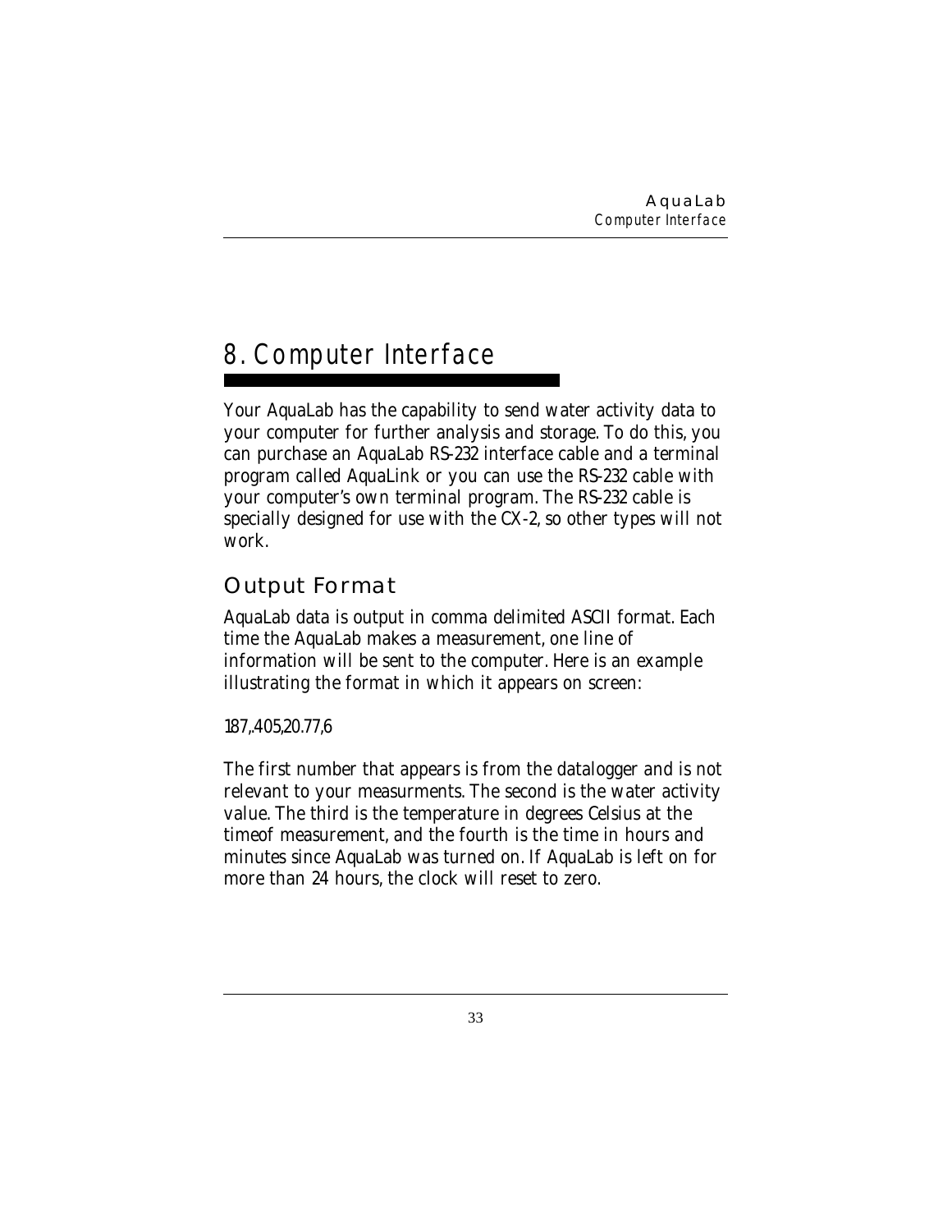# 8. Computer Interface

Your AquaLab has the capability to send water activity data to your computer for further analysis and storage. To do this, you can purchase an AquaLab RS-232 interface cable and a terminal program called AquaLink or you can use the RS-232 cable with your computer's own terminal program. The RS-232 cable is specially designed for use with the CX-2, so other types will not work.

## Output Format

AquaLab data is output in comma delimited ASCII format. Each time the AquaLab makes a measurement, one line of information will be sent to the computer. Here is an example illustrating the format in which it appears on screen:

187,.405,20.77,6

The first number that appears is from the datalogger and is not relevant to your measurments. The second is the water activity value. The third is the temperature in degrees Celsius at the timeof measurement, and the fourth is the time in hours and minutes since AquaLab was turned on. If AquaLab is left on for more than 24 hours, the clock will reset to zero.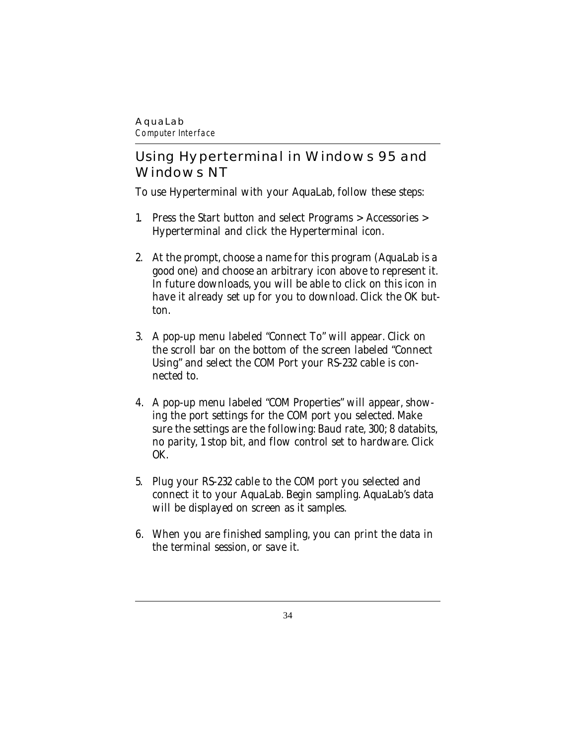## Using Hyperterminal in Windows 95 and Windows NT

To use Hyperterminal with your AquaLab, follow these steps:

1. Press the Start button and select Programs > Accessories > Hyperterminal and click the Hyperterminal icon.

2. At the prompt, choose a name for this program (AquaLab is a good one) and choose an arbitrary icon above to represent it. In future downloads, you will be able to click on this icon in have it already set up for you to download. Click the OK button.

3. A pop-up menu labeled "Connect To" will appear. Click on the scroll bar on the bottom of the screen labeled "Connect Using" and select the COM Port your RS-232 cable is connected to.

4. A pop-up menu labeled "COM Properties" will appear, showing the port settings for the COM port you selected. Make sure the settings are the following: Baud rate, 300; 8 databits, no parity, 1 stop bit, and flow control set to hardware. Click OK.

5. Plug your RS-232 cable to the COM port you selected and connect it to your AquaLab. Begin sampling. AquaLab's data will be displayed on screen as it samples.

6. When you are finished sampling, you can print the data in the terminal session, or save it.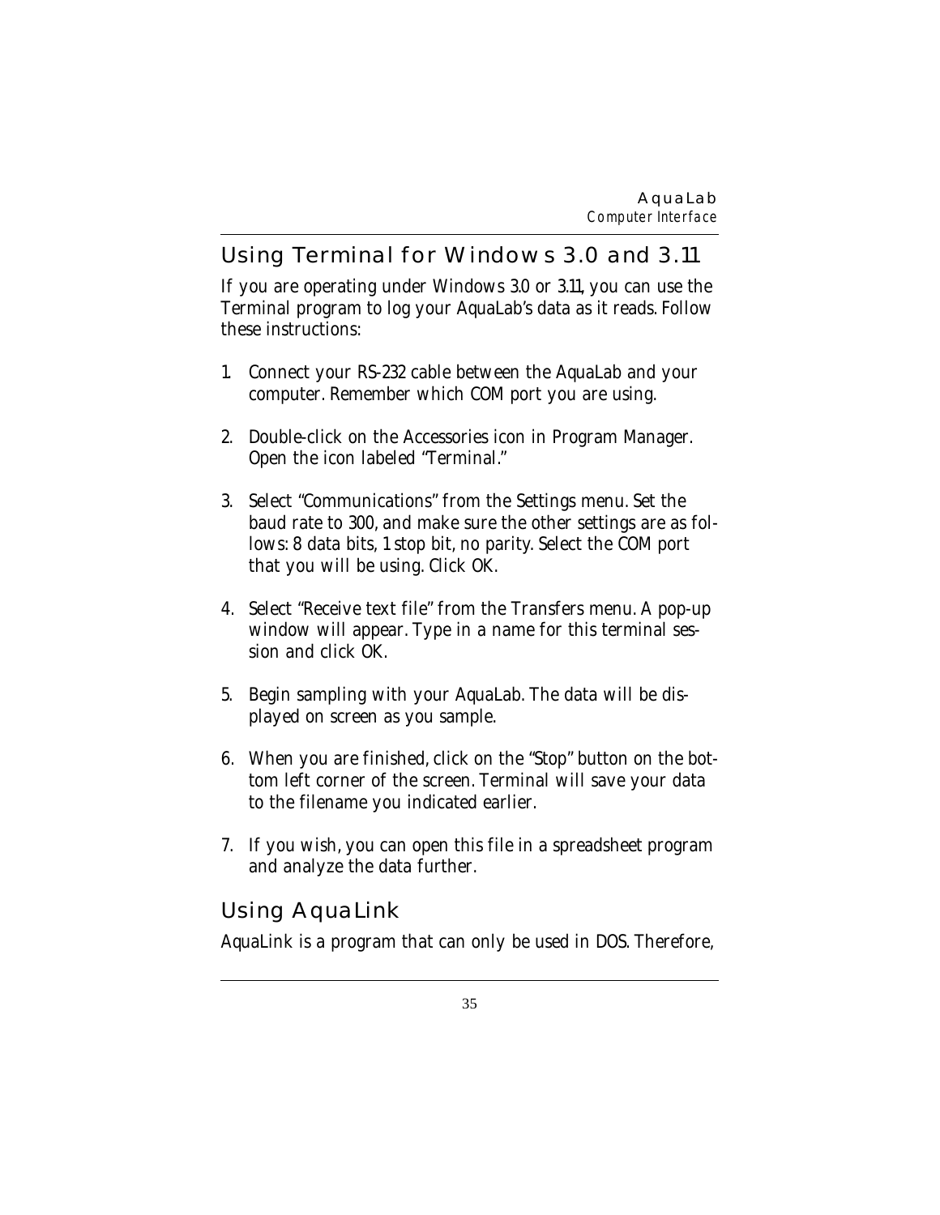## Using Terminal for Windows 3.0 and 3.11

If you are operating under Windows 3.0 or 3.11, you can use the Terminal program to log your AquaLab's data as it reads. Follow these instructions:

1. Connect your RS-232 cable between the AquaLab and your computer. Remember which COM port you are using.

2. Double-click on the Accessories icon in Program Manager. Open the icon labeled "Terminal."

3. Select "Communications" from the Settings menu. Set the baud rate to 300, and make sure the other settings are as follows: 8 data bits, 1 stop bit, no parity. Select the COM port that you will be using. Click OK.

4. Select "Receive text file" from the Transfers menu. A pop-up window will appear. Type in a name for this terminal session and click OK.

5. Begin sampling with your AquaLab. The data will be displayed on screen as you sample.

6. When you are finished, click on the "Stop" button on the bottom left corner of the screen. Terminal will save your data to the filename you indicated earlier.

7. If you wish, you can open this file in a spreadsheet program and analyze the data further.

## Using AquaLink

AquaLink is a program that can only be used in DOS. Therefore,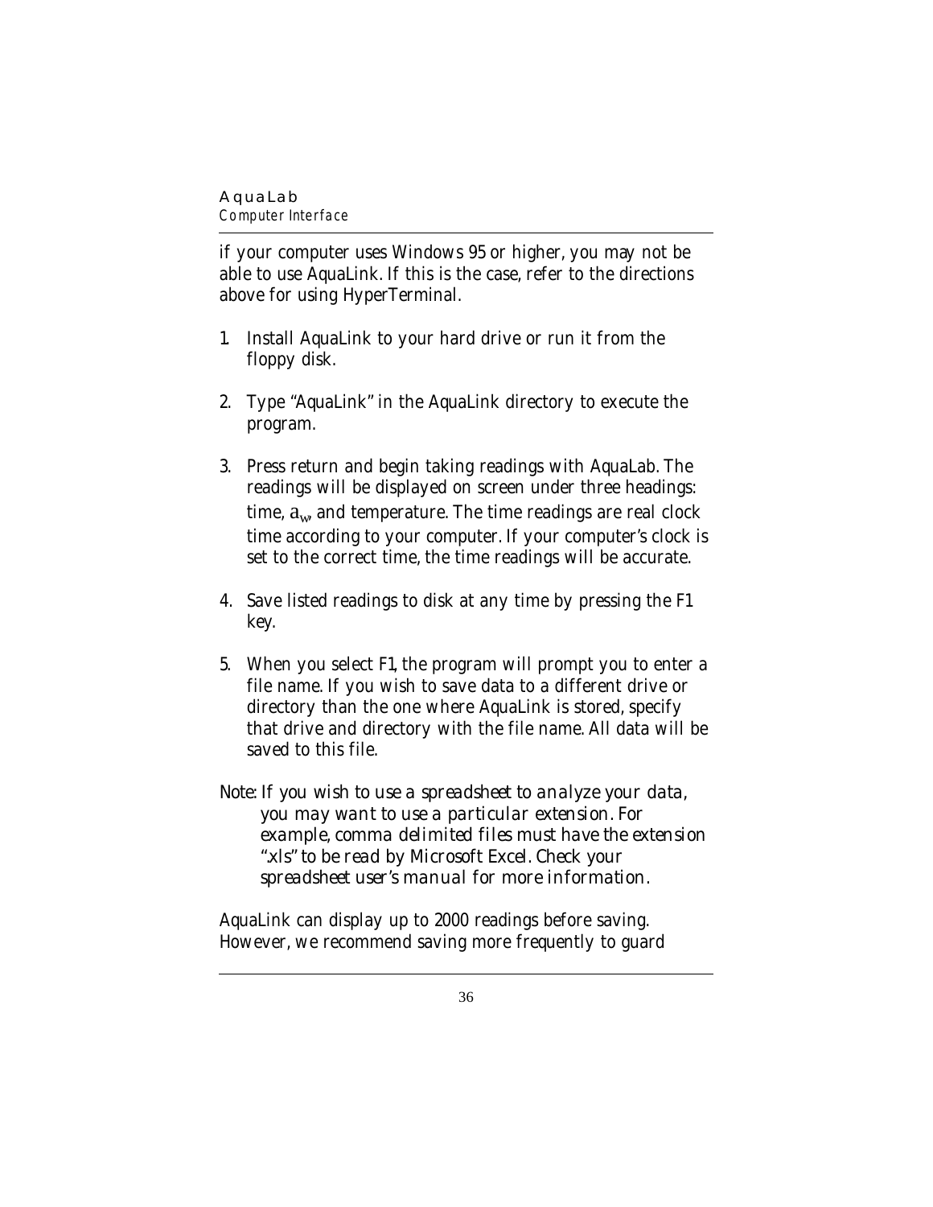if your computer uses Windows 95 or higher, you may not be able to use AquaLink. If this is the case, refer to the directions above for using HyperTerminal.

1. Install AquaLink to your hard drive or run it from the floppy disk.

2. Type "AquaLink" in the AquaLink directory to execute the program.

3. Press return and begin taking readings with AquaLab. The readings will be displayed on screen under three headings: time, $a_w$, and temperature. The time readings are real clock time according to your computer. If your computer's clock is set to the correct time, the time readings will be accurate.

4. Save listed readings to disk at any time by pressing the F1 key.

5. When you select F1, the program will prompt you to enter a file name. If you wish to save data to a different drive or directory than the one where AquaLink is stored, specify that drive and directory with the file name. All data will be saved to this file.

Note: *If you wish to use a spreadsheet to analyze your data, you may want to use a particular extension. For example, comma delimited files must have the extension ".xls" to be read by Microsoft Excel. Check your spreadsheet user's manual for more information.*

AquaLink can display up to 2000 readings before saving. However, we recommend saving more frequently to guard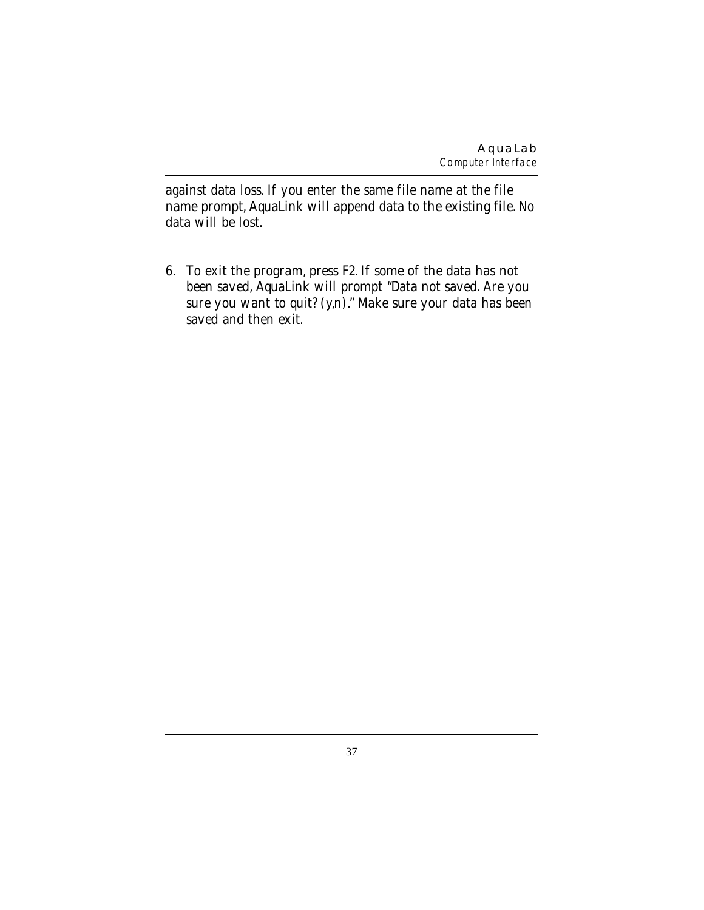against data loss. If you enter the same file name at the file name prompt, AquaLink will append data to the existing file. No data will be lost.

6. To exit the program, press F2. If some of the data has not been saved, AquaLink will prompt "Data not saved. Are you sure you want to quit? (y,n)." Make sure your data has been saved and then exit.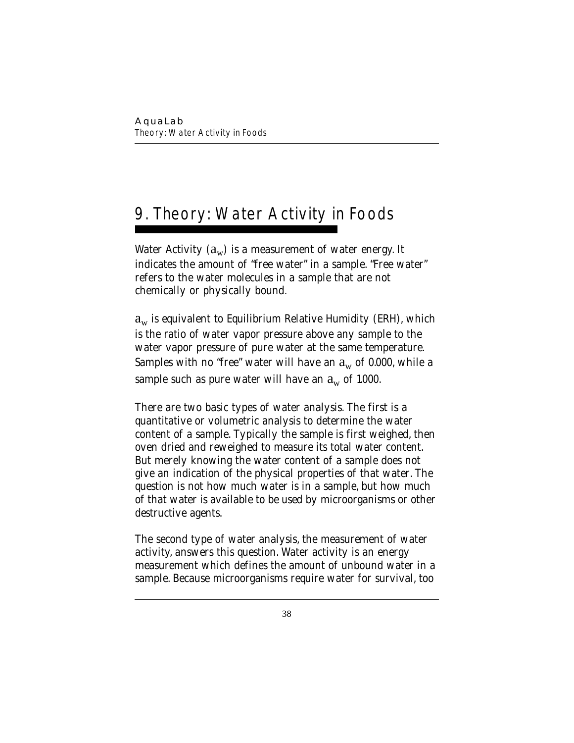# 9. Theory: Water Activity in Foods

Water Activity ($a_w$) is a measurement of water energy. It indicates the amount of "free water" in a sample. "Free water" refers to the water molecules in a sample that are not chemically or physically bound.

$a_w$ is equivalent to Equilibrium Relative Humidity (ERH), which is the ratio of water vapor pressure above any sample to the water vapor pressure of pure water at the same temperature. Samples with no "free" water will have an $a_w$ of 0.000, while a sample such as pure water will have an $a_w$ of 1.000.

There are two basic types of water analysis. The first is a quantitative or volumetric analysis to determine the water content of a sample. Typically the sample is first weighed, then oven dried and reweighed to measure its total water content. But merely knowing the water content of a sample does not give an indication of the physical properties of that water. The question is not how much water is in a sample, but how much of that water is available to be used by microorganisms or other destructive agents.

The second type of water analysis, the measurement of water activity, answers this question. Water activity is an energy measurement which defines the amount of unbound water in a sample. Because microorganisms require water for survival, too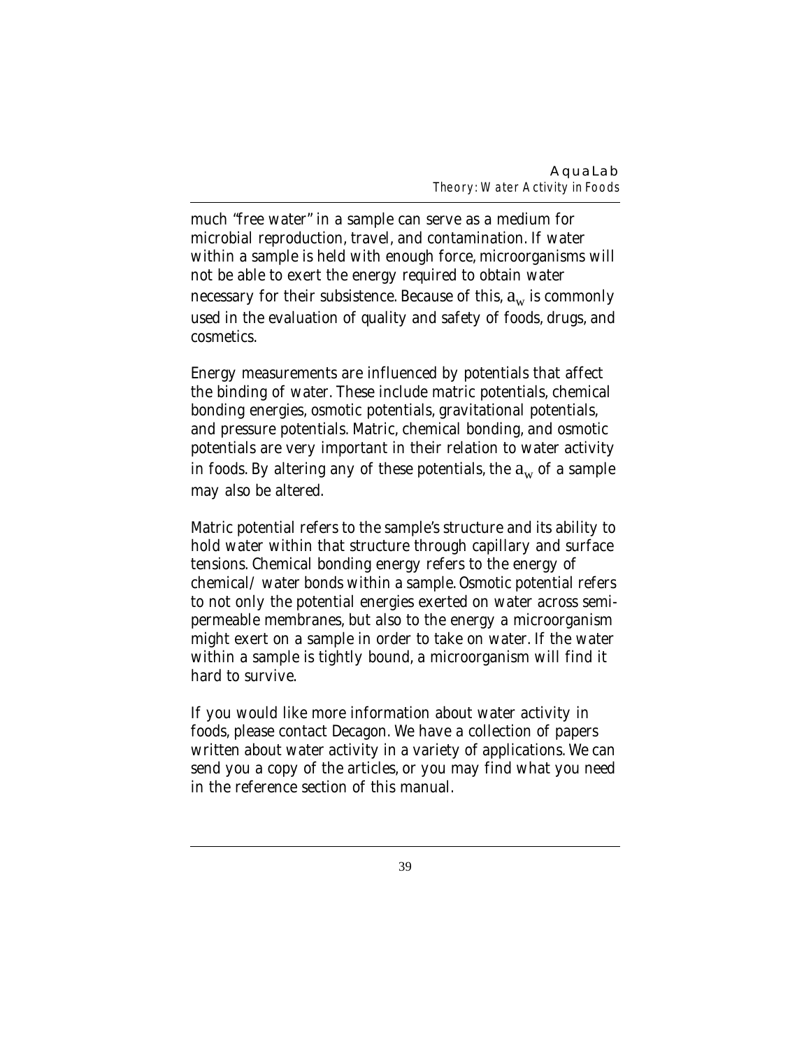much “free water” in a sample can serve as a medium for microbial reproduction, travel, and contamination. If water within a sample is held with enough force, microorganisms will not be able to exert the energy required to obtain water necessary for their subsistence. Because of this, $a_w$ is commonly used in the evaluation of quality and safety of foods, drugs, and cosmetics.

Energy measurements are influenced by potentials that affect the binding of water. These include matric potentials, chemical bonding energies, osmotic potentials, gravitational potentials, and pressure potentials. Matric, chemical bonding, and osmotic potentials are very important in their relation to water activity in foods. By altering any of these potentials, the $a_w$ of a sample may also be altered.

Matric potential refers to the sample's structure and its ability to hold water within that structure through capillary and surface tensions. Chemical bonding energy refers to the energy of chemical/ water bonds within a sample. Osmotic potential refers to not only the potential energies exerted on water across semi-permeable membranes, but also to the energy a microorganism might exert on a sample in order to take on water. If the water within a sample is tightly bound, a microorganism will find it hard to survive.

If you would like more information about water activity in foods, please contact Decagon. We have a collection of papers written about water activity in a variety of applications. We can send you a copy of the articles, or you may find what you need in the reference section of this manual.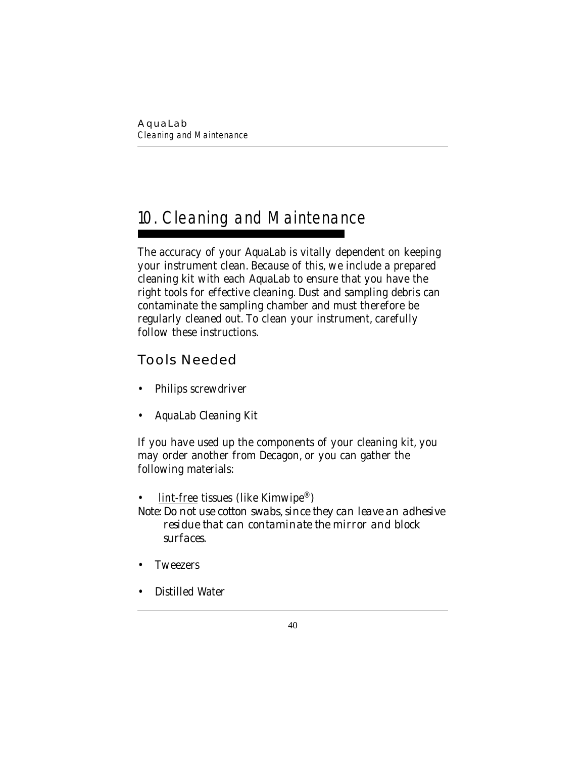# 10. Cleaning and Maintenance

The accuracy of your AquaLab is vitally dependent on keeping your instrument clean. Because of this, we include a prepared cleaning kit with each AquaLab to ensure that you have the right tools for effective cleaning. Dust and sampling debris can contaminate the sampling chamber and must therefore be regularly cleaned out. To clean your instrument, carefully follow these instructions.

## Tools Needed

- Philips screwdriver
- AquaLab Cleaning Kit

If you have used up the components of your cleaning kit, you may order another from Decagon, or you can gather the following materials:

- lint-free tissues (like Kimwipe®)

Note: *Do not use cotton swabs, since they can leave an adhesive residue that can contaminate the mirror and block surfaces.*

- Tweezers
- Distilled Water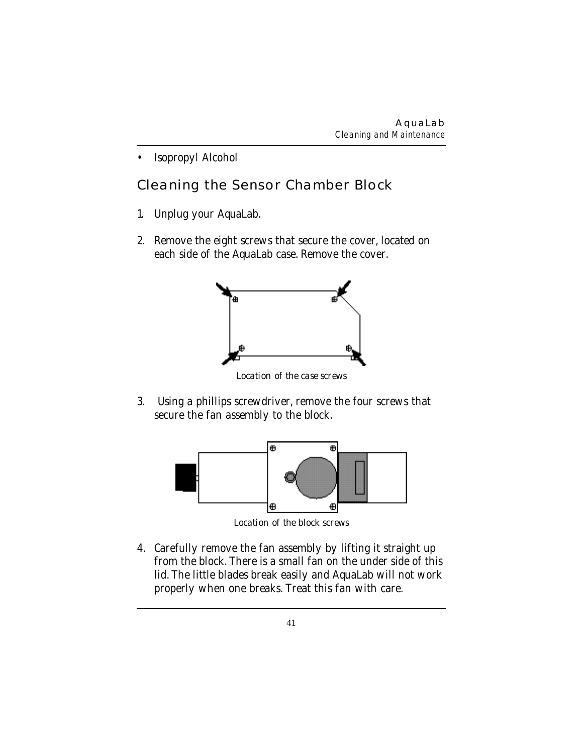- Isopropyl Alcohol

## Cleaning the Sensor Chamber Block

1. Unplug your AquaLab.

2. Remove the eight screws that secure the cover, located on each side of the AquaLab case. Remove the cover.

*Location of the case screws*

3. Using a phillips screwdriver, remove the four screws that secure the fan assembly to the block.

*Location of the block screws*

4. Carefully remove the fan assembly by lifting it straight up from the block. There is a small fan on the under side of this lid. The little blades break easily and AquaLab will not work properly when one breaks. Treat this fan with care.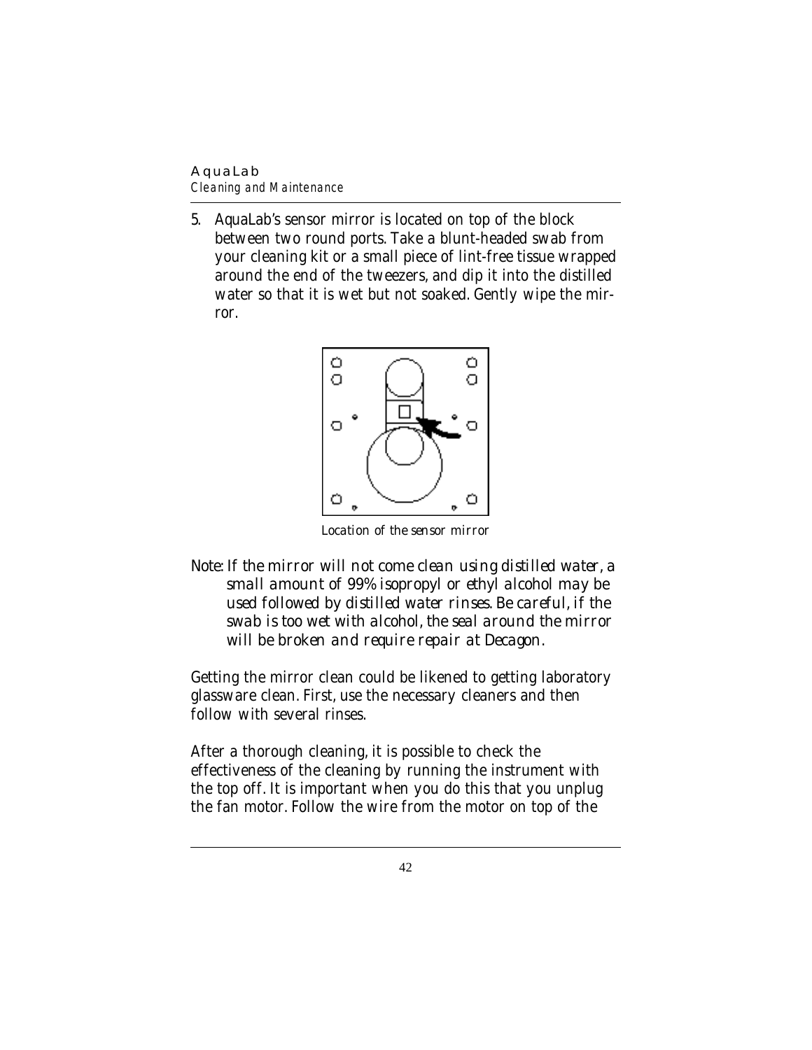5. AquaLab's sensor mirror is located on top of the block between two round ports. Take a blunt-headed swab from your cleaning kit or a small piece of lint-free tissue wrapped around the end of the tweezers, and dip it into the distilled water so that it is wet but not soaked. Gently wipe the mirror.

*Location of the sensor mirror*

*Note: If the mirror will not come clean using distilled water, a small amount of 99% isopropyl or ethyl alcohol may be used followed by distilled water rinses. Be careful, if the swab is too wet with alcohol, the seal around the mirror will be broken and require repair at Decagon.*

Getting the mirror clean could be likened to getting laboratory glassware clean. First, use the necessary cleaners and then follow with several rinses.

After a thorough cleaning, it is possible to check the effectiveness of the cleaning by running the instrument with the top off. It is important when you do this that you unplug the fan motor. Follow the wire from the motor on top of the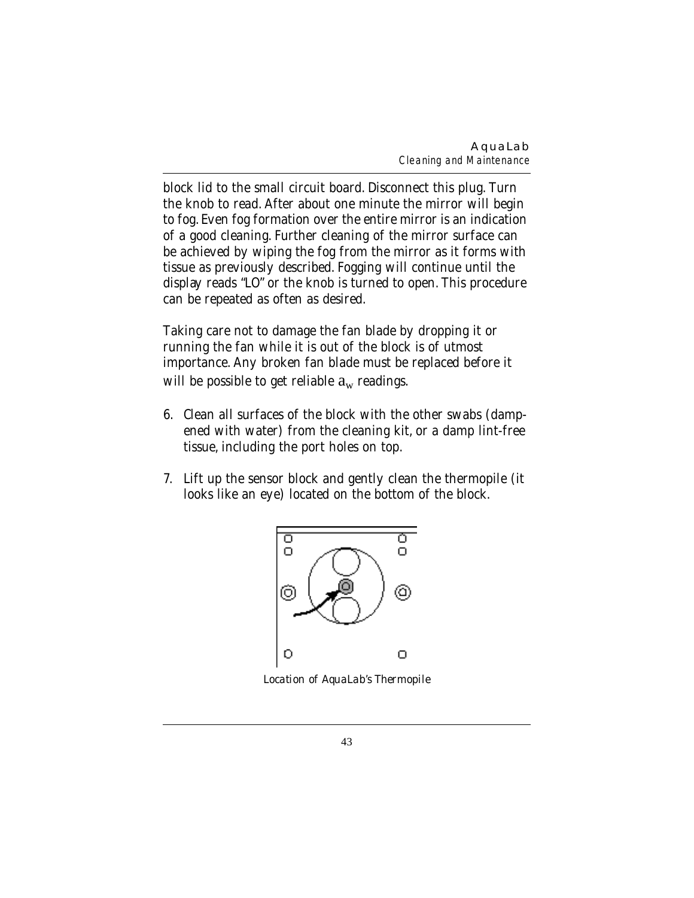block lid to the small circuit board. Disconnect this plug. Turn the knob to read. After about one minute the mirror will begin to fog. Even fog formation over the entire mirror is an indication of a good cleaning. Further cleaning of the mirror surface can be achieved by wiping the fog from the mirror as it forms with tissue as previously described. Fogging will continue until the display reads "LO" or the knob is turned to open. This procedure can be repeated as often as desired.

Taking care not to damage the fan blade by dropping it or running the fan while it is out of the block is of utmost importance. Any broken fan blade must be replaced before it will be possible to get reliable $a_w$ readings.

6. Clean all surfaces of the block with the other swabs (dampened with water) from the cleaning kit, or a damp lint-free tissue, including the port holes on top.

7. Lift up the sensor block and gently clean the thermopile (it looks like an eye) located on the bottom of the block.

*Location of AquaLab's Thermopile*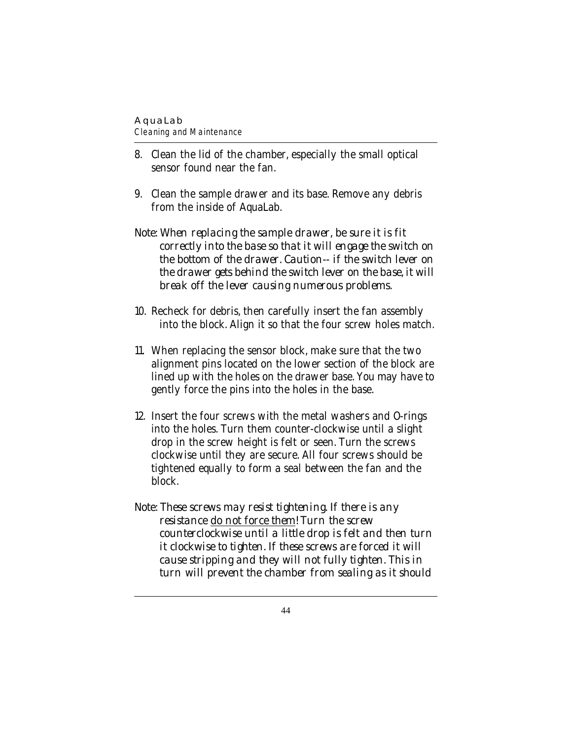8. Clean the lid of the chamber, especially the small optical sensor found near the fan.

9. Clean the sample drawer and its base. Remove any debris from the inside of AquaLab.

Note: *When replacing the sample drawer, be sure it is fit correctly into the base so that it will engage the switch on the bottom of the drawer. Caution-- if the switch lever on the drawer gets behind the switch lever on the base, it will break off the lever causing numerous problems.*

10. Recheck for debris, then carefully insert the fan assembly into the block. Align it so that the four screw holes match.

11. When replacing the sensor block, make sure that the two alignment pins located on the lower section of the block are lined up with the holes on the drawer base. You may have to gently force the pins into the holes in the base.

12. Insert the four screws with the metal washers and O-rings into the holes. Turn them counter-clockwise until a slight drop in the screw height is felt or seen. Turn the screws clockwise until they are secure. All four screws should be tightened equally to form a seal between the fan and the block.

Note: *These screws may resist tightening. If there is any resistance <u>do not force them</u>! Turn the screw counterclockwise until a little drop is felt and then turn it clockwise to tighten. If these screws are forced it will cause stripping and they will not fully tighten. This in turn will prevent the chamber from sealing as it should*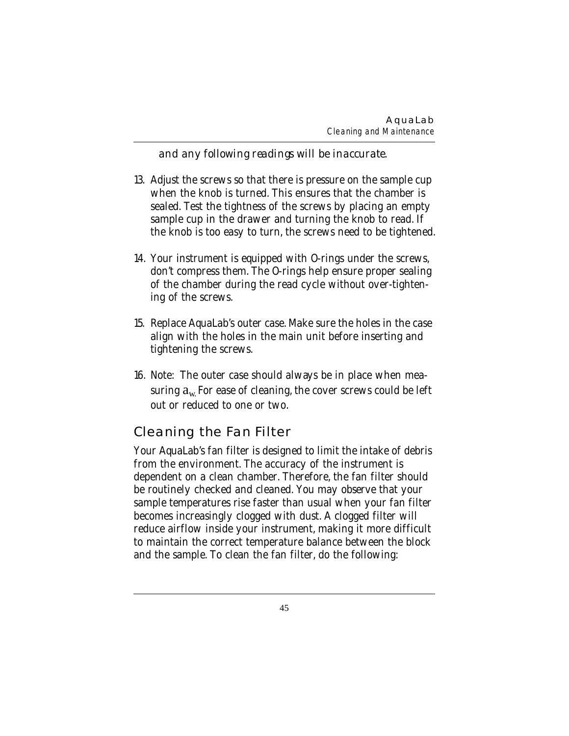*and any following readings will be inaccurate.*

13. Adjust the screws so that there is pressure on the sample cup when the knob is turned. This ensures that the chamber is sealed. Test the tightness of the screws by placing an empty sample cup in the drawer and turning the knob to read. If the knob is too easy to turn, the screws need to be tightened.

14. Your instrument is equipped with O-rings under the screws, don't compress them. The O-rings help ensure proper sealing of the chamber during the read cycle without over-tightening of the screws.

15. Replace AquaLab's outer case. Make sure the holes in the case align with the holes in the main unit before inserting and tightening the screws.

16. Note: The outer case should always be in place when measuring $a_w$. For ease of cleaning, the cover screws could be left out or reduced to one or two.

## Cleaning the Fan Filter

Your AquaLab's fan filter is designed to limit the intake of debris from the environment. The accuracy of the instrument is dependent on a clean chamber. Therefore, the fan filter should be routinely checked and cleaned. You may observe that your sample temperatures rise faster than usual when your fan filter becomes increasingly clogged with dust. A clogged filter will reduce airflow inside your instrument, making it more difficult to maintain the correct temperature balance between the block and the sample. To clean the fan filter, do the following: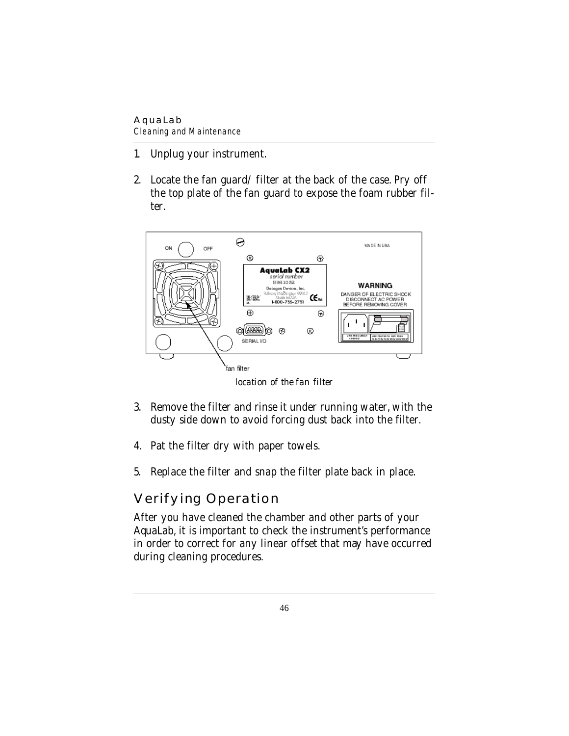1. Unplug your instrument.

2. Locate the fan guard/ filter at the back of the case. Pry off the top plate of the fan guard to expose the foam rubber filter.

*location of the fan filter*

3. Remove the filter and rinse it under running water, with the dusty side down to avoid forcing dust back into the filter.

4. Pat the filter dry with paper towels.

5. Replace the filter and snap the filter plate back in place.

## Verifying Operation

After you have cleaned the chamber and other parts of your AquaLab, it is important to check the instrument's performance in order to correct for any linear offset that may have occurred during cleaning procedures.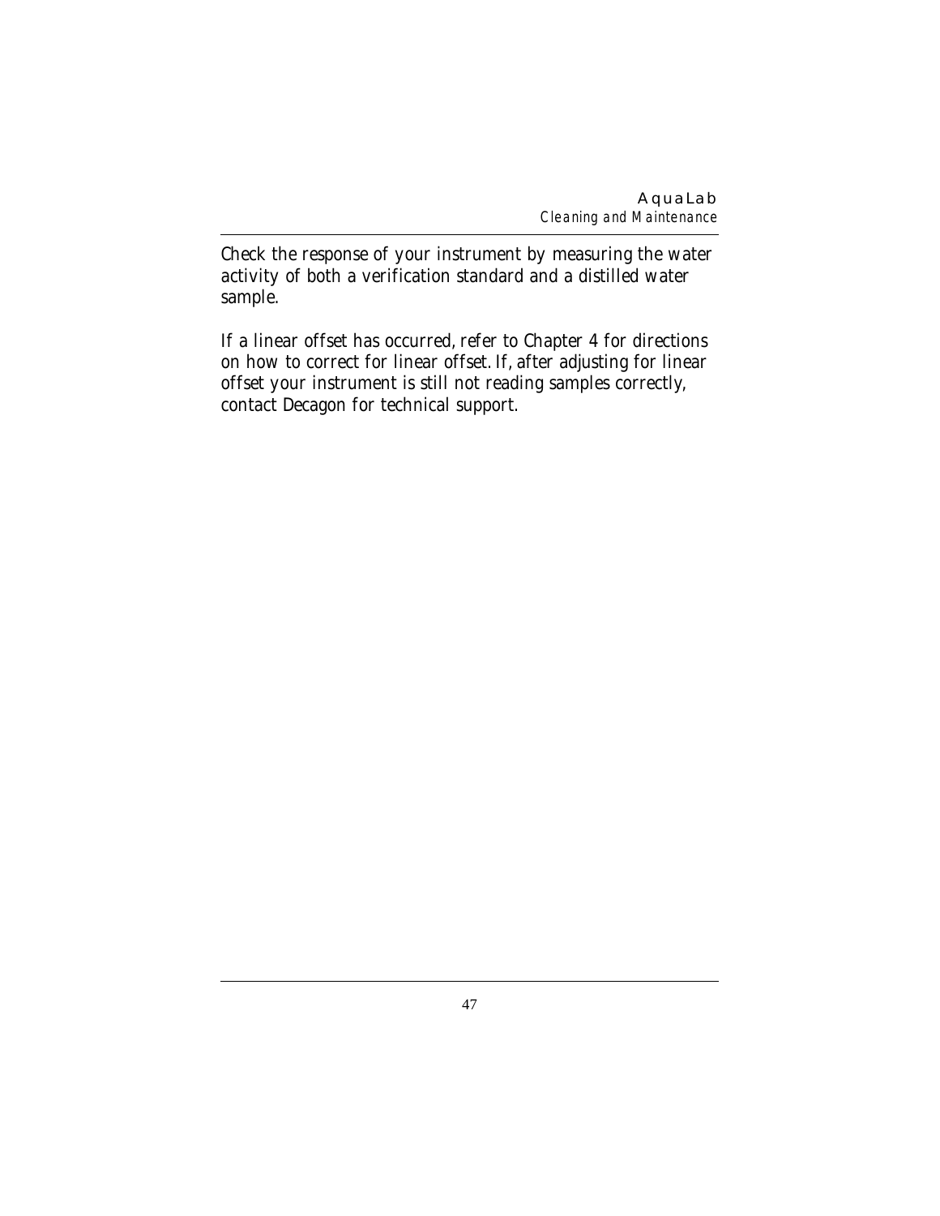Check the response of your instrument by measuring the water activity of both a verification standard and a distilled water sample.

If a linear offset has occurred, refer to Chapter 4 for directions on how to correct for linear offset. If, after adjusting for linear offset your instrument is still not reading samples correctly, contact Decagon for technical support.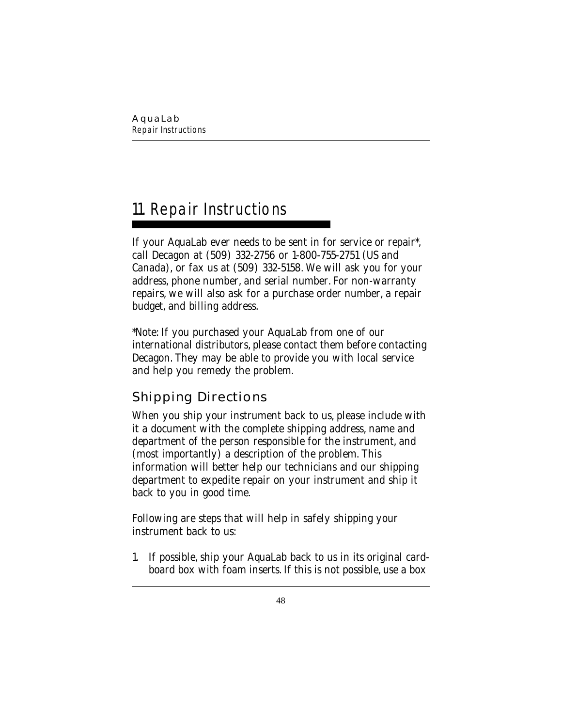# 11. Repair Instructions

If your AquaLab ever needs to be sent in for service or repair*, call Decagon at (509) 332-2756 or 1-800-755-2751 (US and Canada), or fax us at (509) 332-5158. We will ask you for your address, phone number, and serial number. For non-warranty repairs, we will also ask for a purchase order number, a repair budget, and billing address.

*Note: If you purchased your AquaLab from one of our international distributors, please contact them before contacting Decagon. They may be able to provide you with local service and help you remedy the problem.

## Shipping Directions

When you ship your instrument back to us, please include with it a document with the complete shipping address, name and department of the person responsible for the instrument, and (most importantly) a description of the problem. This information will better help our technicians and our shipping department to expedite repair on your instrument and ship it back to you in good time.

Following are steps that will help in safely shipping your instrument back to us:

1. If possible, ship your AquaLab back to us in its original cardboard box with foam inserts. If this is not possible, use a box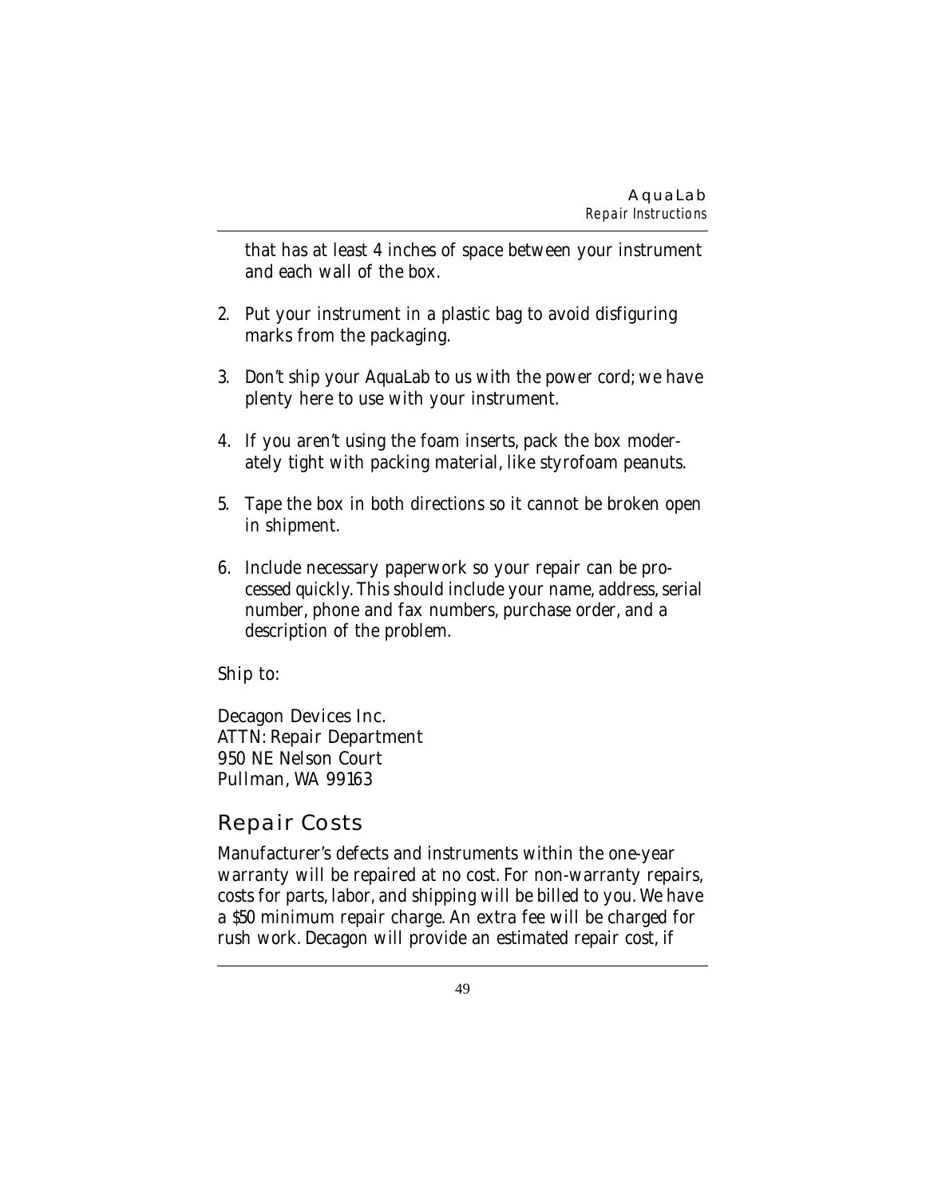that has at least 4 inches of space between your instrument and each wall of the box.

2. Put your instrument in a plastic bag to avoid disfiguring marks from the packaging.

3. Don't ship your AquaLab to us with the power cord; we have plenty here to use with your instrument.

4. If you aren't using the foam inserts, pack the box moderately tight with packing material, like styrofoam peanuts.

5. Tape the box in both directions so it cannot be broken open in shipment.

6. Include necessary paperwork so your repair can be processed quickly. This should include your name, address, serial number, phone and fax numbers, purchase order, and a description of the problem.

Ship to:

Decagon Devices Inc.
ATTN: Repair Department
950 NE Nelson Court
Pullman, WA 99163

## Repair Costs

Manufacturer's defects and instruments within the one-year warranty will be repaired at no cost. For non-warranty repairs, costs for parts, labor, and shipping will be billed to you. We have a $50 minimum repair charge. An extra fee will be charged for rush work. Decagon will provide an estimated repair cost, if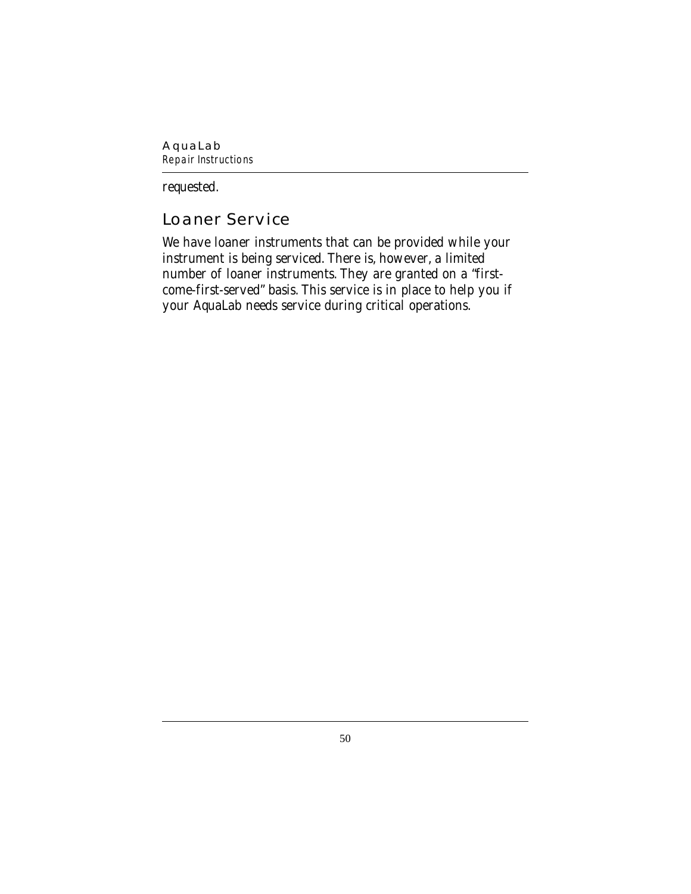requested.

## Loaner Service

We have loaner instruments that can be provided while your instrument is being serviced. There is, however, a limited number of loaner instruments. They are granted on a "first-come-first-served" basis. This service is in place to help you if your AquaLab needs service during critical operations.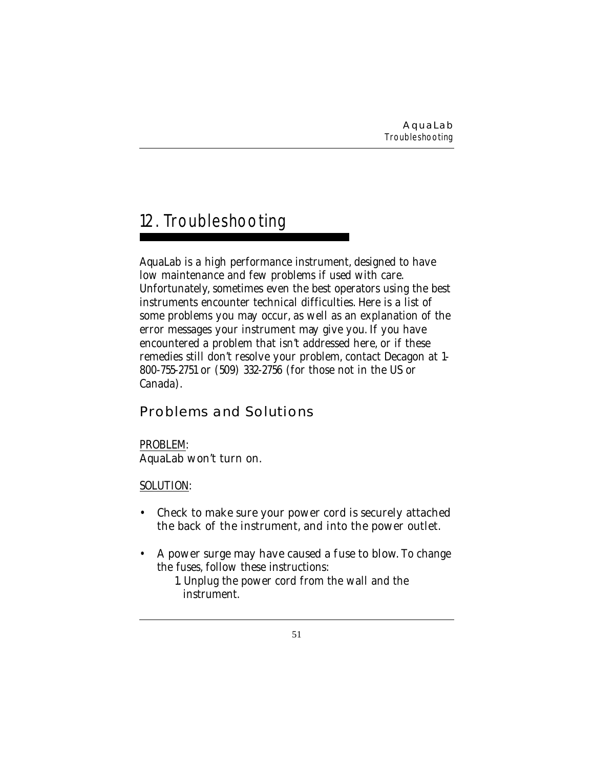# 12. Troubleshooting

AquaLab is a high performance instrument, designed to have low maintenance and few problems if used with care. Unfortunately, sometimes even the best operators using the best instruments encounter technical difficulties. Here is a list of some problems you may occur, as well as an explanation of the error messages your instrument may give you. If you have encountered a problem that isn't addressed here, or if these remedies still don't resolve your problem, contact Decagon at 1-800-755-2751 or (509) 332-2756 (for those not in the US or Canada).

## Problems and Solutions

PROBLEM:
AquaLab won't turn on.

SOLUTION:

- Check to make sure your power cord is securely attached the back of the instrument, and into the power outlet.
- A power surge may have caused a fuse to blow. To change the fuses, follow these instructions:
  1. Unplug the power cord from the wall and the instrument.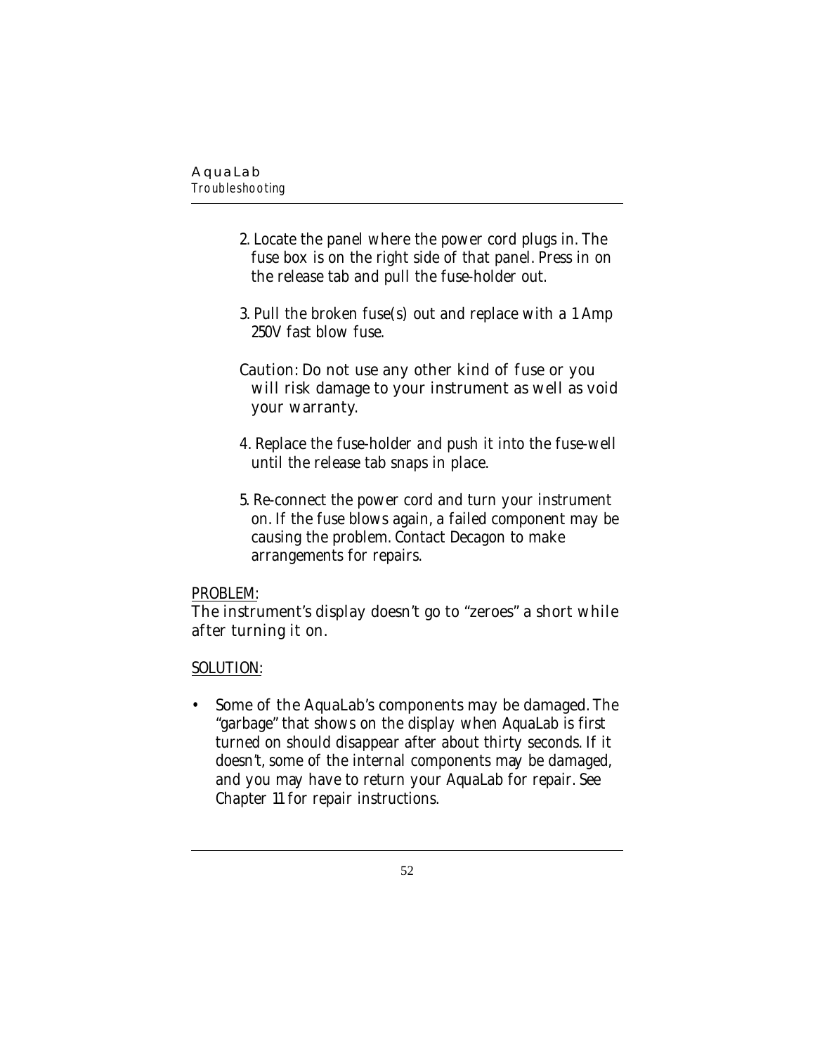2. Locate the panel where the power cord plugs in. The fuse box is on the right side of that panel. Press in on the release tab and pull the fuse-holder out.

3. Pull the broken fuse(s) out and replace with a 1 Amp 250V fast blow fuse.

Caution: Do not use any other kind of fuse or you will risk damage to your instrument as well as void your warranty.

4. Replace the fuse-holder and push it into the fuse-well until the release tab snaps in place.

5. Re-connect the power cord and turn your instrument on. If the fuse blows again, a failed component may be causing the problem. Contact Decagon to make arrangements for repairs.

PROBLEM:

The instrument's display doesn't go to "zeroes" a short while after turning it on.

SOLUTION:

- Some of the AquaLab's components may be damaged. The "garbage" that shows on the display when AquaLab is first turned on should disappear after about thirty seconds. If it doesn't, some of the internal components may be damaged, and you may have to return your AquaLab for repair. See Chapter 11 for repair instructions.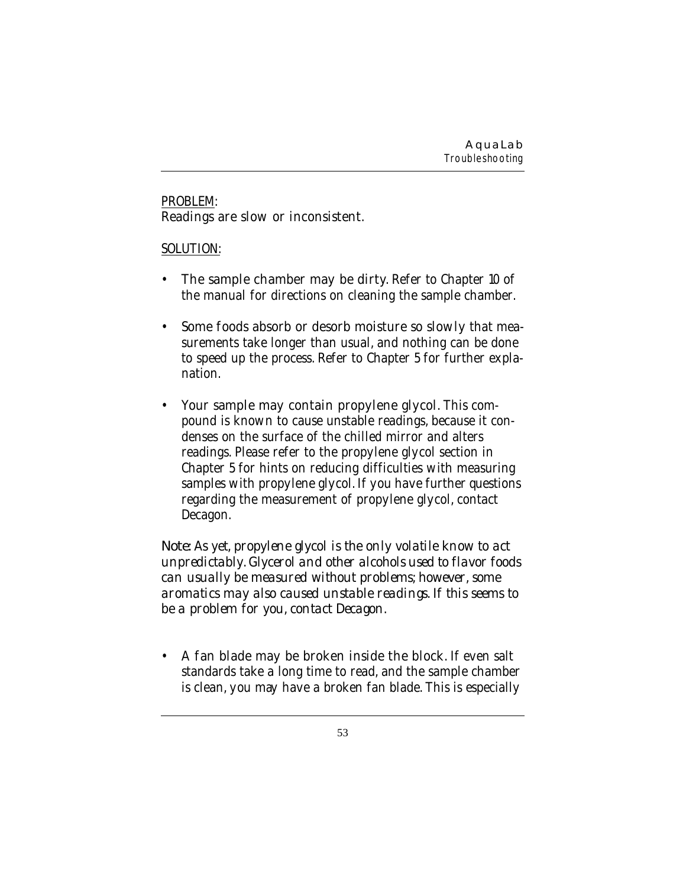PROBLEM:
Readings are slow or inconsistent.

SOLUTION:

- The sample chamber may be dirty. Refer to Chapter 10 of the manual for directions on cleaning the sample chamber.
- Some foods absorb or desorb moisture so slowly that measurements take longer than usual, and nothing can be done to speed up the process. Refer to Chapter 5 for further explanation.
- Your sample may contain propylene glycol. This compound is known to cause unstable readings, because it condenses on the surface of the chilled mirror and alters readings. Please refer to the propylene glycol section in Chapter 5 for hints on reducing difficulties with measuring samples with propylene glycol. If you have further questions regarding the measurement of propylene glycol, contact Decagon.

*Note: As yet, propylene glycol is the only volatile know to act unpredictably. Glycerol and other alcohols used to flavor foods can usually be measured without problems; however, some aromatics may also caused unstable readings. If this seems to be a problem for you, contact Decagon.*

- A fan blade may be broken inside the block. If even salt standards take a long time to read, and the sample chamber is clean, you may have a broken fan blade. This is especially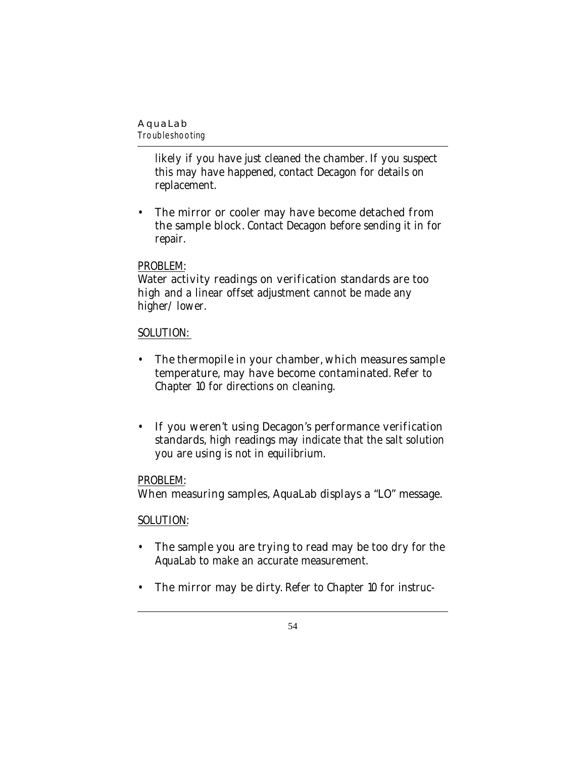likely if you have just cleaned the chamber. If you suspect this may have happened, contact Decagon for details on replacement.

- The mirror or cooler may have become detached from the sample block. Contact Decagon before sending it in for repair.

PROBLEM:

Water activity readings on verification standards are too high and a linear offset adjustment cannot be made any higher/ lower.

SOLUTION:

- The thermopile in your chamber, which measures sample temperature, may have become contaminated. Refer to Chapter 10 for directions on cleaning.

- If you weren't using Decagon's performance verification standards, high readings may indicate that the salt solution you are using is not in equilibrium.

PROBLEM:

When measuring samples, AquaLab displays a "LO" message.

SOLUTION:

- The sample you are trying to read may be too dry for the AquaLab to make an accurate measurement.

- The mirror may be dirty. Refer to Chapter 10 for instruc-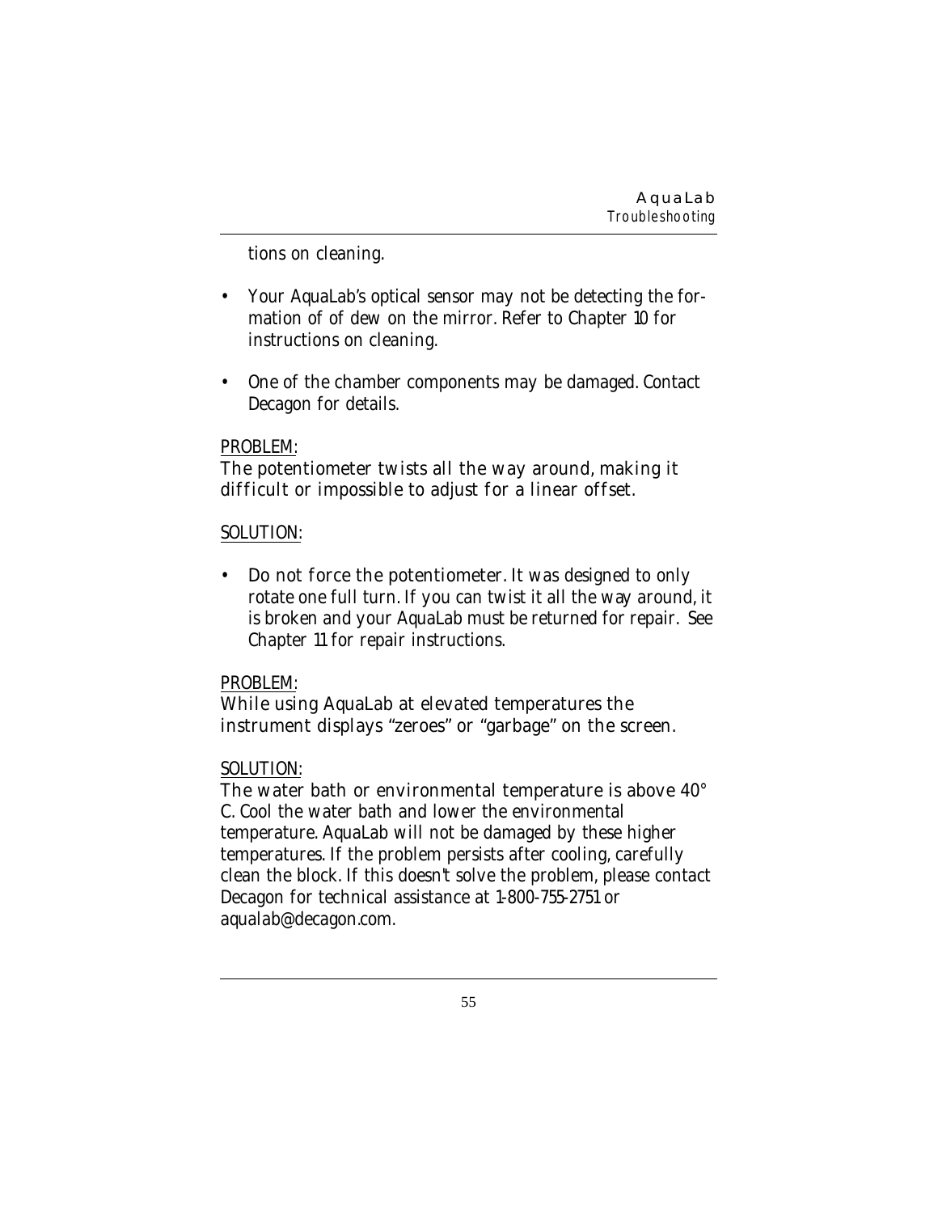tions on cleaning.

- Your AquaLab's optical sensor may not be detecting the formation of of dew on the mirror. Refer to Chapter 10 for instructions on cleaning.
- One of the chamber components may be damaged. Contact Decagon for details.

PROBLEM:

The potentiometer twists all the way around, making it difficult or impossible to adjust for a linear offset.

SOLUTION:

- Do not force the potentiometer. It was designed to only rotate one full turn. If you can twist it all the way around, it is broken and your AquaLab must be returned for repair. See Chapter 11 for repair instructions.

PROBLEM:

While using AquaLab at elevated temperatures the instrument displays "zeroes" or "garbage" on the screen.

SOLUTION:

The water bath or environmental temperature is above 40° C. Cool the water bath and lower the environmental temperature. AquaLab will not be damaged by these higher temperatures. If the problem persists after cooling, carefully clean the block. If this doesn't solve the problem, please contact Decagon for technical assistance at 1-800-755-2751 or aqualab@decagon.com.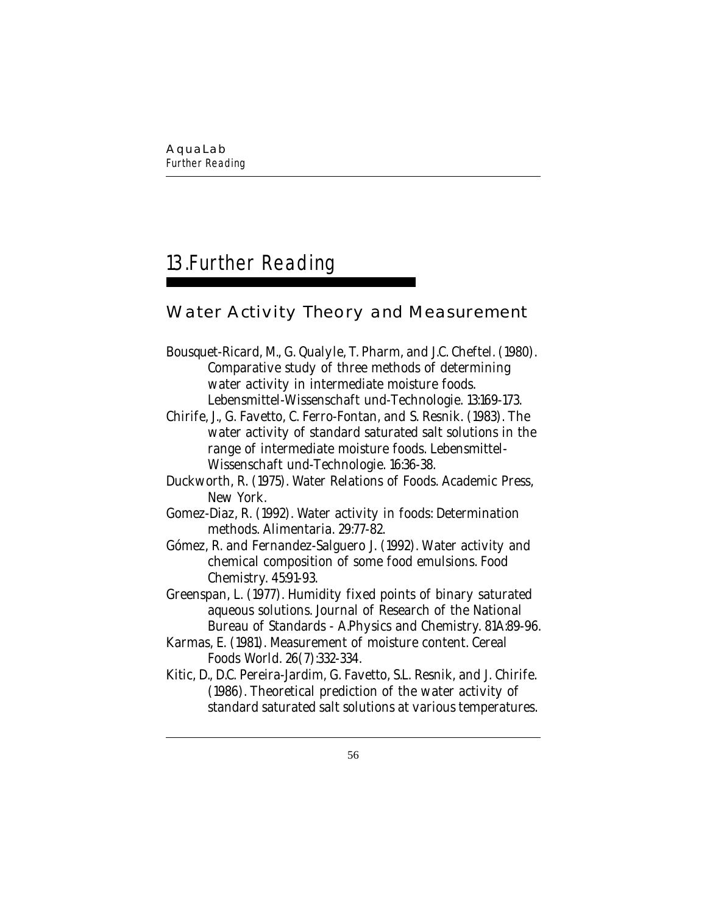# 13. Further Reading

## Water Activity Theory and Measurement

Bousquet-Ricard, M., G. Qualyle, T. Pharm, and J.C. Cheftel. (1980). Comparative study of three methods of determining water activity in intermediate moisture foods. Lebensmittel-Wissenschaft und-Technologie. 13:169-173.

Chirife, J., G. Favetto, C. Ferro-Fontan, and S. Resnik. (1983). The water activity of standard saturated salt solutions in the range of intermediate moisture foods. Lebensmittel-Wissenschaft und-Technologie. 16:36-38.

Duckworth, R. (1975). Water Relations of Foods. Academic Press, New York.

Gomez-Diaz, R. (1992). Water activity in foods: Determination methods. Alimentaria. 29:77-82.

Gómez, R. and Fernandez-Salguero J. (1992). Water activity and chemical composition of some food emulsions. Food Chemistry. 45:91-93.

Greenspan, L. (1977). Humidity fixed points of binary saturated aqueous solutions. Journal of Research of the National Bureau of Standards - A.Physics and Chemistry. 81A:89-96.

Karmas, E. (1981). Measurement of moisture content. Cereal Foods World. 26(7):332-334.

Kitic, D., D.C. Pereira-Jardim, G. Favetto, S.L. Resnik, and J. Chirife. (1986). Theoretical prediction of the water activity of standard saturated salt solutions at various temperatures.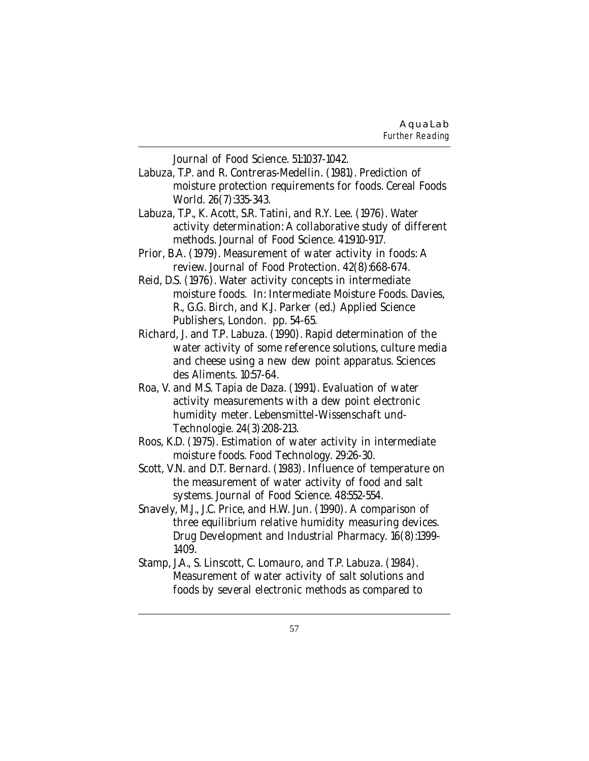Journal of Food Science. 51:1037-1042.

Labuza, T.P. and R. Contreras-Medellin. (1981). Prediction of moisture protection requirements for foods. Cereal Foods World. 26(7):335-343.

Labuza, T.P., K. Acott, S.R. Tatini, and R.Y. Lee. (1976). Water activity determination: A collaborative study of different methods. Journal of Food Science. 41:910-917.

Prior, B.A. (1979). Measurement of water activity in foods: A review. Journal of Food Protection. 42(8):668-674.

Reid, D.S. (1976). Water activity concepts in intermediate moisture foods. In: Intermediate Moisture Foods. Davies, R., G.G. Birch, and K.J. Parker (ed.) Applied Science Publishers, London. pp. 54-65.

Richard, J. and T.P. Labuza. (1990). Rapid determination of the water activity of some reference solutions, culture media and cheese using a new dew point apparatus. Sciences des Aliments. 10:57-64.

Roa, V. and M.S. Tapia de Daza. (1991). Evaluation of water activity measurements with a dew point electronic humidity meter. Lebensmittel-Wissenschaft und-Technologie. 24(3):208-213.

Roos, K.D. (1975). Estimation of water activity in intermediate moisture foods. Food Technology. 29:26-30.

Scott, V.N. and D.T. Bernard. (1983). Influence of temperature on the measurement of water activity of food and salt systems. Journal of Food Science. 48:552-554.

Snavely, M.J., J.C. Price, and H.W. Jun. (1990). A comparison of three equilibrium relative humidity measuring devices. Drug Development and Industrial Pharmacy. 16(8):1399-1409.

Stamp, J.A., S. Linscott, C. Lomauro, and T.P. Labuza. (1984). Measurement of water activity of salt solutions and foods by several electronic methods as compared to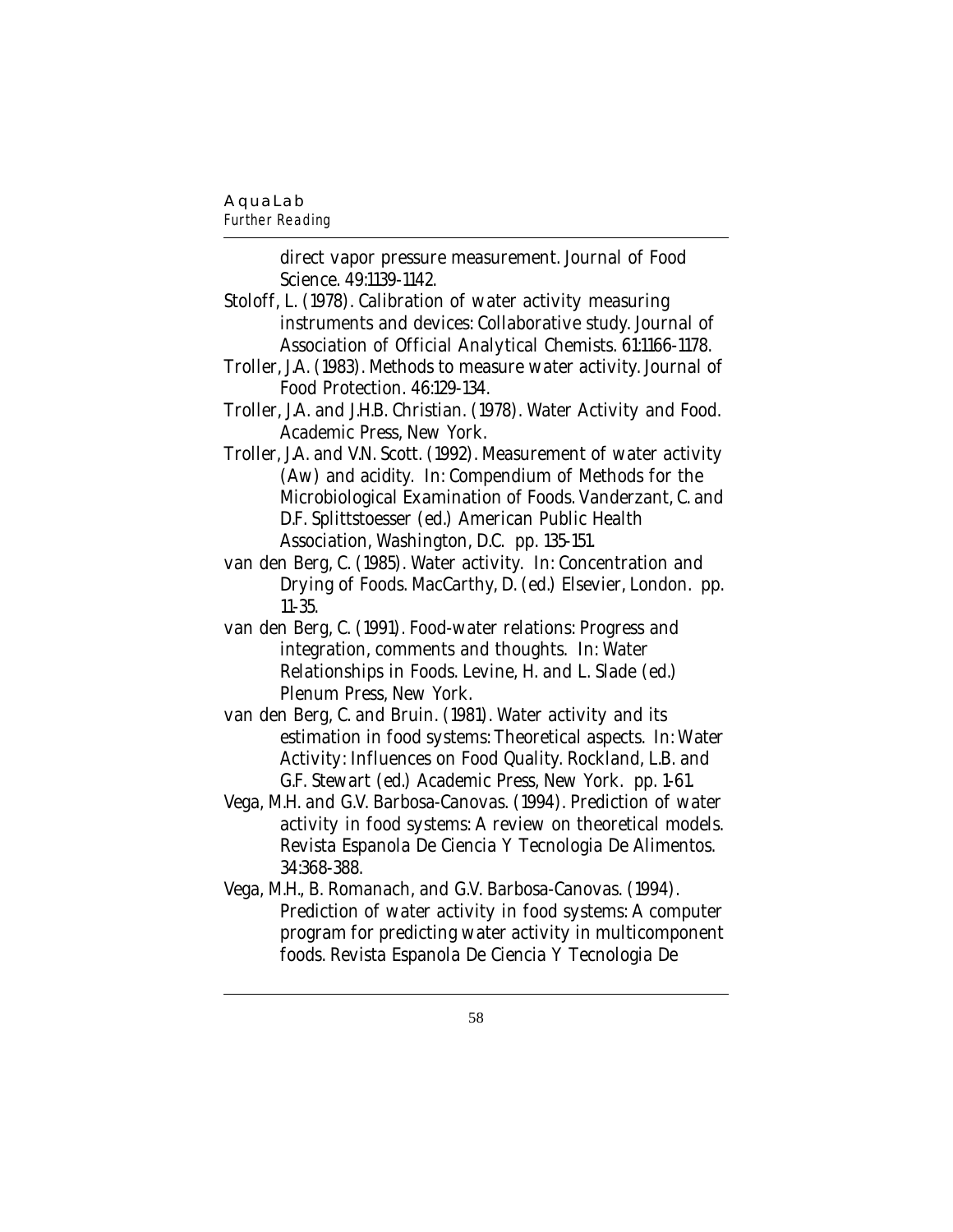direct vapor pressure measurement. Journal of Food Science. 49:1139-1142.

Stoloff, L. (1978). Calibration of water activity measuring instruments and devices: Collaborative study. Journal of Association of Official Analytical Chemists. 61:1166-1178.

Troller, J.A. (1983). Methods to measure water activity. Journal of Food Protection. 46:129-134.

Troller, J.A. and J.H.B. Christian. (1978). Water Activity and Food. Academic Press, New York.

Troller, J.A. and V.N. Scott. (1992). Measurement of water activity (Aw) and acidity. In: Compendium of Methods for the Microbiological Examination of Foods. Vanderzant, C. and D.F. Splittstoesser (ed.) American Public Health Association, Washington, D.C. pp. 135-151.

van den Berg, C. (1985). Water activity. In: Concentration and Drying of Foods. MacCarthy, D. (ed.) Elsevier, London. pp. 11-35.

van den Berg, C. (1991). Food-water relations: Progress and integration, comments and thoughts. In: Water Relationships in Foods. Levine, H. and L. Slade (ed.) Plenum Press, New York.

van den Berg, C. and Bruin. (1981). Water activity and its estimation in food systems: Theoretical aspects. In: Water Activity: Influences on Food Quality. Rockland, L.B. and G.F. Stewart (ed.) Academic Press, New York. pp. 1-61.

Vega, M.H. and G.V. Barbosa-Canovas. (1994). Prediction of water activity in food systems: A review on theoretical models. Revista Espanola De Ciencia Y Tecnologia De Alimentos. 34:368-388.

Vega, M.H., B. Romanach, and G.V. Barbosa-Canovas. (1994). Prediction of water activity in food systems: A computer program for predicting water activity in multicomponent foods. Revista Espanola De Ciencia Y Tecnologia De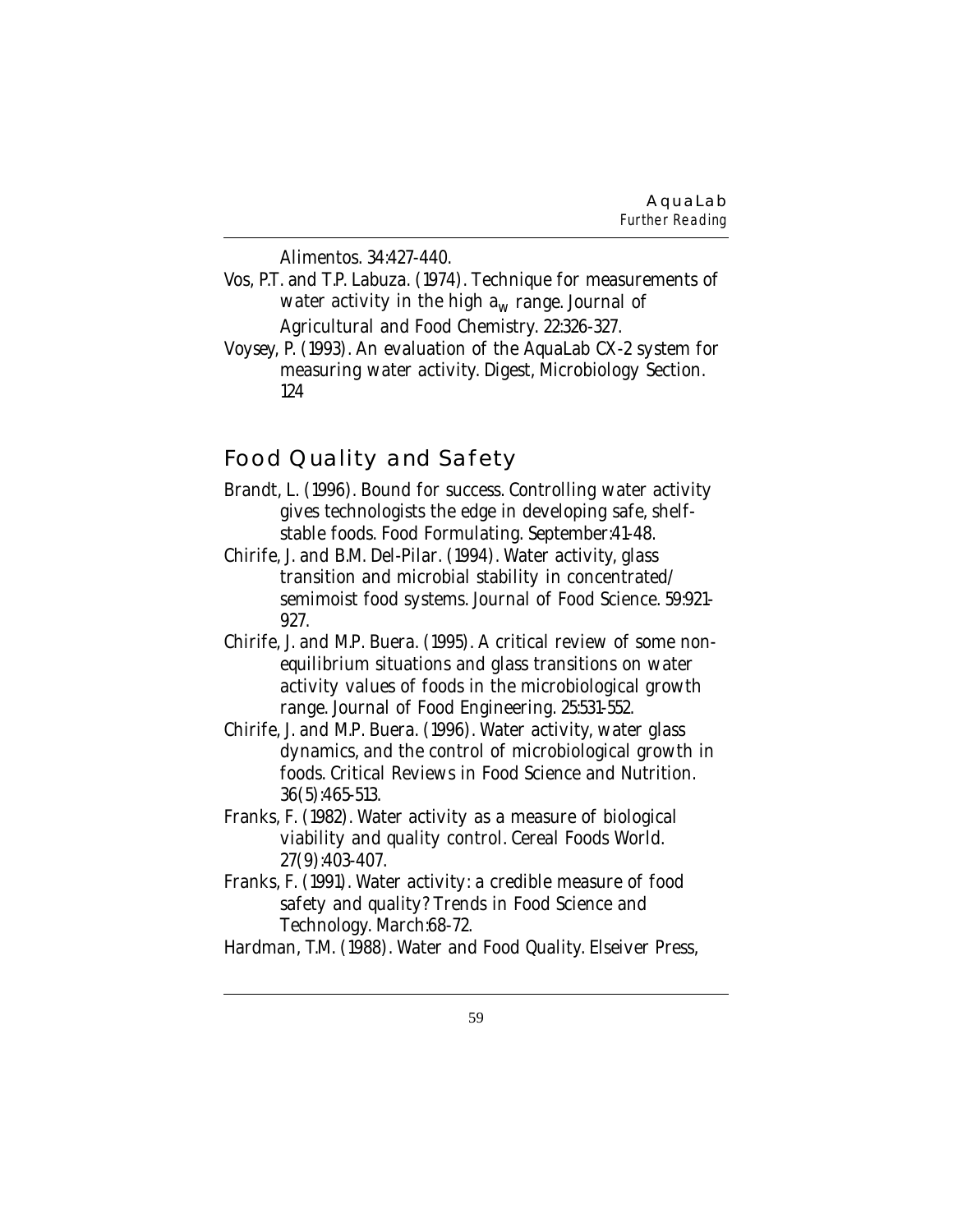Alimentos. 34:427-440.

Vos, P.T. and T.P. Labuza. (1974). Technique for measurements of water activity in the high $a_w$ range. Journal of Agricultural and Food Chemistry. 22:326-327.

Voysey, P. (1993). An evaluation of the AquaLab CX-2 system for measuring water activity. Digest, Microbiology Section. 124

## Food Quality and Safety

Brandt, L. (1996). Bound for success. Controlling water activity gives technologists the edge in developing safe, shelf-stable foods. Food Formulating. September:41-48.

Chirife, J. and B.M. Del-Pilar. (1994). Water activity, glass transition and microbial stability in concentrated/ semimoist food systems. Journal of Food Science. 59:921-927.

Chirife, J. and M.P. Buera. (1995). A critical review of some non-equilibrium situations and glass transitions on water activity values of foods in the microbiological growth range. Journal of Food Engineering. 25:531-552.

Chirife, J. and M.P. Buera. (1996). Water activity, water glass dynamics, and the control of microbiological growth in foods. Critical Reviews in Food Science and Nutrition. 36(5):465-513.

Franks, F. (1982). Water activity as a measure of biological viability and quality control. Cereal Foods World. 27(9):403-407.

Franks, F. (1991). Water activity: a credible measure of food safety and quality? Trends in Food Science and Technology. March:68-72.

Hardman, T.M. (1988). Water and Food Quality. Elseiver Press,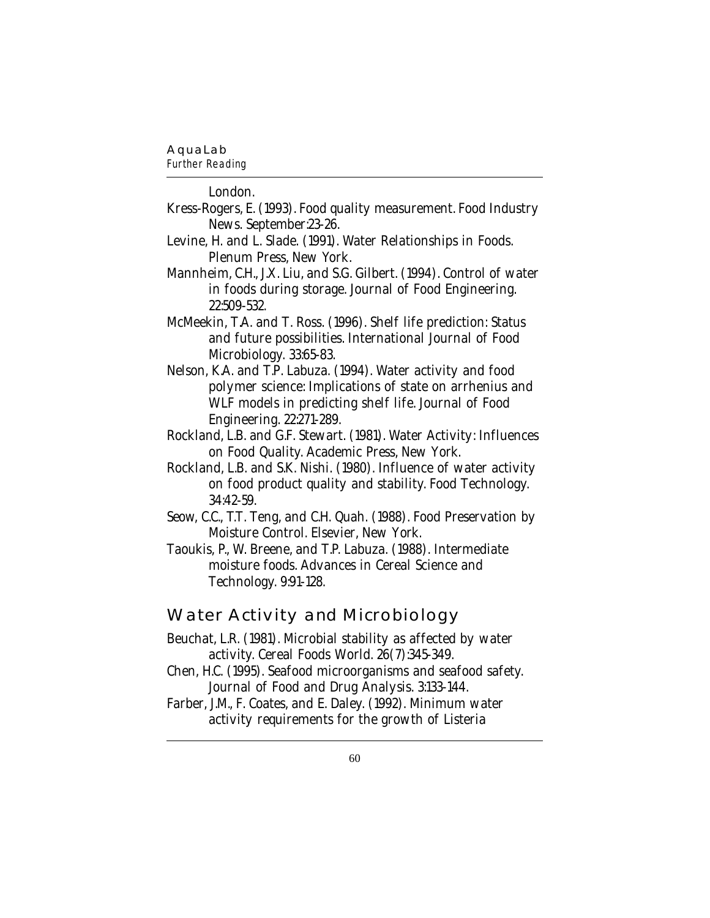London.

Kress-Rogers, E. (1993). Food quality measurement. Food Industry News. September:23-26.

Levine, H. and L. Slade. (1991). Water Relationships in Foods. Plenum Press, New York.

Mannheim, C.H., J.X. Liu, and S.G. Gilbert. (1994). Control of water in foods during storage. Journal of Food Engineering. 22:509-532.

McMeekin, T.A. and T. Ross. (1996). Shelf life prediction: Status and future possibilities. International Journal of Food Microbiology. 33:65-83.

Nelson, K.A. and T.P. Labuza. (1994). Water activity and food polymer science: Implications of state on arrhenius and WLF models in predicting shelf life. Journal of Food Engineering. 22:271-289.

Rockland, L.B. and G.F. Stewart. (1981). Water Activity: Influences on Food Quality. Academic Press, New York.

Rockland, L.B. and S.K. Nishi. (1980). Influence of water activity on food product quality and stability. Food Technology. 34:42-59.

Seow, C.C., T.T. Teng, and C.H. Quah. (1988). Food Preservation by Moisture Control. Elsevier, New York.

Taoukis, P., W. Breene, and T.P. Labuza. (1988). Intermediate moisture foods. Advances in Cereal Science and Technology. 9:91-128.

## Water Activity and Microbiology

Beuchat, L.R. (1981). Microbial stability as affected by water activity. Cereal Foods World. 26(7):345-349.

Chen, H.C. (1995). Seafood microorganisms and seafood safety. Journal of Food and Drug Analysis. 3:133-144.

Farber, J.M., F. Coates, and E. Daley. (1992). Minimum water activity requirements for the growth of Listeria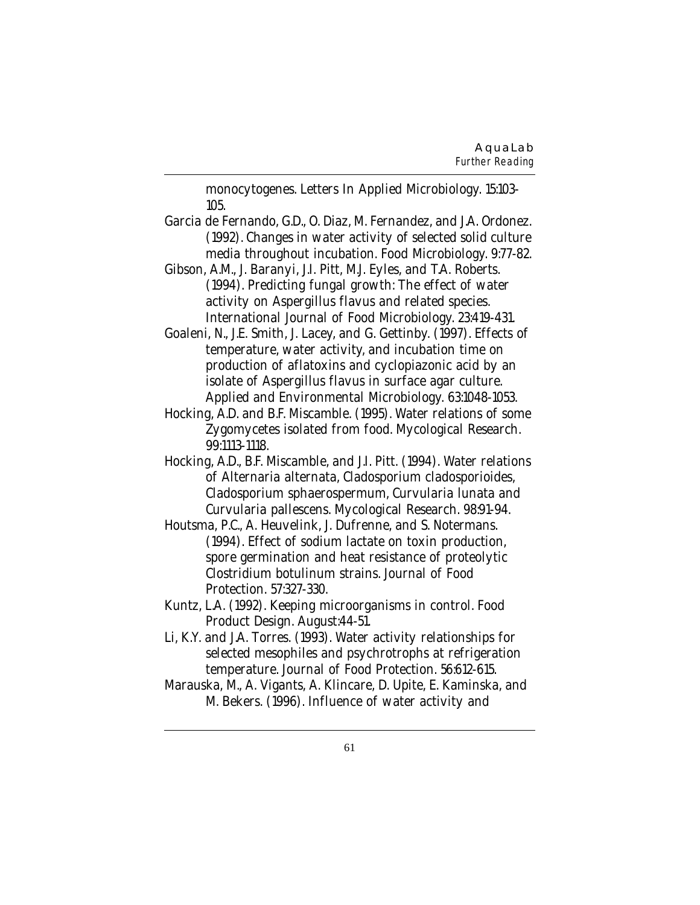monocytogenes. Letters In Applied Microbiology. 15:103-105.

Garcia de Fernando, G.D., O. Diaz, M. Fernandez, and J.A. Ordonez. (1992). Changes in water activity of selected solid culture media throughout incubation. Food Microbiology. 9:77-82.

Gibson, A.M., J. Baranyi, J.I. Pitt, M.J. Eyles, and T.A. Roberts. (1994). Predicting fungal growth: The effect of water activity on Aspergillus flavus and related species. International Journal of Food Microbiology. 23:419-431.

Goaleni, N., J.E. Smith, J. Lacey, and G. Gettinby. (1997). Effects of temperature, water activity, and incubation time on production of aflatoxins and cyclopiazonic acid by an isolate of Aspergillus flavus in surface agar culture. Applied and Environmental Microbiology. 63:1048-1053.

Hocking, A.D. and B.F. Miscamble. (1995). Water relations of some Zygomycetes isolated from food. Mycological Research. 99:1113-1118.

Hocking, A.D., B.F. Miscamble, and J.I. Pitt. (1994). Water relations of Alternaria alternata, Cladosporium cladosporioides, Cladosporium sphaerospermum, Curvularia lunata and Curvularia pallescens. Mycological Research. 98:91-94.

Houtsma, P.C., A. Heuvelink, J. Dufrenne, and S. Notermans. (1994). Effect of sodium lactate on toxin production, spore germination and heat resistance of proteolytic Clostridium botulinum strains. Journal of Food Protection. 57:327-330.

Kuntz, L.A. (1992). Keeping microorganisms in control. Food Product Design. August:44-51.

Li, K.Y. and J.A. Torres. (1993). Water activity relationships for selected mesophiles and psychrotrophs at refrigeration temperature. Journal of Food Protection. 56:612-615.

Marauska, M., A. Vigants, A. Klincare, D. Upite, E. Kaminska, and M. Bekers. (1996). Influence of water activity and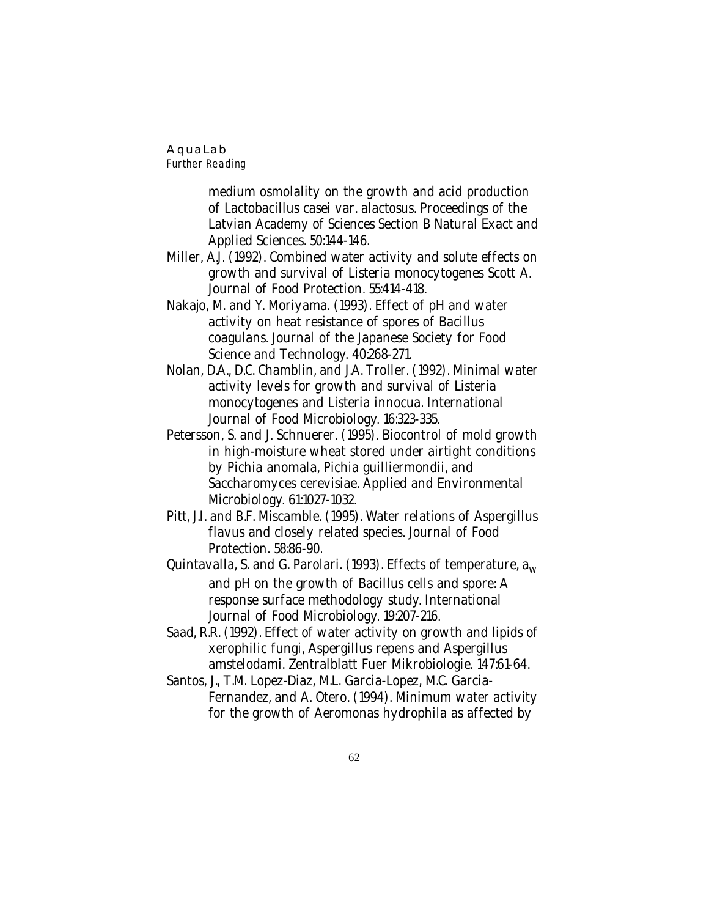medium osmolality on the growth and acid production of Lactobacillus casei var. alactosus. Proceedings of the Latvian Academy of Sciences Section B Natural Exact and Applied Sciences. 50:144-146.

Miller, A.J. (1992). Combined water activity and solute effects on growth and survival of Listeria monocytogenes Scott A. Journal of Food Protection. 55:414-418.

Nakajo, M. and Y. Moriyama. (1993). Effect of pH and water activity on heat resistance of spores of Bacillus coagulans. Journal of the Japanese Society for Food Science and Technology. 40:268-271.

Nolan, D.A., D.C. Chamblin, and J.A. Troller. (1992). Minimal water activity levels for growth and survival of Listeria monocytogenes and Listeria innocua. International Journal of Food Microbiology. 16:323-335.

Petersson, S. and J. Schnuerer. (1995). Biocontrol of mold growth in high-moisture wheat stored under airtight conditions by Pichia anomala, Pichia guilliermondii, and Saccharomyces cerevisiae. Applied and Environmental Microbiology. 61:1027-1032.

Pitt, J.I. and B.F. Miscamble. (1995). Water relations of Aspergillus flavus and closely related species. Journal of Food Protection. 58:86-90.

Quintavalla, S. and G. Parolari. (1993). Effects of temperature, $a_w$ and pH on the growth of Bacillus cells and spore: A response surface methodology study. International Journal of Food Microbiology. 19:207-216.

Saad, R.R. (1992). Effect of water activity on growth and lipids of xerophilic fungi, Aspergillus repens and Aspergillus amstelodami. Zentralblatt Fuer Mikrobiologie. 147:61-64.

Santos, J., T.M. Lopez-Diaz, M.L. Garcia-Lopez, M.C. Garcia-Fernandez, and A. Otero. (1994). Minimum water activity for the growth of Aeromonas hydrophila as affected by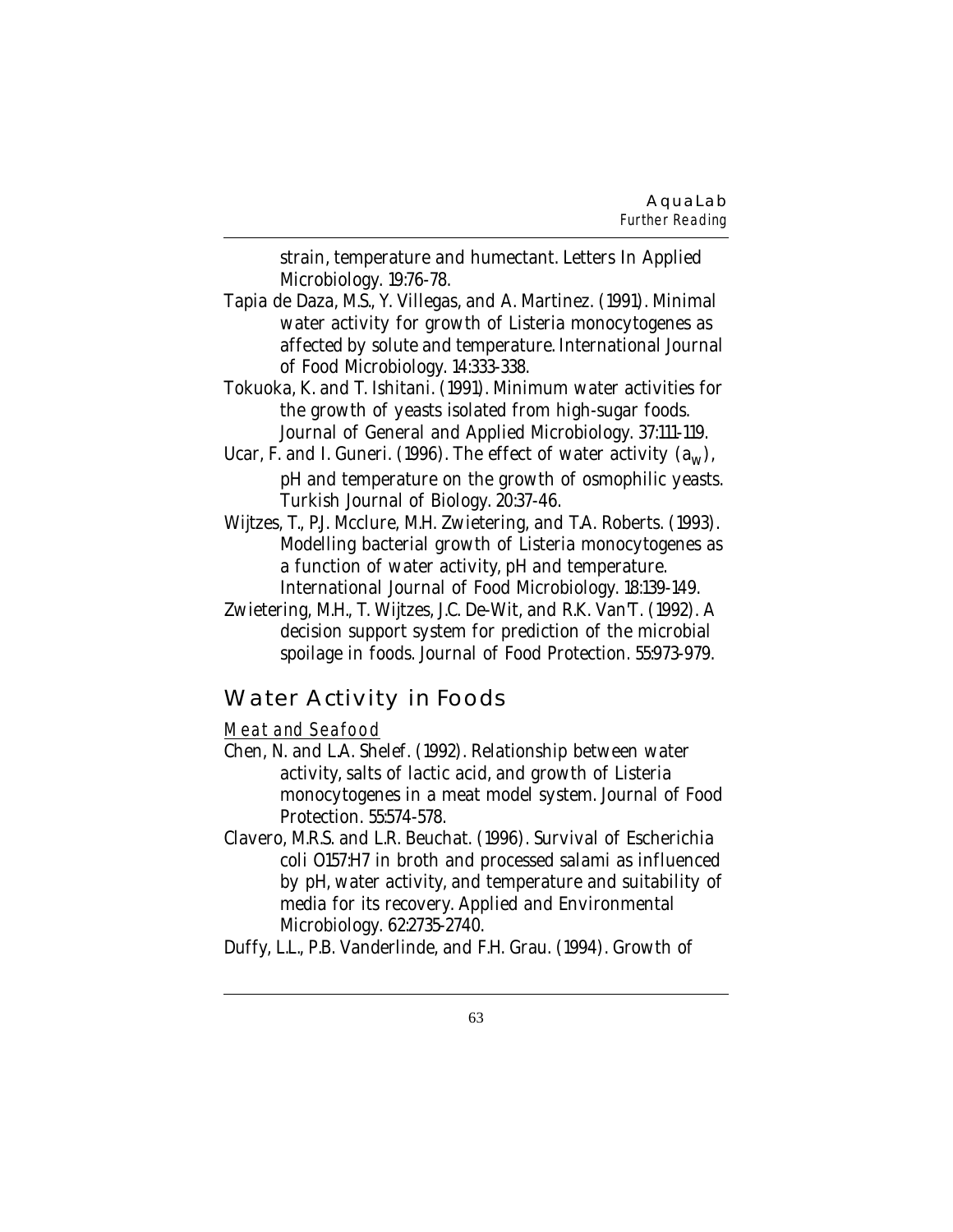strain, temperature and humectant. Letters In Applied Microbiology. 19:76-78.

Tapia de Daza, M.S., Y. Villegas, and A. Martinez. (1991). Minimal water activity for growth of Listeria monocytogenes as affected by solute and temperature. International Journal of Food Microbiology. 14:333-338.

Tokuoka, K. and T. Ishitani. (1991). Minimum water activities for the growth of yeasts isolated from high-sugar foods. Journal of General and Applied Microbiology. 37:111-119.

Ucar, F. and I. Guneri. (1996). The effect of water activity ($a_w$), pH and temperature on the growth of osmophilic yeasts. Turkish Journal of Biology. 20:37-46.

Wijtzes, T., P.J. Mcclure, M.H. Zwietering, and T.A. Roberts. (1993). Modelling bacterial growth of Listeria monocytogenes as a function of water activity, pH and temperature. International Journal of Food Microbiology. 18:139-149.

Zwietering, M.H., T. Wijtzes, J.C. De-Wit, and R.K. Van'T. (1992). A decision support system for prediction of the microbial spoilage in foods. Journal of Food Protection. 55:973-979.

## Water Activity in Foods

### *Meat and Seafood*

Chen, N. and L.A. Shelef. (1992). Relationship between water activity, salts of lactic acid, and growth of Listeria monocytogenes in a meat model system. Journal of Food Protection. 55:574-578.

Clavero, M.R.S. and L.R. Beuchat. (1996). Survival of Escherichia coli O157:H7 in broth and processed salami as influenced by pH, water activity, and temperature and suitability of media for its recovery. Applied and Environmental Microbiology. 62:2735-2740.

Duffy, L.L., P.B. Vanderlinde, and F.H. Grau. (1994). Growth of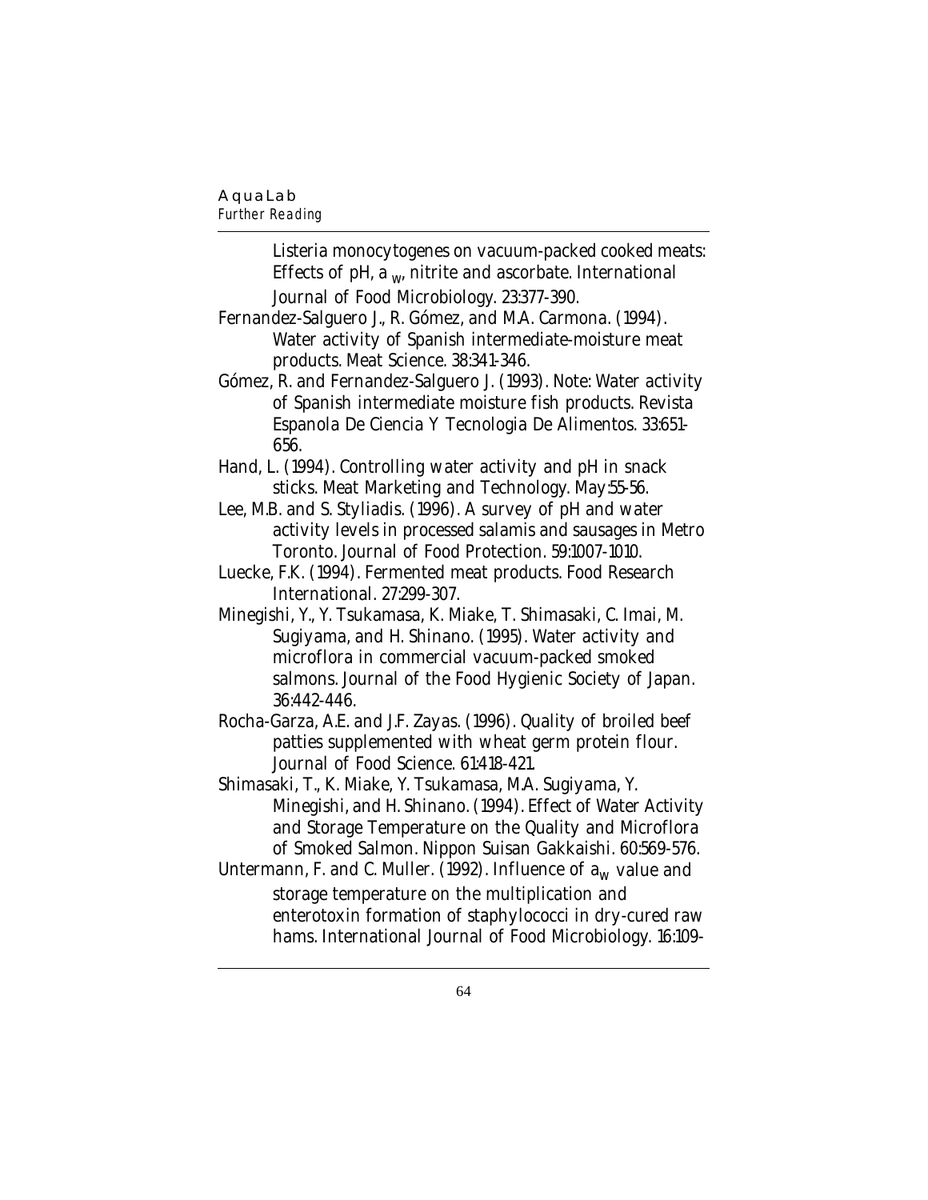Listeria monocytogenes on vacuum-packed cooked meats: Effects of pH, $a_w$, nitrite and ascorbate. International Journal of Food Microbiology. 23:377-390.

Fernandez-Salguero J., R. Gómez, and M.A. Carmona. (1994). Water activity of Spanish intermediate-moisture meat products. Meat Science. 38:341-346.

Gómez, R. and Fernandez-Salguero J. (1993). Note: Water activity of Spanish intermediate moisture fish products. Revista Espanola De Ciencia Y Tecnologia De Alimentos. 33:651-656.

Hand, L. (1994). Controlling water activity and pH in snack sticks. Meat Marketing and Technology. May:55-56.

Lee, M.B. and S. Styliadis. (1996). A survey of pH and water activity levels in processed salamis and sausages in Metro Toronto. Journal of Food Protection. 59:1007-1010.

Luecke, F.K. (1994). Fermented meat products. Food Research International. 27:299-307.

Minegishi, Y., Y. Tsukamasa, K. Miake, T. Shimasaki, C. Imai, M. Sugiyama, and H. Shinano. (1995). Water activity and microflora in commercial vacuum-packed smoked salmons. Journal of the Food Hygienic Society of Japan. 36:442-446.

Rocha-Garza, A.E. and J.F. Zayas. (1996). Quality of broiled beef patties supplemented with wheat germ protein flour. Journal of Food Science. 61:418-421.

Shimasaki, T., K. Miake, Y. Tsukamasa, M.A. Sugiyama, Y. Minegishi, and H. Shinano. (1994). Effect of Water Activity and Storage Temperature on the Quality and Microflora of Smoked Salmon. Nippon Suisan Gakkaishi. 60:569-576.

Untermann, F. and C. Muller. (1992). Influence of $a_w$ value and storage temperature on the multiplication and enterotoxin formation of staphylococci in dry-cured raw hams. International Journal of Food Microbiology. 16:109-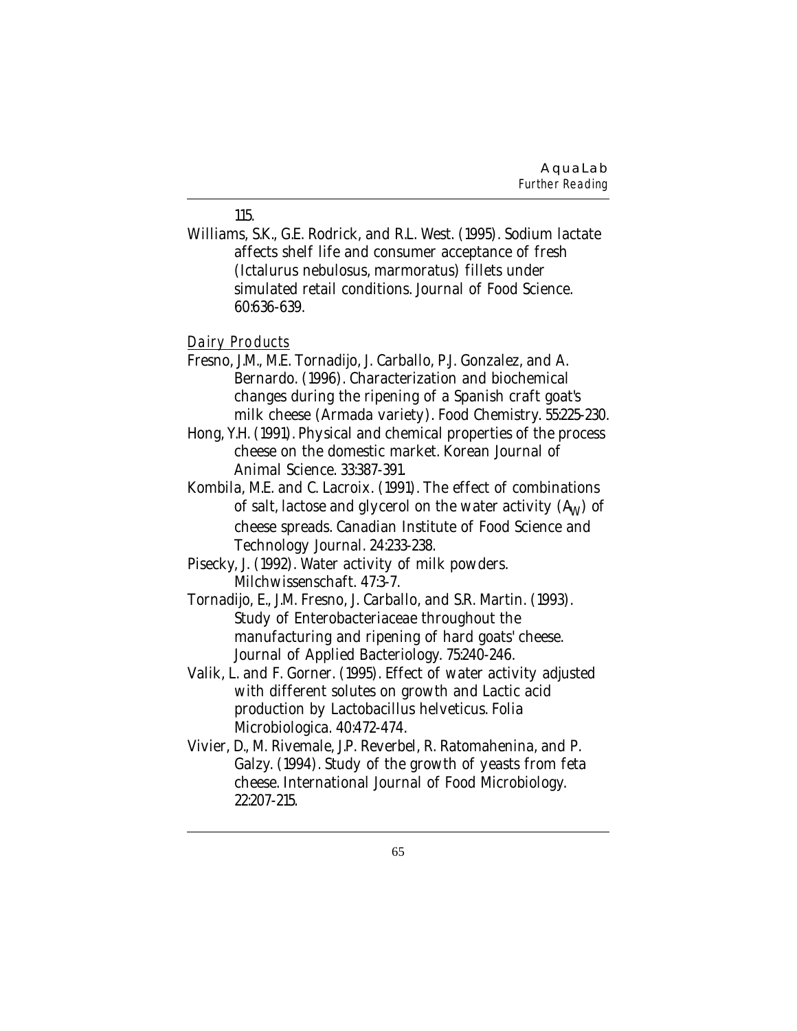115.

Williams, S.K., G.E. Rodrick, and R.L. West. (1995). Sodium lactate affects shelf life and consumer acceptance of fresh (Ictalurus nebulosus, marmoratus) fillets under simulated retail conditions. Journal of Food Science. 60:636-639.

*Dairy Products*

Fresno, J.M., M.E. Tornadijo, J. Carballo, P.J. Gonzalez, and A. Bernardo. (1996). Characterization and biochemical changes during the ripening of a Spanish craft goat's milk cheese (Armada variety). Food Chemistry. 55:225-230.

Hong, Y.H. (1991). Physical and chemical properties of the process cheese on the domestic market. Korean Journal of Animal Science. 33:387-391.

Kombila, M.E. and C. Lacroix. (1991). The effect of combinations of salt, lactose and glycerol on the water activity ($A_W$) of cheese spreads. Canadian Institute of Food Science and Technology Journal. 24:233-238.

Pisecky, J. (1992). Water activity of milk powders. Milchwissenschaft. 47:3-7.

Tornadijo, E., J.M. Fresno, J. Carballo, and S.R. Martin. (1993). Study of Enterobacteriaceae throughout the manufacturing and ripening of hard goats' cheese. Journal of Applied Bacteriology. 75:240-246.

Valik, L. and F. Gorner. (1995). Effect of water activity adjusted with different solutes on growth and Lactic acid production by Lactobacillus helveticus. Folia Microbiologica. 40:472-474.

Vivier, D., M. Rivemale, J.P. Reverbel, R. Ratomahenina, and P. Galzy. (1994). Study of the growth of yeasts from feta cheese. International Journal of Food Microbiology. 22:207-215.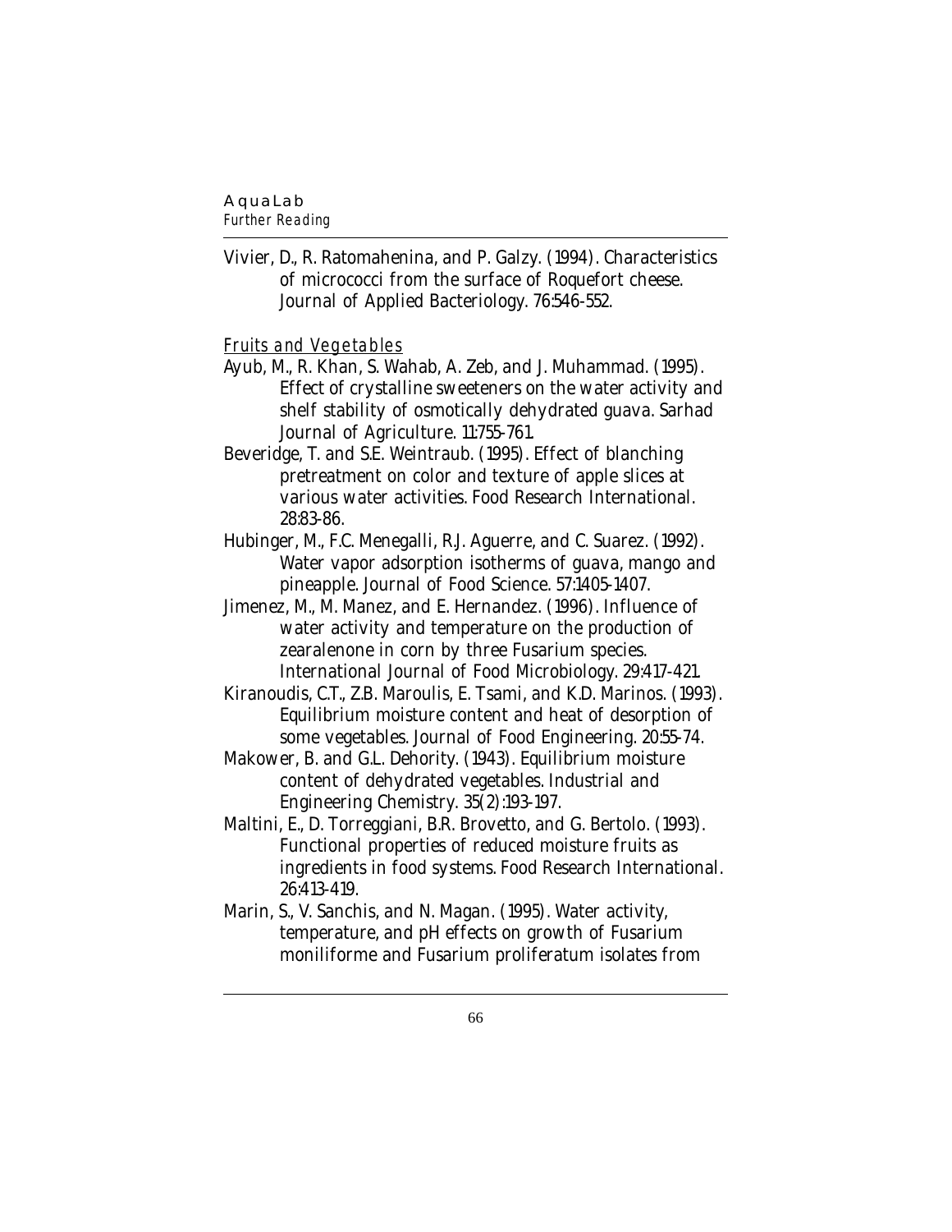Vivier, D., R. Ratomahenina, and P. Galzy. (1994). Characteristics of micrococci from the surface of Roquefort cheese. Journal of Applied Bacteriology. 76:546-552.

*Fruits and Vegetables*

Ayub, M., R. Khan, S. Wahab, A. Zeb, and J. Muhammad. (1995). Effect of crystalline sweeteners on the water activity and shelf stability of osmotically dehydrated guava. Sarhad Journal of Agriculture. 11:755-761.

Beveridge, T. and S.E. Weintraub. (1995). Effect of blanching pretreatment on color and texture of apple slices at various water activities. Food Research International. 28:83-86.

Hubinger, M., F.C. Menegalli, R.J. Aguerre, and C. Suarez. (1992). Water vapor adsorption isotherms of guava, mango and pineapple. Journal of Food Science. 57:1405-1407.

Jimenez, M., M. Manez, and E. Hernandez. (1996). Influence of water activity and temperature on the production of zearalenone in corn by three Fusarium species. International Journal of Food Microbiology. 29:417-421.

Kiranoudis, C.T., Z.B. Maroulis, E. Tsami, and K.D. Marinos. (1993). Equilibrium moisture content and heat of desorption of some vegetables. Journal of Food Engineering. 20:55-74.

Makower, B. and G.L. Dehority. (1943). Equilibrium moisture content of dehydrated vegetables. Industrial and Engineering Chemistry. 35(2):193-197.

Maltini, E., D. Torreggiani, B.R. Brovetto, and G. Bertolo. (1993). Functional properties of reduced moisture fruits as ingredients in food systems. Food Research International. 26:413-419.

Marin, S., V. Sanchis, and N. Magan. (1995). Water activity, temperature, and pH effects on growth of Fusarium moniliforme and Fusarium proliferatum isolates from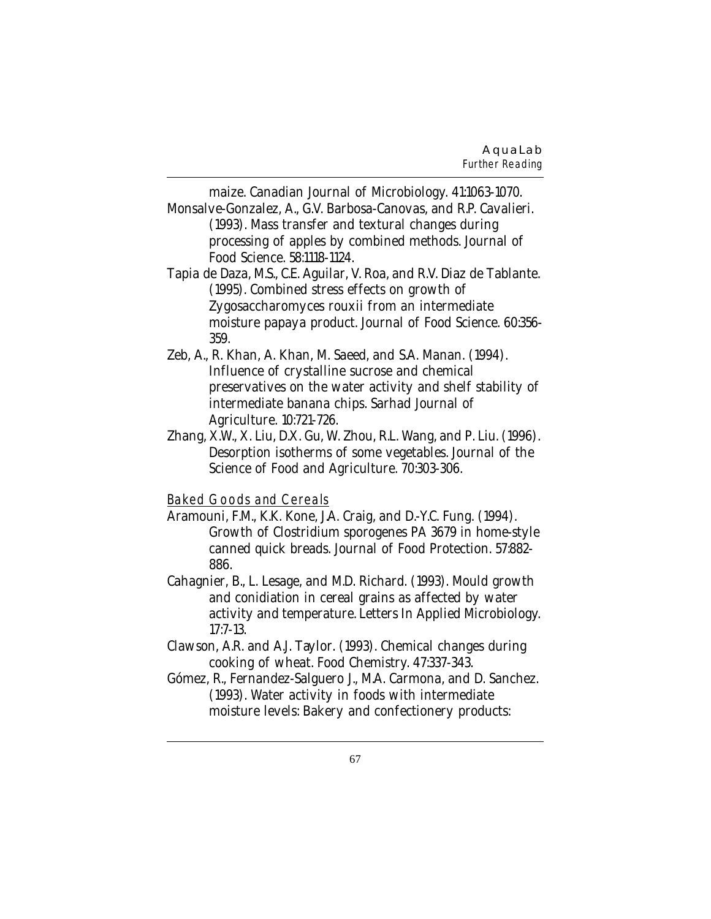maize. Canadian Journal of Microbiology. 41:1063-1070.

Monsalve-Gonzalez, A., G.V. Barbosa-Canovas, and R.P. Cavalieri. (1993). Mass transfer and textural changes during processing of apples by combined methods. Journal of Food Science. 58:1118-1124.

Tapia de Daza, M.S., C.E. Aguilar, V. Roa, and R.V. Diaz de Tablante. (1995). Combined stress effects on growth of Zygosaccharomyces rouxii from an intermediate moisture papaya product. Journal of Food Science. 60:356-359.

Zeb, A., R. Khan, A. Khan, M. Saeed, and S.A. Manan. (1994). Influence of crystalline sucrose and chemical preservatives on the water activity and shelf stability of intermediate banana chips. Sarhad Journal of Agriculture. 10:721-726.

Zhang, X.W., X. Liu, D.X. Gu, W. Zhou, R.L. Wang, and P. Liu. (1996). Desorption isotherms of some vegetables. Journal of the Science of Food and Agriculture. 70:303-306.

### Baked Goods and Cereals

Aramouni, F.M., K.K. Kone, J.A. Craig, and D.-Y.C. Fung. (1994). Growth of Clostridium sporogenes PA 3679 in home-style canned quick breads. Journal of Food Protection. 57:882-886.

Cahagnier, B., L. Lesage, and M.D. Richard. (1993). Mould growth and conidiation in cereal grains as affected by water activity and temperature. Letters In Applied Microbiology. 17:7-13.

Clawson, A.R. and A.J. Taylor. (1993). Chemical changes during cooking of wheat. Food Chemistry. 47:337-343.

Gómez, R., Fernandez-Salguero J., M.A. Carmona, and D. Sanchez. (1993). Water activity in foods with intermediate moisture levels: Bakery and confectionery products: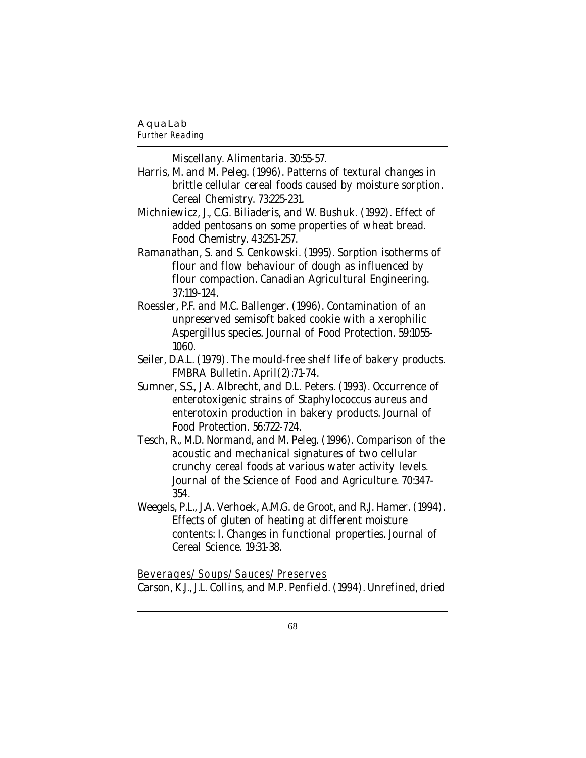Miscellany. Alimentaria. 30:55-57.

Harris, M. and M. Peleg. (1996). Patterns of textural changes in brittle cellular cereal foods caused by moisture sorption. Cereal Chemistry. 73:225-231.

Michniewicz, J., C.G. Biliaderis, and W. Bushuk. (1992). Effect of added pentosans on some properties of wheat bread. Food Chemistry. 43:251-257.

Ramanathan, S. and S. Cenkowski. (1995). Sorption isotherms of flour and flow behaviour of dough as influenced by flour compaction. Canadian Agricultural Engineering. 37:119-124.

Roessler, P.F. and M.C. Ballenger. (1996). Contamination of an unpreserved semisoft baked cookie with a xerophilic Aspergillus species. Journal of Food Protection. 59:1055-1060.

Seiler, D.A.L. (1979). The mould-free shelf life of bakery products. FMBRA Bulletin. April(2):71-74.

Sumner, S.S., J.A. Albrecht, and D.L. Peters. (1993). Occurrence of enterotoxigenic strains of Staphylococcus aureus and enterotoxin production in bakery products. Journal of Food Protection. 56:722-724.

Tesch, R., M.D. Normand, and M. Peleg. (1996). Comparison of the acoustic and mechanical signatures of two cellular crunchy cereal foods at various water activity levels. Journal of the Science of Food and Agriculture. 70:347-354.

Weegels, P.L., J.A. Verhoek, A.M.G. de Groot, and R.J. Hamer. (1994). Effects of gluten of heating at different moisture contents: I. Changes in functional properties. Journal of Cereal Science. 19:31-38.

<u>Beverages/Soups/Sauces/Preserves</u>

Carson, K.J., J.L. Collins, and M.P. Penfield. (1994). Unrefined, dried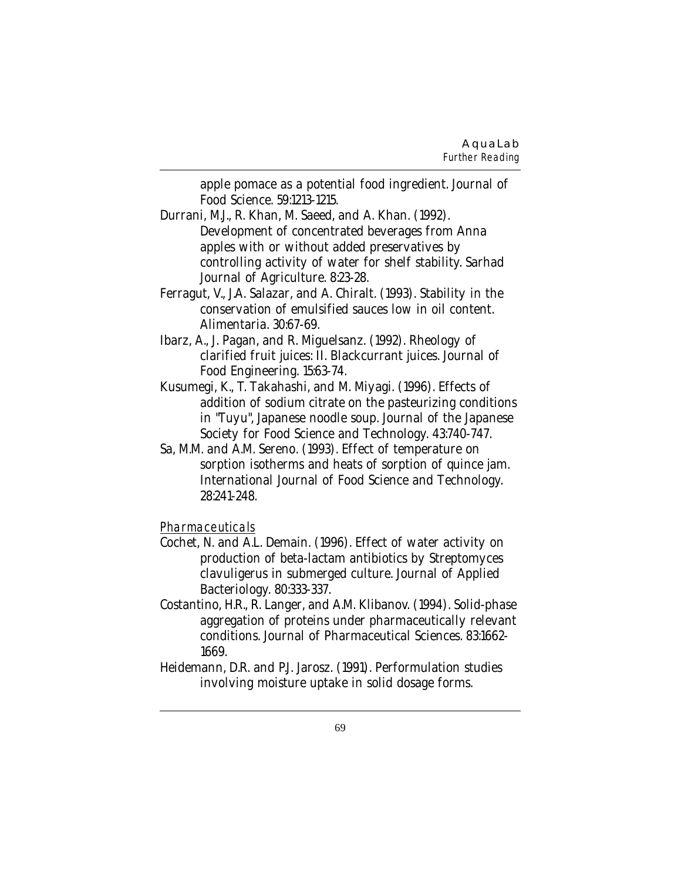apple pomace as a potential food ingredient. Journal of Food Science. 59:1213-1215.

Durrani, M.J., R. Khan, M. Saeed, and A. Khan. (1992). Development of concentrated beverages from Anna apples with or without added preservatives by controlling activity of water for shelf stability. Sarhad Journal of Agriculture. 8:23-28.

Ferragut, V., J.A. Salazar, and A. Chiralt. (1993). Stability in the conservation of emulsified sauces low in oil content. Alimentaria. 30:67-69.

Ibarz, A., J. Pagan, and R. Miguelsanz. (1992). Rheology of clarified fruit juices: II. Blackcurrant juices. Journal of Food Engineering. 15:63-74.

Kusumegi, K., T. Takahashi, and M. Miyagi. (1996). Effects of addition of sodium citrate on the pasteurizing conditions in "Tuyu", Japanese noodle soup. Journal of the Japanese Society for Food Science and Technology. 43:740-747.

Sa, M.M. and A.M. Sereno. (1993). Effect of temperature on sorption isotherms and heats of sorption of quince jam. International Journal of Food Science and Technology. 28:241-248.

*Pharmaceuticals*

Cochet, N. and A.L. Demain. (1996). Effect of water activity on production of beta-lactam antibiotics by Streptomyces clavuligerus in submerged culture. Journal of Applied Bacteriology. 80:333-337.

Costantino, H.R., R. Langer, and A.M. Klibanov. (1994). Solid-phase aggregation of proteins under pharmaceutically relevant conditions. Journal of Pharmaceutical Sciences. 83:1662-1669.

Heidemann, D.R. and P.J. Jarosz. (1991). Performulation studies involving moisture uptake in solid dosage forms.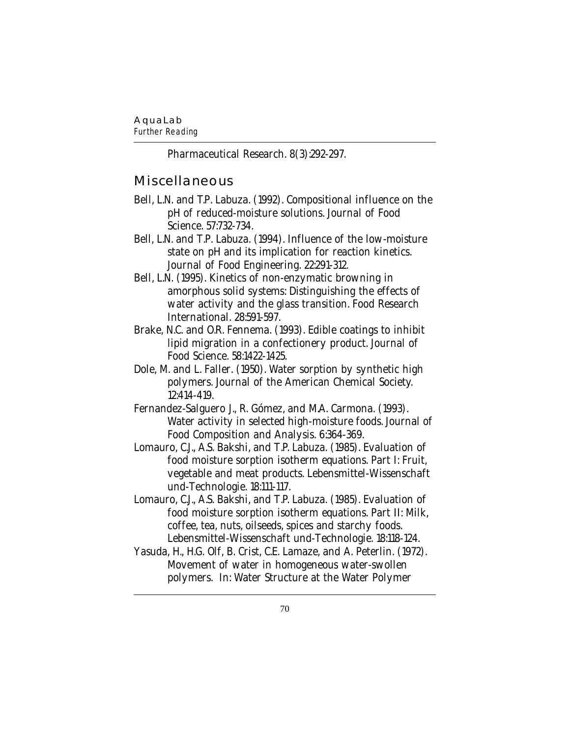Pharmaceutical Research. 8(3):292-297.

## Miscellaneous

Bell, L.N. and T.P. Labuza. (1992). Compositional influence on the pH of reduced-moisture solutions. Journal of Food Science. 57:732-734.

Bell, L.N. and T.P. Labuza. (1994). Influence of the low-moisture state on pH and its implication for reaction kinetics. Journal of Food Engineering. 22:291-312.

Bell, L.N. (1995). Kinetics of non-enzymatic browning in amorphous solid systems: Distinguishing the effects of water activity and the glass transition. Food Research International. 28:591-597.

Brake, N.C. and O.R. Fennema. (1993). Edible coatings to inhibit lipid migration in a confectionery product. Journal of Food Science. 58:1422-1425.

Dole, M. and L. Faller. (1950). Water sorption by synthetic high polymers. Journal of the American Chemical Society. 12:414-419.

Fernandez-Salguero J., R. Gómez, and M.A. Carmona. (1993). Water activity in selected high-moisture foods. Journal of Food Composition and Analysis. 6:364-369.

Lomauro, C.J., A.S. Bakshi, and T.P. Labuza. (1985). Evaluation of food moisture sorption isotherm equations. Part I: Fruit, vegetable and meat products. Lebensmittel-Wissenschaft und-Technologie. 18:111-117.

Lomauro, C.J., A.S. Bakshi, and T.P. Labuza. (1985). Evaluation of food moisture sorption isotherm equations. Part II: Milk, coffee, tea, nuts, oilseeds, spices and starchy foods. Lebensmittel-Wissenschaft und-Technologie. 18:118-124.

Yasuda, H., H.G. Olf, B. Crist, C.E. Lamaze, and A. Peterlin. (1972). Movement of water in homogeneous water-swollen polymers. In: Water Structure at the Water Polymer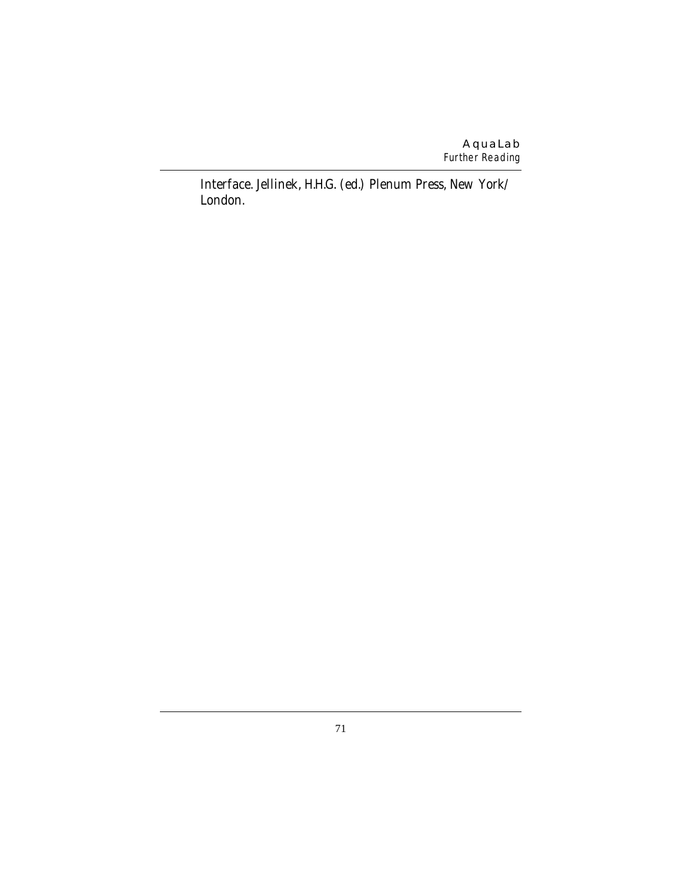Interface. Jellinek, H.H.G. (ed.) Plenum Press, New York/ London.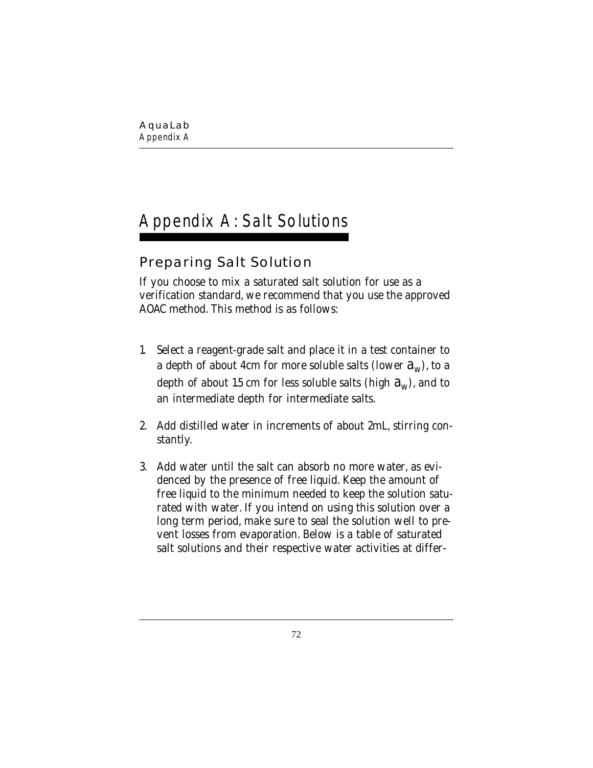# Appendix A: Salt Solutions

## Preparing Salt Solution

If you choose to mix a saturated salt solution for use as a verification standard, we recommend that you use the approved AOAC method. This method is as follows:

1. Select a reagent-grade salt and place it in a test container to a depth of about 4cm for more soluble salts (lower $a_w$), to a depth of about 1.5 cm for less soluble salts (high $a_w$), and to an intermediate depth for intermediate salts.

2. Add distilled water in increments of about 2mL, stirring constantly.

3. Add water until the salt can absorb no more water, as evidenced by the presence of free liquid. Keep the amount of free liquid to the minimum needed to keep the solution saturated with water. If you intend on using this solution over a long term period, make sure to seal the solution well to prevent losses from evaporation. Below is a table of saturated salt solutions and their respective water activities at differ-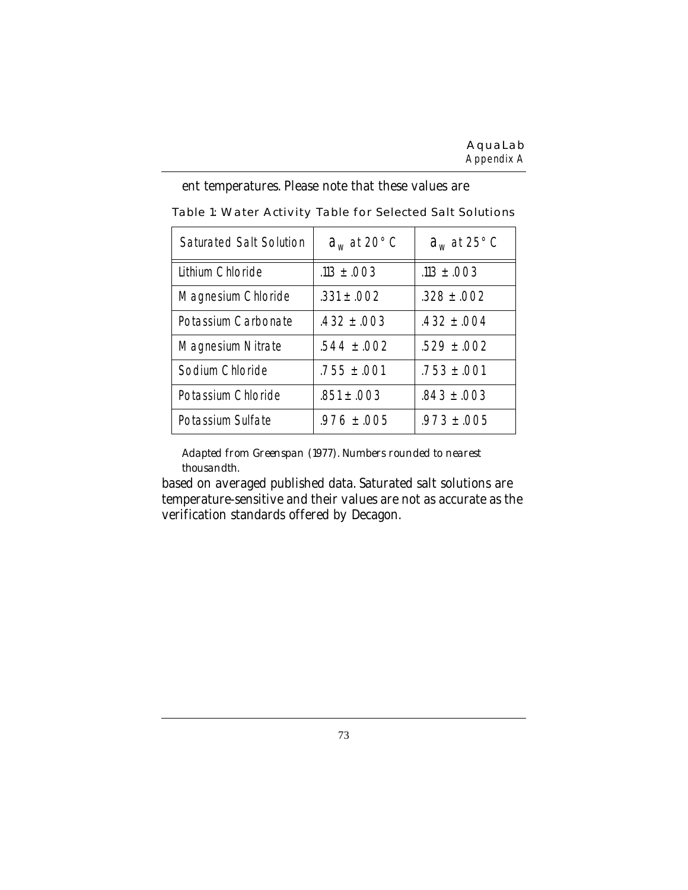ent temperatures. Please note that these values are

Table 1: Water Activity Table for Selected Salt Solutions

| Saturated Salt Solution | $a_w$ at 20° C | $a_w$ at 25° C |
|---|---|---|
| Lithium Chloride | .113 ± .003 | .113 ± .003 |
| Magnesium Chloride | .331 ± .002 | .328 ± .002 |
| Potassium Carbonate | .432 ± .003 | .432 ± .004 |
| Magnesium Nitrate | .544 ± .002 | .529 ± .002 |
| Sodium Chloride | .755 ± .001 | .753 ± .001 |
| Potassium Chloride | .851 ± .003 | .843 ± .003 |
| Potassium Sulfate | .976 ± .005 | .973 ± .005 |

*Adapted from Greenspan (1977). Numbers rounded to nearest thousandth.*

based on averaged published data. Saturated salt solutions are temperature-sensitive and their values are not as accurate as the verification standards offered by Decagon.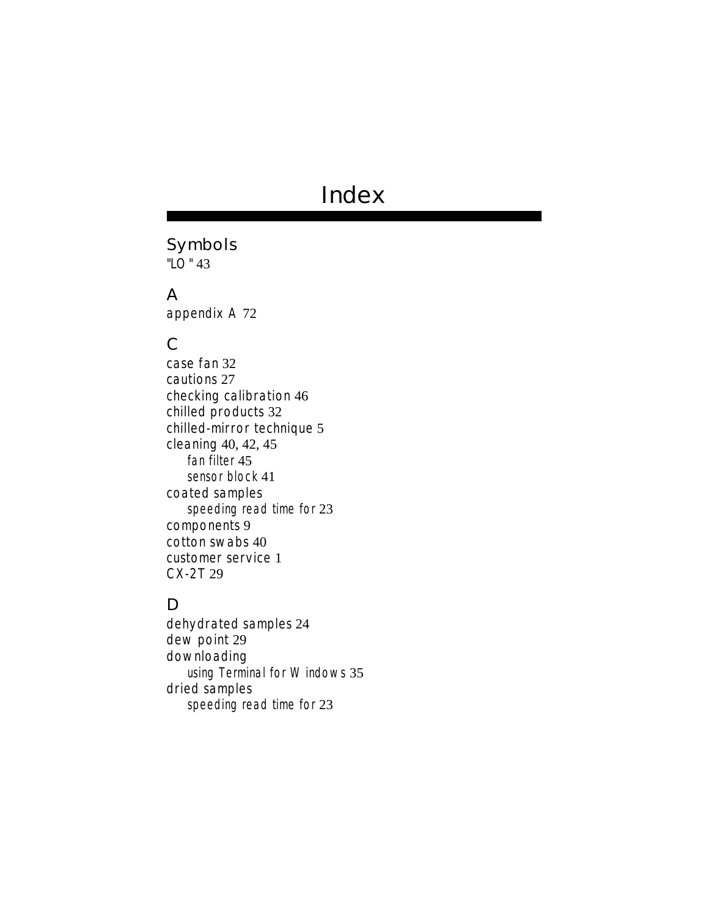# Index

## Symbols

"LO " 43

## A

appendix A 72

## C

case fan 32
cautions 27
checking calibration 46
chilled products 32
chilled-mirror technique 5
cleaning 40, 42, 45
- fan filter 45
- sensor block 41

coated samples
- speeding read time for 23

components 9
cotton swabs 40
customer service 1
CX-2T 29

## D

dehydrated samples 24
dew point 29
downloading
- using Terminal for Windows 35

dried samples
- speeding read time for 23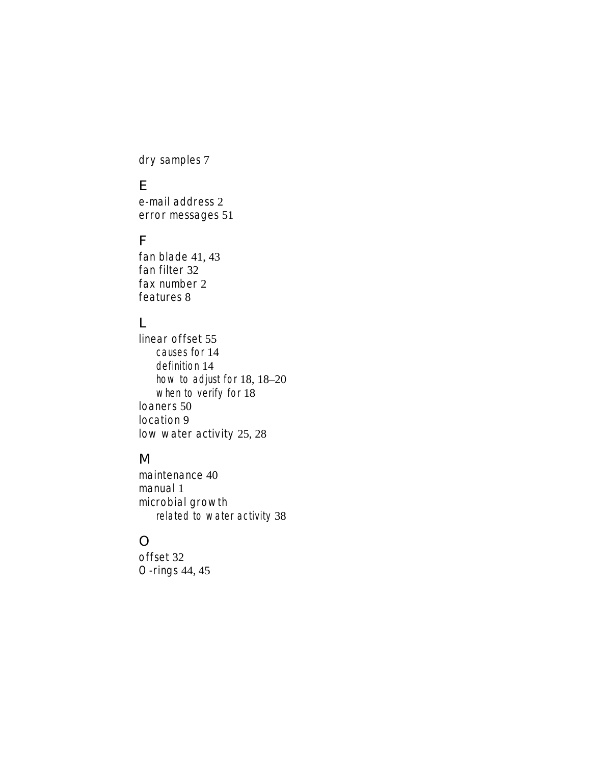dry samples 7

## E

e-mail address 2
error messages 51

## F

fan blade 41, 43
fan filter 32
fax number 2
features 8

## L

linear offset 55
- *causes for* 14
- *definition* 14
- *how to adjust for* 18, 18–20
- *when to verify for* 18

loaners 50
location 9
low water activity 25, 28

## M

maintenance 40
manual 1
microbial growth
- *related to water activity* 38

## O

offset 32
O-rings 44, 45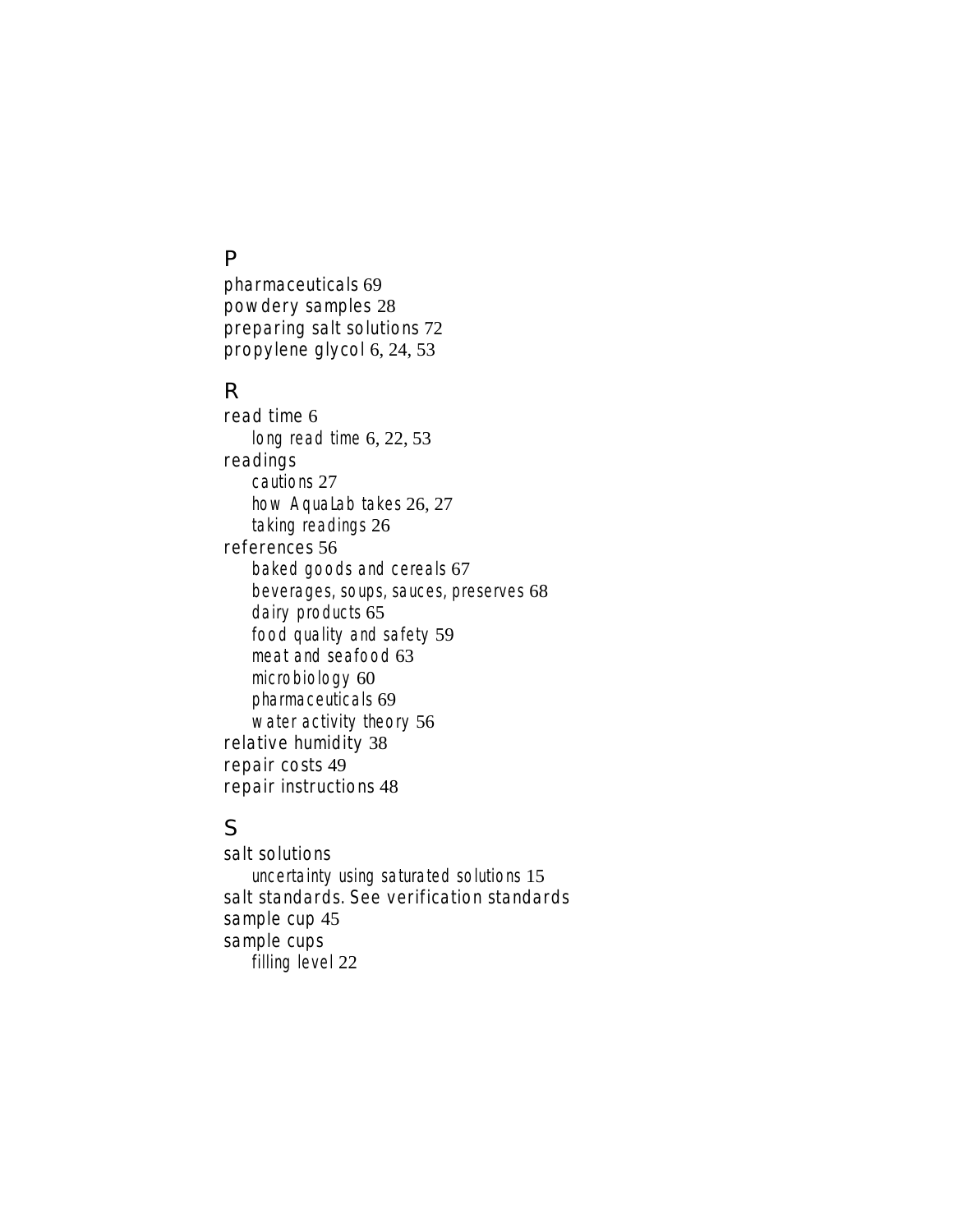## P

pharmaceuticals 69
powdery samples 28
preparing salt solutions 72
propylene glycol 6, 24, 53

## R

read time 6
- *long read time* 6, 22, 53

readings
- *cautions* 27
- *how AquaLab takes* 26, 27
- *taking readings* 26

references 56
- *baked goods and cereals* 67
- *beverages, soups, sauces, preserves* 68
- *dairy products* 65
- *food quality and safety* 59
- *meat and seafood* 63
- *microbiology* 60
- *pharmaceuticals* 69
- *water activity theory* 56

relative humidity 38
repair costs 49
repair instructions 48

## S

salt solutions
- *uncertainty using saturated solutions* 15

salt standards. See verification standards
sample cup 45
sample cups
- *filling level* 22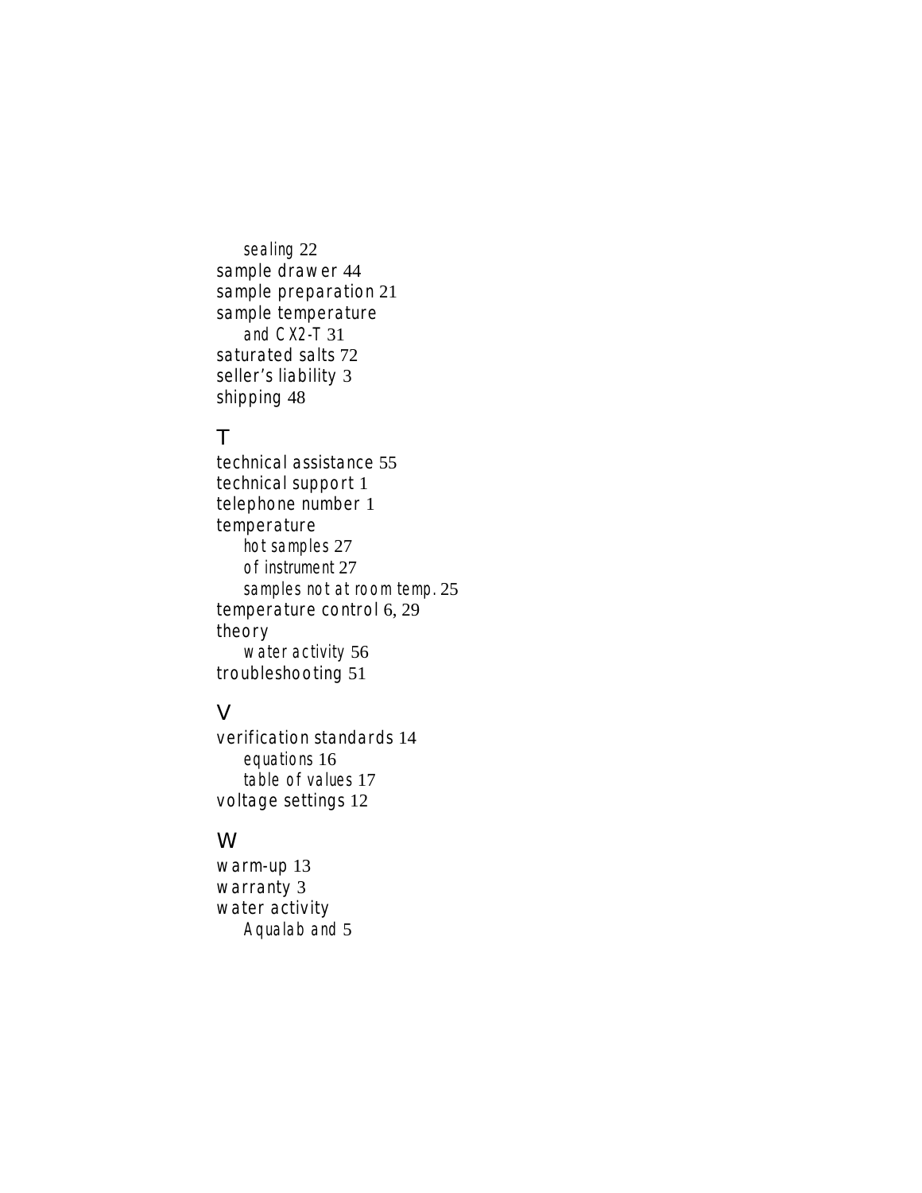*sealing* 22
sample drawer 44
sample preparation 21
sample temperature
*and CX2-T* 31
saturated salts 72
seller's liability 3
shipping 48

## T

technical assistance 55
technical support 1
telephone number 1
temperature
*hot samples* 27
*of instrument* 27
*samples not at room temp.* 25
temperature control 6, 29
theory
*water activity* 56
troubleshooting 51

## V

verification standards 14
*equations* 16
*table of values* 17
voltage settings 12

## W

warm-up 13
warranty 3
water activity
*Aqualab and* 5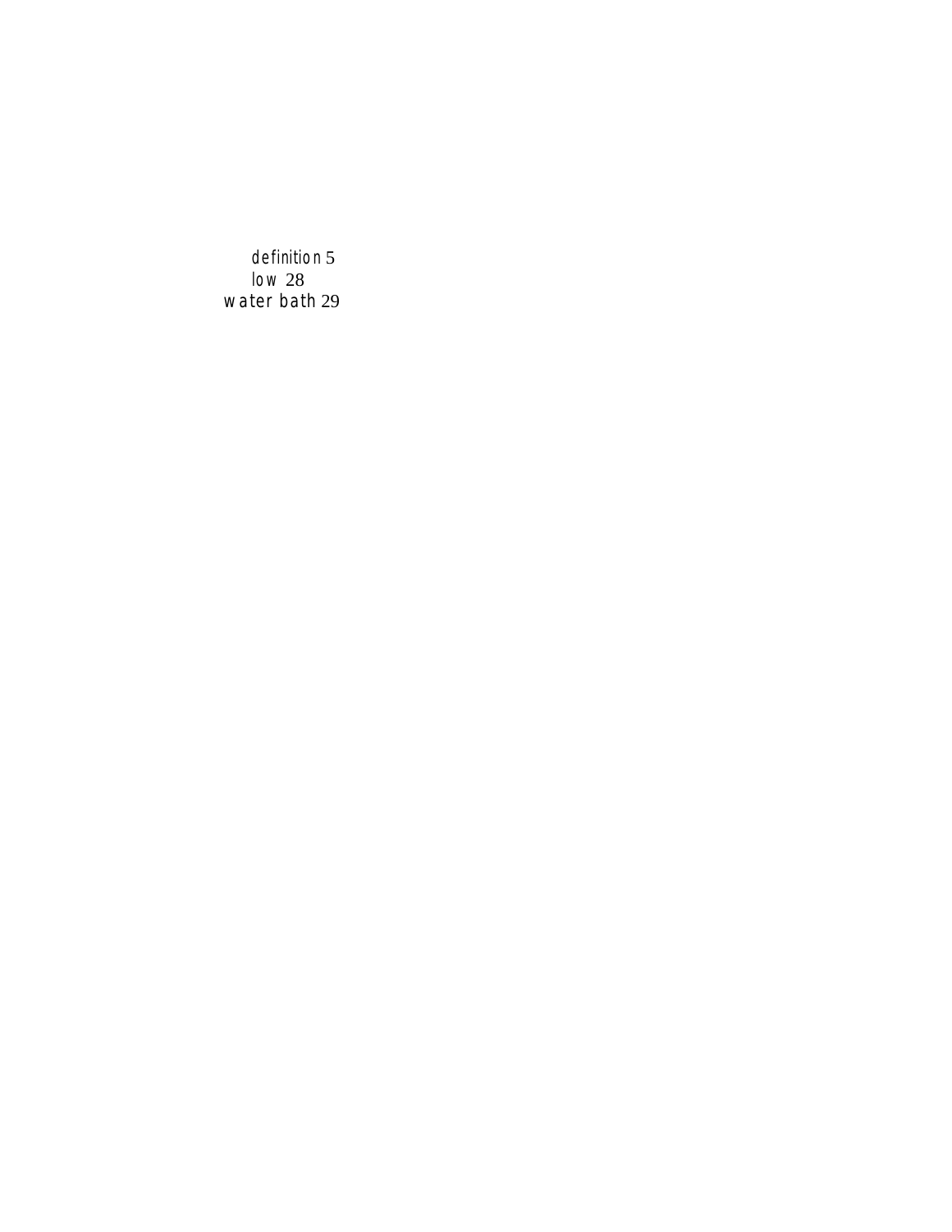definition 5
low 28
water bath 29